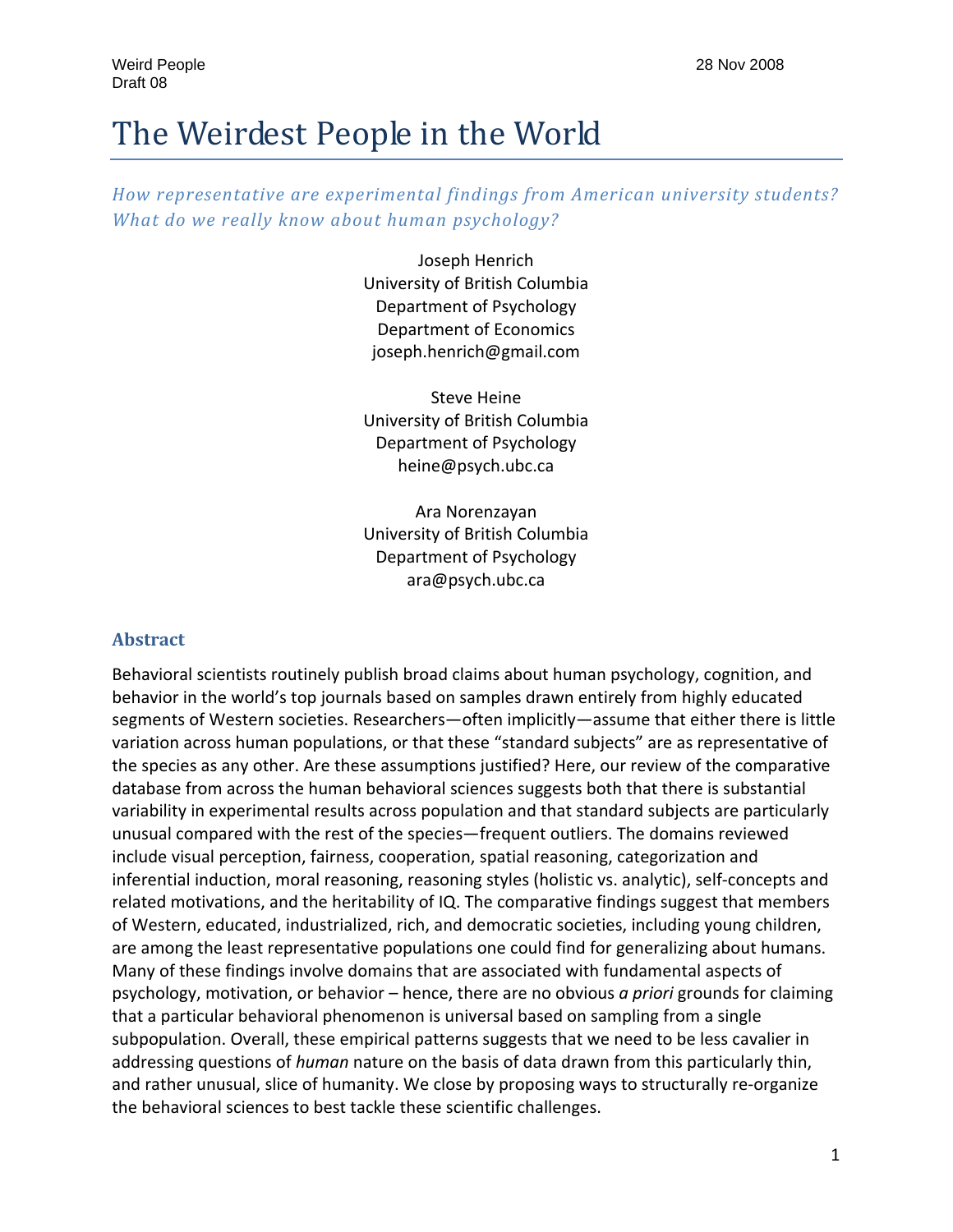# The Weirdest People in the World

*How representative are experimental findings from American university students? What do we really know about human psychology?*

Joseph Henrich
University of British Columbia
Department of Psychology
Department of Economics
joseph.henrich@gmail.com

Steve Heine
University of British Columbia
Department of Psychology
heine@psych.ubc.ca

Ara Norenzayan
University of British Columbia
Department of Psychology
ara@psych.ubc.ca

## Abstract

Behavioral scientists routinely publish broad claims about human psychology, cognition, and behavior in the world's top journals based on samples drawn entirely from highly educated segments of Western societies. Researchers—often implicitly—assume that either there is little variation across human populations, or that these "standard subjects" are as representative of the species as any other. Are these assumptions justified? Here, our review of the comparative database from across the human behavioral sciences suggests both that there is substantial variability in experimental results across population and that standard subjects are particularly unusual compared with the rest of the species—frequent outliers. The domains reviewed include visual perception, fairness, cooperation, spatial reasoning, categorization and inferential induction, moral reasoning, reasoning styles (holistic vs. analytic), self-concepts and related motivations, and the heritability of IQ. The comparative findings suggest that members of Western, educated, industrialized, rich, and democratic societies, including young children, are among the least representative populations one could find for generalizing about humans. Many of these findings involve domains that are associated with fundamental aspects of psychology, motivation, or behavior – hence, there are no obvious *a priori* grounds for claiming that a particular behavioral phenomenon is universal based on sampling from a single subpopulation. Overall, these empirical patterns suggests that we need to be less cavalier in addressing questions of *human* nature on the basis of data drawn from this particularly thin, and rather unusual, slice of humanity. We close by proposing ways to structurally re-organize the behavioral sciences to best tackle these scientific challenges.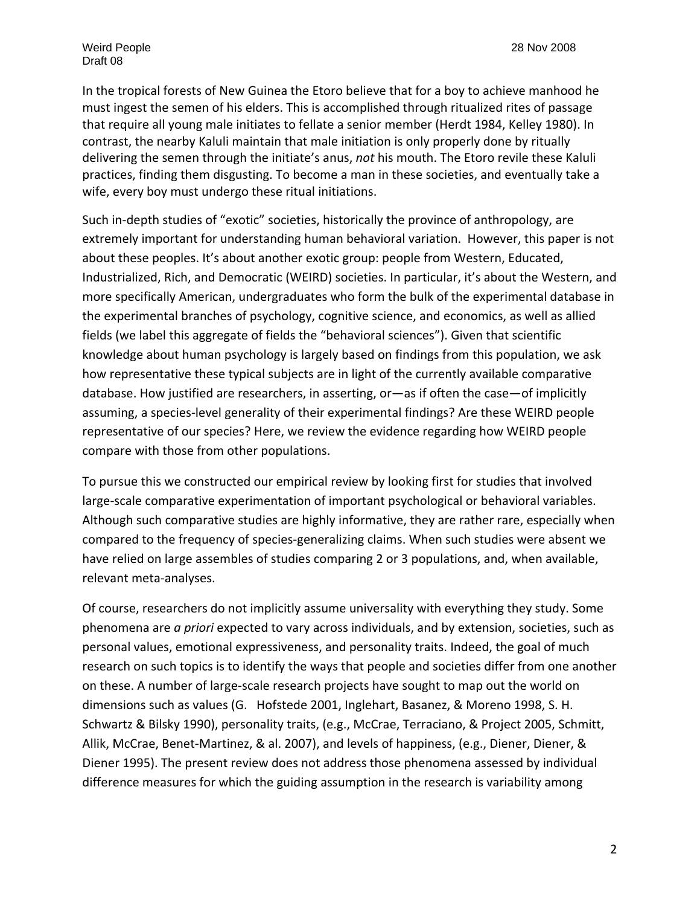In the tropical forests of New Guinea the Etoro believe that for a boy to achieve manhood he must ingest the semen of his elders. This is accomplished through ritualized rites of passage that require all young male initiates to fellate a senior member (Herdt 1984, Kelley 1980). In contrast, the nearby Kaluli maintain that male initiation is only properly done by ritually delivering the semen through the initiate's anus, *not* his mouth. The Etoro revile these Kaluli practices, finding them disgusting. To become a man in these societies, and eventually take a wife, every boy must undergo these ritual initiations.

Such in-depth studies of "exotic" societies, historically the province of anthropology, are extremely important for understanding human behavioral variation. However, this paper is not about these peoples. It's about another exotic group: people from Western, Educated, Industrialized, Rich, and Democratic (WEIRD) societies. In particular, it's about the Western, and more specifically American, undergraduates who form the bulk of the experimental database in the experimental branches of psychology, cognitive science, and economics, as well as allied fields (we label this aggregate of fields the "behavioral sciences"). Given that scientific knowledge about human psychology is largely based on findings from this population, we ask how representative these typical subjects are in light of the currently available comparative database. How justified are researchers, in asserting, or—as if often the case—of implicitly assuming, a species-level generality of their experimental findings? Are these WEIRD people representative of our species? Here, we review the evidence regarding how WEIRD people compare with those from other populations.

To pursue this we constructed our empirical review by looking first for studies that involved large-scale comparative experimentation of important psychological or behavioral variables. Although such comparative studies are highly informative, they are rather rare, especially when compared to the frequency of species-generalizing claims. When such studies were absent we have relied on large assembles of studies comparing 2 or 3 populations, and, when available, relevant meta-analyses.

Of course, researchers do not implicitly assume universality with everything they study. Some phenomena are *a priori* expected to vary across individuals, and by extension, societies, such as personal values, emotional expressiveness, and personality traits. Indeed, the goal of much research on such topics is to identify the ways that people and societies differ from one another on these. A number of large-scale research projects have sought to map out the world on dimensions such as values (G. Hofstede 2001, Inglehart, Basanez, & Moreno 1998, S. H. Schwartz & Bilsky 1990), personality traits, (e.g., McCrae, Terraciano, & Project 2005, Schmitt, Allik, McCrae, Benet-Martinez, & al. 2007), and levels of happiness, (e.g., Diener, Diener, & Diener 1995). The present review does not address those phenomena assessed by individual difference measures for which the guiding assumption in the research is variability among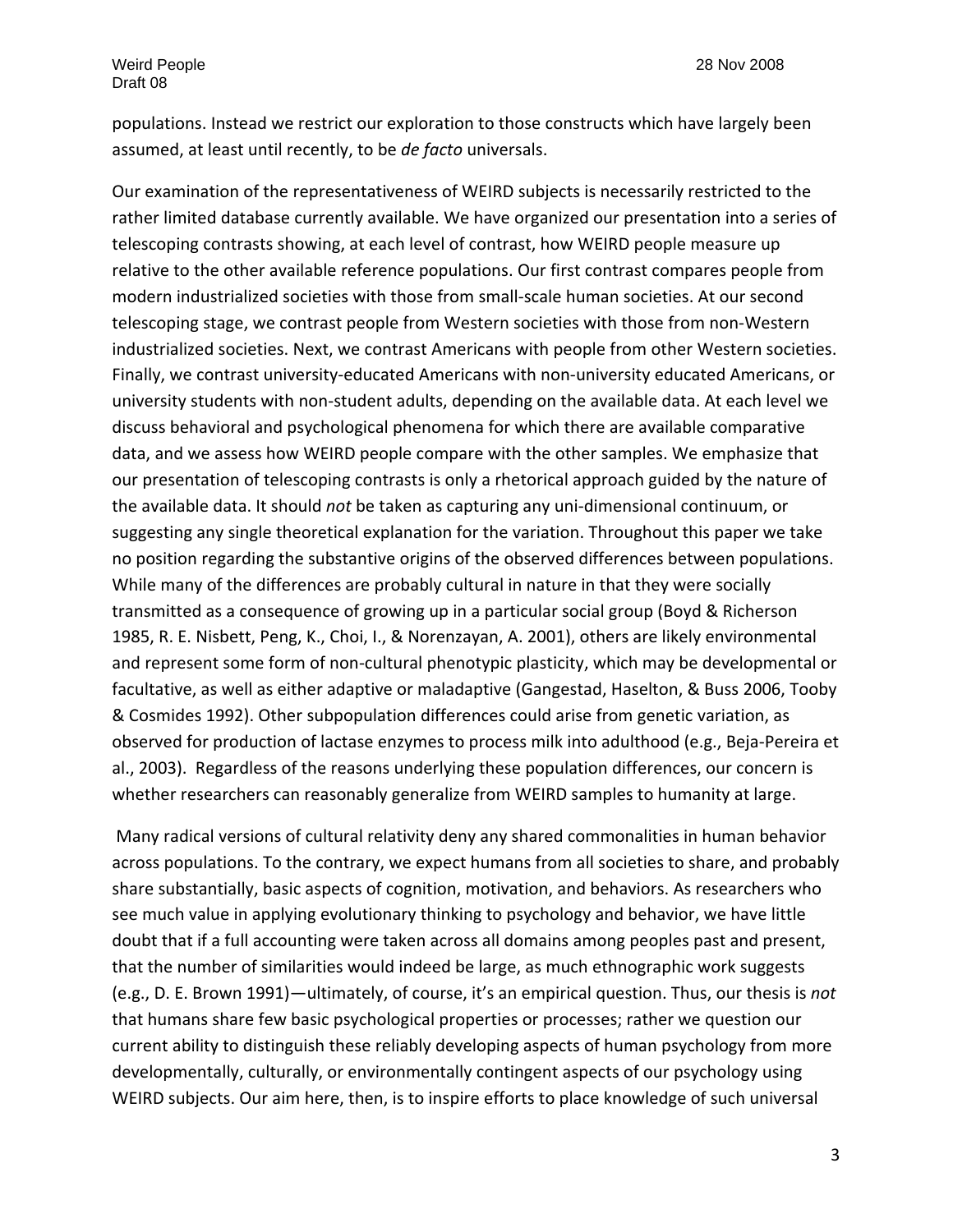populations. Instead we restrict our exploration to those constructs which have largely been assumed, at least until recently, to be *de facto* universals.

Our examination of the representativeness of WEIRD subjects is necessarily restricted to the rather limited database currently available. We have organized our presentation into a series of telescoping contrasts showing, at each level of contrast, how WEIRD people measure up relative to the other available reference populations. Our first contrast compares people from modern industrialized societies with those from small-scale human societies. At our second telescoping stage, we contrast people from Western societies with those from non-Western industrialized societies. Next, we contrast Americans with people from other Western societies. Finally, we contrast university-educated Americans with non-university educated Americans, or university students with non-student adults, depending on the available data. At each level we discuss behavioral and psychological phenomena for which there are available comparative data, and we assess how WEIRD people compare with the other samples. We emphasize that our presentation of telescoping contrasts is only a rhetorical approach guided by the nature of the available data. It should *not* be taken as capturing any uni-dimensional continuum, or suggesting any single theoretical explanation for the variation. Throughout this paper we take no position regarding the substantive origins of the observed differences between populations. While many of the differences are probably cultural in nature in that they were socially transmitted as a consequence of growing up in a particular social group (Boyd & Richerson 1985, R. E. Nisbett, Peng, K., Choi, I., & Norenzayan, A. 2001), others are likely environmental and represent some form of non-cultural phenotypic plasticity, which may be developmental or facultative, as well as either adaptive or maladaptive (Gangestad, Haselton, & Buss 2006, Tooby & Cosmides 1992). Other subpopulation differences could arise from genetic variation, as observed for production of lactase enzymes to process milk into adulthood (e.g., Beja-Pereira et al., 2003). Regardless of the reasons underlying these population differences, our concern is whether researchers can reasonably generalize from WEIRD samples to humanity at large.

Many radical versions of cultural relativity deny any shared commonalities in human behavior across populations. To the contrary, we expect humans from all societies to share, and probably share substantially, basic aspects of cognition, motivation, and behaviors. As researchers who see much value in applying evolutionary thinking to psychology and behavior, we have little doubt that if a full accounting were taken across all domains among peoples past and present, that the number of similarities would indeed be large, as much ethnographic work suggests (e.g., D. E. Brown 1991)—ultimately, of course, it's an empirical question. Thus, our thesis is *not* that humans share few basic psychological properties or processes; rather we question our current ability to distinguish these reliably developing aspects of human psychology from more developmentally, culturally, or environmentally contingent aspects of our psychology using WEIRD subjects. Our aim here, then, is to inspire efforts to place knowledge of such universal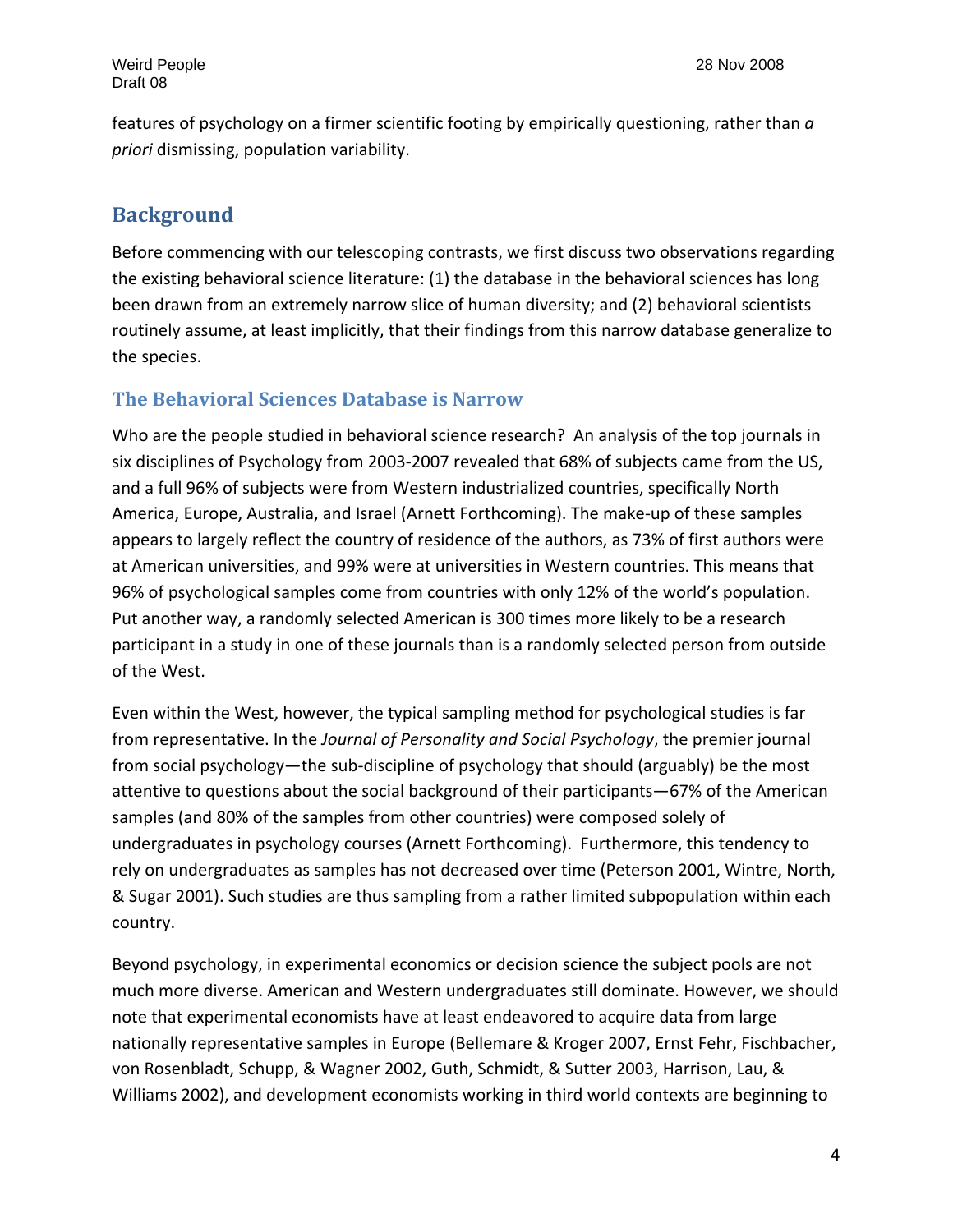features of psychology on a firmer scientific footing by empirically questioning, rather than *a priori* dismissing, population variability.

## Background

Before commencing with our telescoping contrasts, we first discuss two observations regarding the existing behavioral science literature: (1) the database in the behavioral sciences has long been drawn from an extremely narrow slice of human diversity; and (2) behavioral scientists routinely assume, at least implicitly, that their findings from this narrow database generalize to the species.

### The Behavioral Sciences Database is Narrow

Who are the people studied in behavioral science research? An analysis of the top journals in six disciplines of Psychology from 2003-2007 revealed that 68% of subjects came from the US, and a full 96% of subjects were from Western industrialized countries, specifically North America, Europe, Australia, and Israel (Arnett Forthcoming). The make-up of these samples appears to largely reflect the country of residence of the authors, as 73% of first authors were at American universities, and 99% were at universities in Western countries. This means that 96% of psychological samples come from countries with only 12% of the world's population. Put another way, a randomly selected American is 300 times more likely to be a research participant in a study in one of these journals than is a randomly selected person from outside of the West.

Even within the West, however, the typical sampling method for psychological studies is far from representative. In the *Journal of Personality and Social Psychology*, the premier journal from social psychology—the sub-discipline of psychology that should (arguably) be the most attentive to questions about the social background of their participants—67% of the American samples (and 80% of the samples from other countries) were composed solely of undergraduates in psychology courses (Arnett Forthcoming). Furthermore, this tendency to rely on undergraduates as samples has not decreased over time (Peterson 2001, Wintre, North, & Sugar 2001). Such studies are thus sampling from a rather limited subpopulation within each country.

Beyond psychology, in experimental economics or decision science the subject pools are not much more diverse. American and Western undergraduates still dominate. However, we should note that experimental economists have at least endeavored to acquire data from large nationally representative samples in Europe (Bellemare & Kroger 2007, Ernst Fehr, Fischbacher, von Rosenbladt, Schupp, & Wagner 2002, Guth, Schmidt, & Sutter 2003, Harrison, Lau, & Williams 2002), and development economists working in third world contexts are beginning to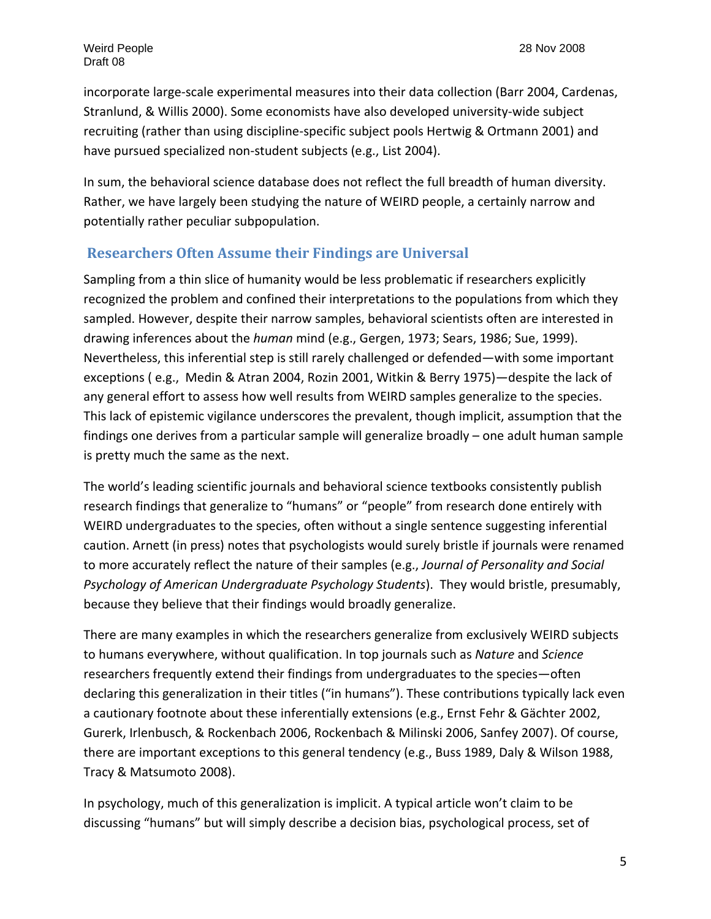incorporate large-scale experimental measures into their data collection (Barr 2004, Cardenas, Stranlund, & Willis 2000). Some economists have also developed university-wide subject recruiting (rather than using discipline-specific subject pools Hertwig & Ortmann 2001) and have pursued specialized non-student subjects (e.g., List 2004).

In sum, the behavioral science database does not reflect the full breadth of human diversity. Rather, we have largely been studying the nature of WEIRD people, a certainly narrow and potentially rather peculiar subpopulation.

## Researchers Often Assume their Findings are Universal

Sampling from a thin slice of humanity would be less problematic if researchers explicitly recognized the problem and confined their interpretations to the populations from which they sampled. However, despite their narrow samples, behavioral scientists often are interested in drawing inferences about the *human* mind (e.g., Gergen, 1973; Sears, 1986; Sue, 1999). Nevertheless, this inferential step is still rarely challenged or defended—with some important exceptions ( e.g., Medin & Atran 2004, Rozin 2001, Witkin & Berry 1975)—despite the lack of any general effort to assess how well results from WEIRD samples generalize to the species. This lack of epistemic vigilance underscores the prevalent, though implicit, assumption that the findings one derives from a particular sample will generalize broadly – one adult human sample is pretty much the same as the next.

The world's leading scientific journals and behavioral science textbooks consistently publish research findings that generalize to "humans" or "people" from research done entirely with WEIRD undergraduates to the species, often without a single sentence suggesting inferential caution. Arnett (in press) notes that psychologists would surely bristle if journals were renamed to more accurately reflect the nature of their samples (e.g., *Journal of Personality and Social Psychology of American Undergraduate Psychology Students*). They would bristle, presumably, because they believe that their findings would broadly generalize.

There are many examples in which the researchers generalize from exclusively WEIRD subjects to humans everywhere, without qualification. In top journals such as *Nature* and *Science* researchers frequently extend their findings from undergraduates to the species—often declaring this generalization in their titles ("in humans"). These contributions typically lack even a cautionary footnote about these inferentially extensions (e.g., Ernst Fehr & Gächter 2002, Gurerk, Irlenbusch, & Rockenbach 2006, Rockenbach & Milinski 2006, Sanfey 2007). Of course, there are important exceptions to this general tendency (e.g., Buss 1989, Daly & Wilson 1988, Tracy & Matsumoto 2008).

In psychology, much of this generalization is implicit. A typical article won't claim to be discussing "humans" but will simply describe a decision bias, psychological process, set of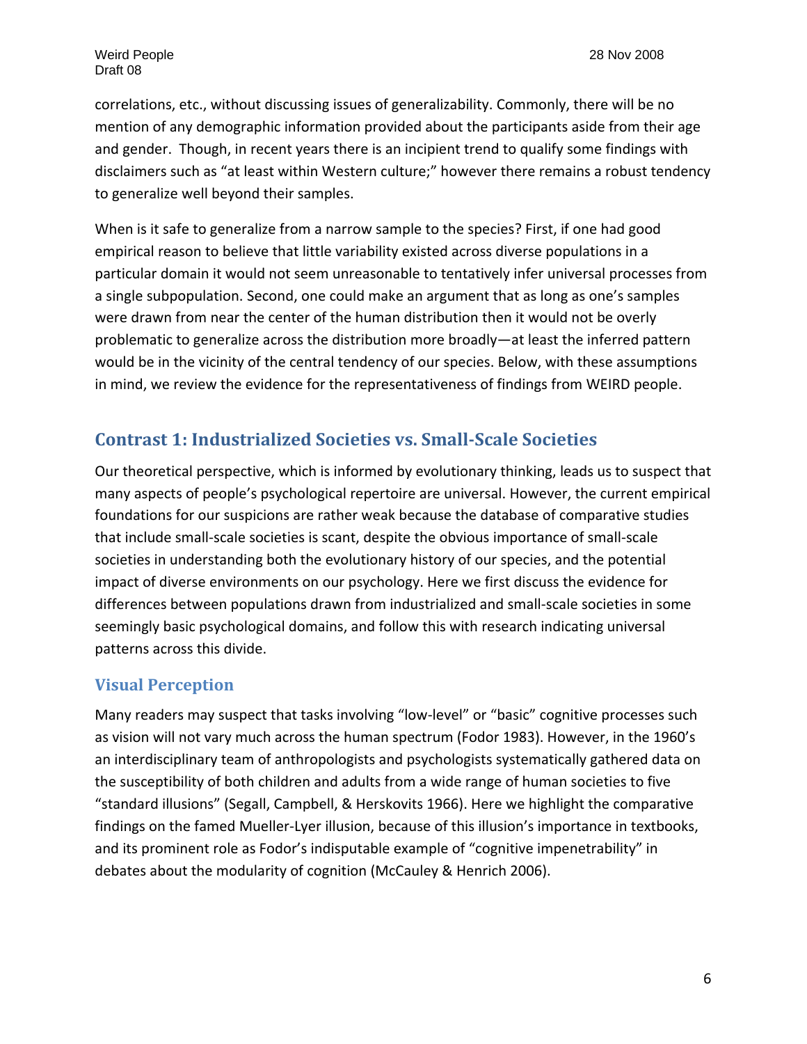correlations, etc., without discussing issues of generalizability. Commonly, there will be no mention of any demographic information provided about the participants aside from their age and gender. Though, in recent years there is an incipient trend to qualify some findings with disclaimers such as "at least within Western culture;" however there remains a robust tendency to generalize well beyond their samples.

When is it safe to generalize from a narrow sample to the species? First, if one had good empirical reason to believe that little variability existed across diverse populations in a particular domain it would not seem unreasonable to tentatively infer universal processes from a single subpopulation. Second, one could make an argument that as long as one's samples were drawn from near the center of the human distribution then it would not be overly problematic to generalize across the distribution more broadly—at least the inferred pattern would be in the vicinity of the central tendency of our species. Below, with these assumptions in mind, we review the evidence for the representativeness of findings from WEIRD people.

## Contrast 1: Industrialized Societies vs. Small-Scale Societies

Our theoretical perspective, which is informed by evolutionary thinking, leads us to suspect that many aspects of people's psychological repertoire are universal. However, the current empirical foundations for our suspicions are rather weak because the database of comparative studies that include small-scale societies is scant, despite the obvious importance of small-scale societies in understanding both the evolutionary history of our species, and the potential impact of diverse environments on our psychology. Here we first discuss the evidence for differences between populations drawn from industrialized and small-scale societies in some seemingly basic psychological domains, and follow this with research indicating universal patterns across this divide.

### Visual Perception

Many readers may suspect that tasks involving "low-level" or "basic" cognitive processes such as vision will not vary much across the human spectrum (Fodor 1983). However, in the 1960's an interdisciplinary team of anthropologists and psychologists systematically gathered data on the susceptibility of both children and adults from a wide range of human societies to five "standard illusions" (Segall, Campbell, & Herskovits 1966). Here we highlight the comparative findings on the famed Mueller-Lyer illusion, because of this illusion's importance in textbooks, and its prominent role as Fodor's indisputable example of "cognitive impenetrability" in debates about the modularity of cognition (McCauley & Henrich 2006).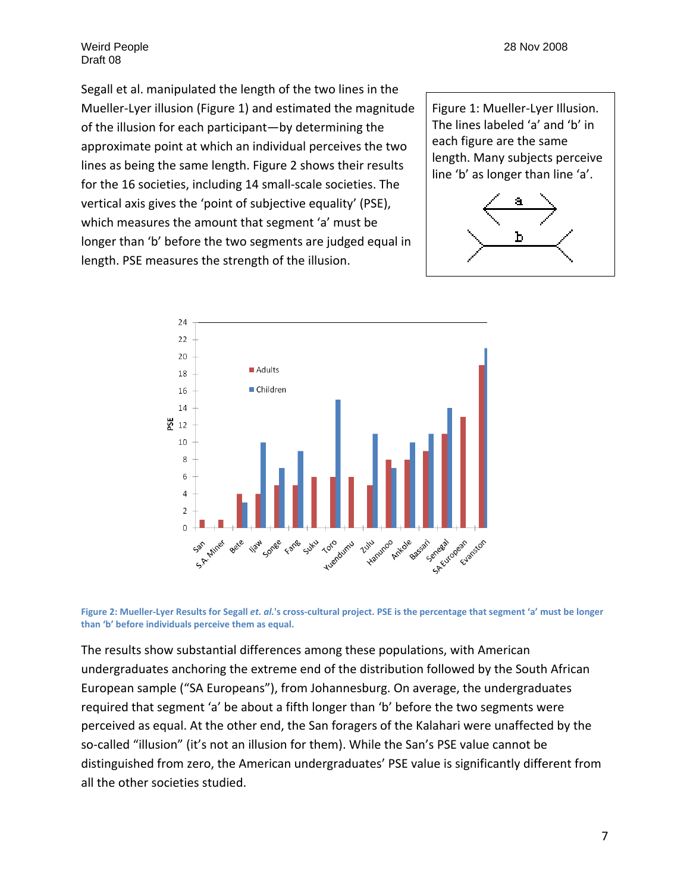Segall et al. manipulated the length of the two lines in the Mueller-Lyer illusion (Figure 1) and estimated the magnitude of the illusion for each participant—by determining the approximate point at which an individual perceives the two lines as being the same length. Figure 2 shows their results for the 16 societies, including 14 small-scale societies. The vertical axis gives the 'point of subjective equality' (PSE), which measures the amount that segment 'a' must be longer than 'b' before the two segments are judged equal in length. PSE measures the strength of the illusion.

Figure 1: Mueller-Lyer Illusion. The lines labeled 'a' and 'b' in each figure are the same length. Many subjects perceive line 'b' as longer than line 'a'.

**Figure 2: Mueller-Lyer Results for Segall *et. al.*'s cross-cultural project. PSE is the percentage that segment 'a' must be longer than 'b' before individuals perceive them as equal.**

The results show substantial differences among these populations, with American undergraduates anchoring the extreme end of the distribution followed by the South African European sample ("SA Europeans"), from Johannesburg. On average, the undergraduates required that segment 'a' be about a fifth longer than 'b' before the two segments were perceived as equal. At the other end, the San foragers of the Kalahari were unaffected by the so-called "illusion" (it's not an illusion for them). While the San's PSE value cannot be distinguished from zero, the American undergraduates' PSE value is significantly different from all the other societies studied.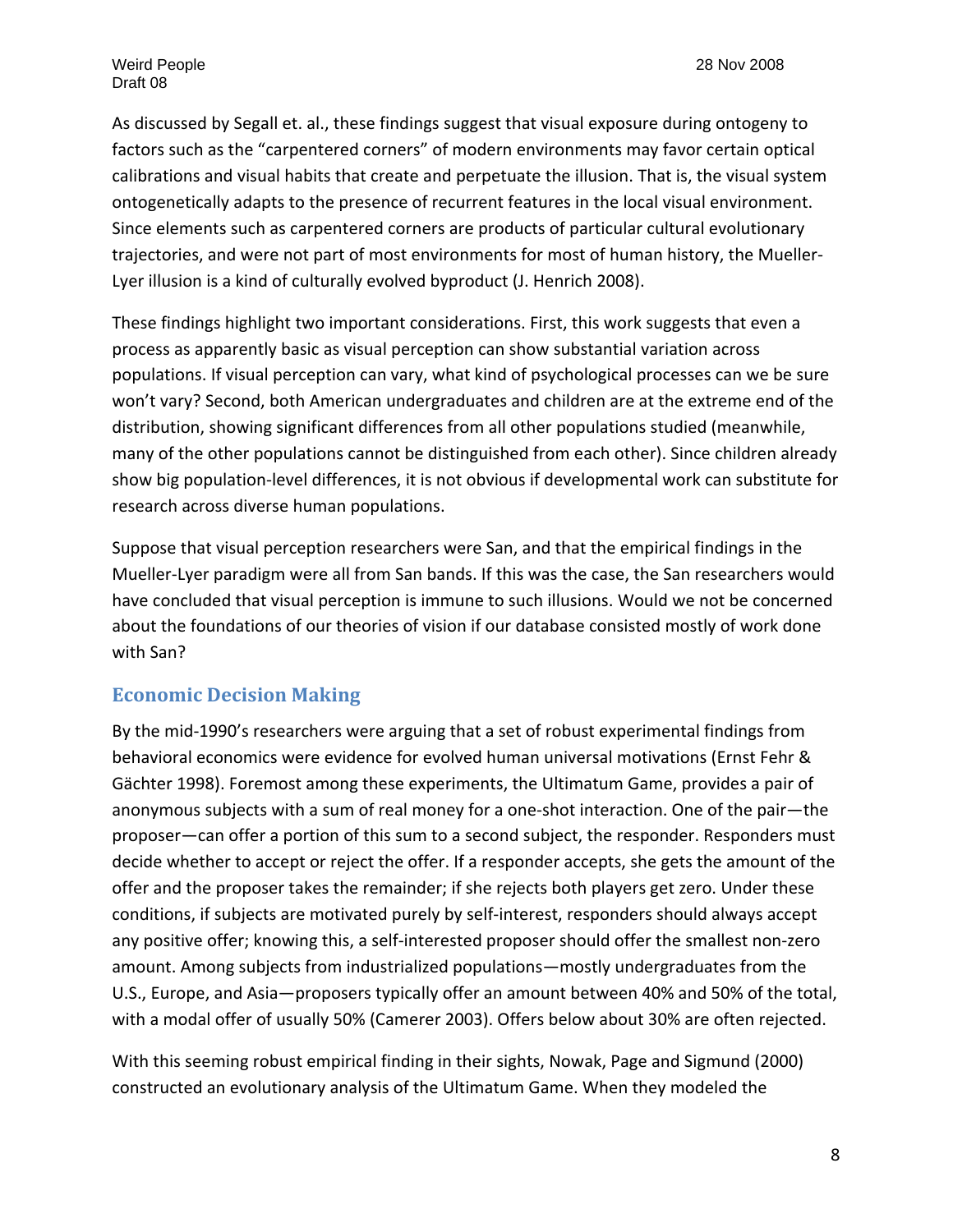As discussed by Segall et. al., these findings suggest that visual exposure during ontogeny to factors such as the "carpentered corners" of modern environments may favor certain optical calibrations and visual habits that create and perpetuate the illusion. That is, the visual system ontogenetically adapts to the presence of recurrent features in the local visual environment. Since elements such as carpentered corners are products of particular cultural evolutionary trajectories, and were not part of most environments for most of human history, the Mueller-Lyer illusion is a kind of culturally evolved byproduct (J. Henrich 2008).

These findings highlight two important considerations. First, this work suggests that even a process as apparently basic as visual perception can show substantial variation across populations. If visual perception can vary, what kind of psychological processes can we be sure won't vary? Second, both American undergraduates and children are at the extreme end of the distribution, showing significant differences from all other populations studied (meanwhile, many of the other populations cannot be distinguished from each other). Since children already show big population-level differences, it is not obvious if developmental work can substitute for research across diverse human populations.

Suppose that visual perception researchers were San, and that the empirical findings in the Mueller-Lyer paradigm were all from San bands. If this was the case, the San researchers would have concluded that visual perception is immune to such illusions. Would we not be concerned about the foundations of our theories of vision if our database consisted mostly of work done with San?

## Economic Decision Making

By the mid-1990's researchers were arguing that a set of robust experimental findings from behavioral economics were evidence for evolved human universal motivations (Ernst Fehr & Gächter 1998). Foremost among these experiments, the Ultimatum Game, provides a pair of anonymous subjects with a sum of real money for a one-shot interaction. One of the pair—the proposer—can offer a portion of this sum to a second subject, the responder. Responders must decide whether to accept or reject the offer. If a responder accepts, she gets the amount of the offer and the proposer takes the remainder; if she rejects both players get zero. Under these conditions, if subjects are motivated purely by self-interest, responders should always accept any positive offer; knowing this, a self-interested proposer should offer the smallest non-zero amount. Among subjects from industrialized populations—mostly undergraduates from the U.S., Europe, and Asia—proposers typically offer an amount between 40% and 50% of the total, with a modal offer of usually 50% (Camerer 2003). Offers below about 30% are often rejected.

With this seeming robust empirical finding in their sights, Nowak, Page and Sigmund (2000) constructed an evolutionary analysis of the Ultimatum Game. When they modeled the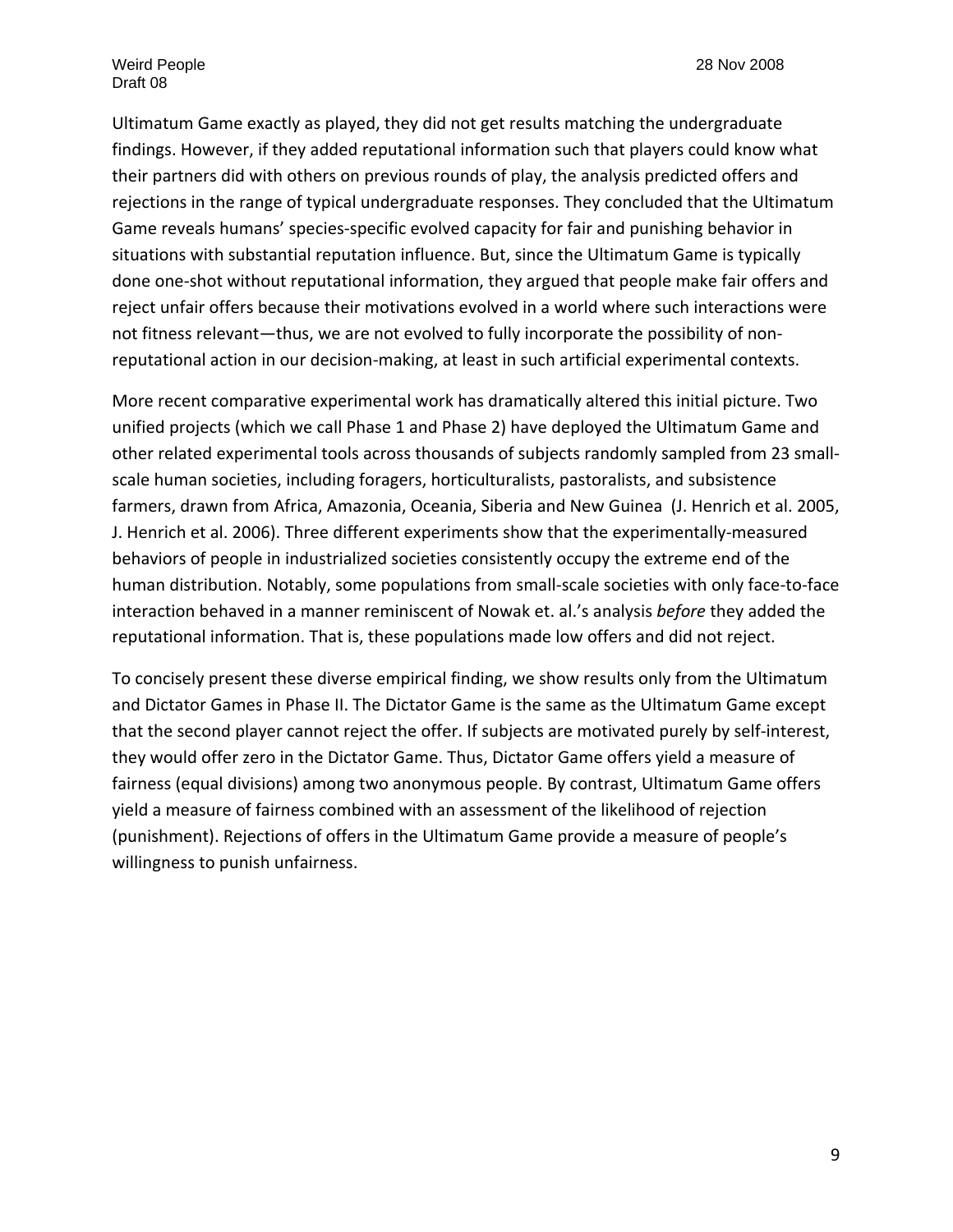Ultimatum Game exactly as played, they did not get results matching the undergraduate findings. However, if they added reputational information such that players could know what their partners did with others on previous rounds of play, the analysis predicted offers and rejections in the range of typical undergraduate responses. They concluded that the Ultimatum Game reveals humans' species-specific evolved capacity for fair and punishing behavior in situations with substantial reputation influence. But, since the Ultimatum Game is typically done one-shot without reputational information, they argued that people make fair offers and reject unfair offers because their motivations evolved in a world where such interactions were not fitness relevant—thus, we are not evolved to fully incorporate the possibility of non-reputational action in our decision-making, at least in such artificial experimental contexts.

More recent comparative experimental work has dramatically altered this initial picture. Two unified projects (which we call Phase 1 and Phase 2) have deployed the Ultimatum Game and other related experimental tools across thousands of subjects randomly sampled from 23 small-scale human societies, including foragers, horticulturalists, pastoralists, and subsistence farmers, drawn from Africa, Amazonia, Oceania, Siberia and New Guinea (J. Henrich et al. 2005, J. Henrich et al. 2006). Three different experiments show that the experimentally-measured behaviors of people in industrialized societies consistently occupy the extreme end of the human distribution. Notably, some populations from small-scale societies with only face-to-face interaction behaved in a manner reminiscent of Nowak et. al.'s analysis *before* they added the reputational information. That is, these populations made low offers and did not reject.

To concisely present these diverse empirical finding, we show results only from the Ultimatum and Dictator Games in Phase II. The Dictator Game is the same as the Ultimatum Game except that the second player cannot reject the offer. If subjects are motivated purely by self-interest, they would offer zero in the Dictator Game. Thus, Dictator Game offers yield a measure of fairness (equal divisions) among two anonymous people. By contrast, Ultimatum Game offers yield a measure of fairness combined with an assessment of the likelihood of rejection (punishment). Rejections of offers in the Ultimatum Game provide a measure of people's willingness to punish unfairness.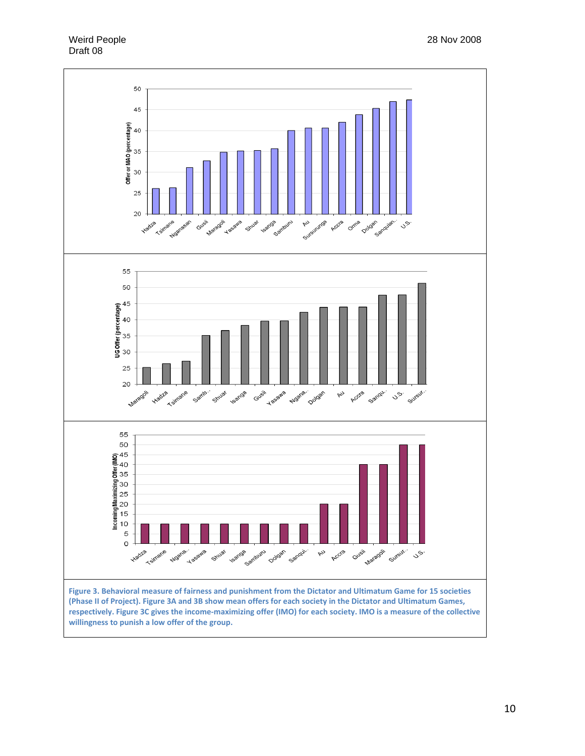Figure 3. Behavioral measure of fairness and punishment from the Dictator and Ultimatum Game for 15 societies (Phase II of Project). Figure 3A and 3B show mean offers for each society in the Dictator and Ultimatum Games, respectively. Figure 3C gives the income-maximizing offer (IMO) for each society. IMO is a measure of the collective willingness to punish a low offer of the group.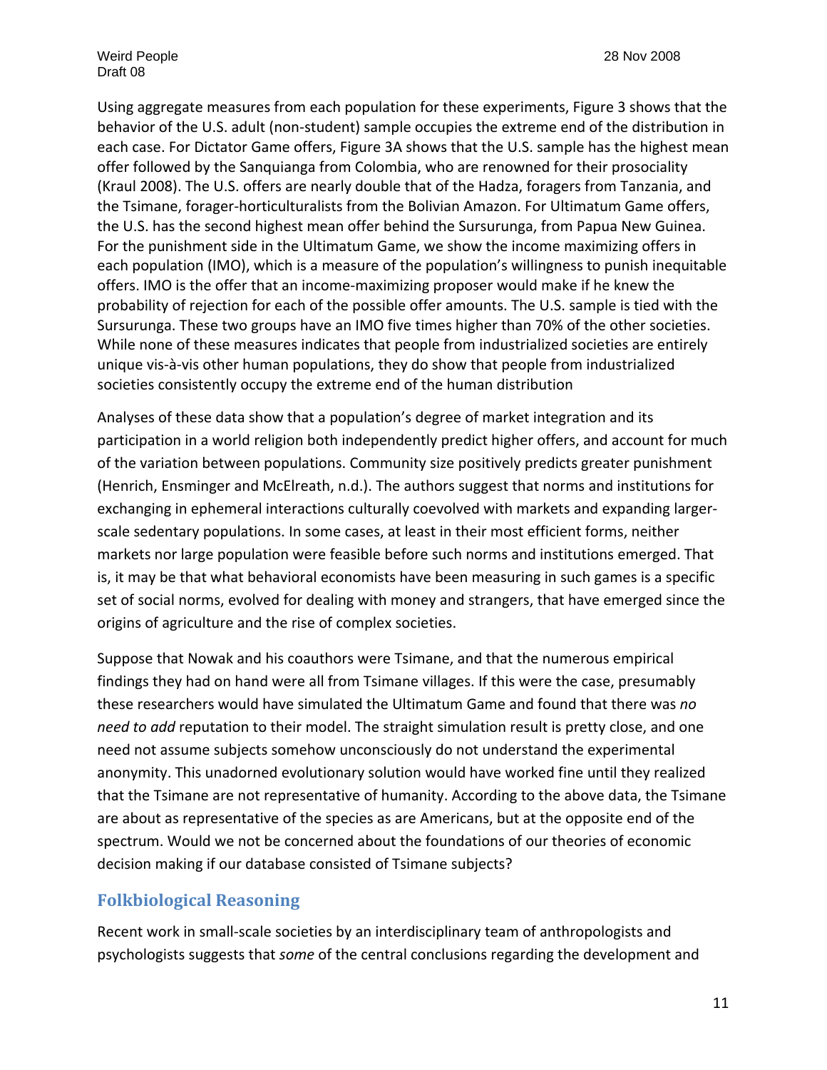Using aggregate measures from each population for these experiments, Figure 3 shows that the behavior of the U.S. adult (non-student) sample occupies the extreme end of the distribution in each case. For Dictator Game offers, Figure 3A shows that the U.S. sample has the highest mean offer followed by the Sanquianga from Colombia, who are renowned for their prosociality (Kraul 2008). The U.S. offers are nearly double that of the Hadza, foragers from Tanzania, and the Tsimane, forager-horticulturalists from the Bolivian Amazon. For Ultimatum Game offers, the U.S. has the second highest mean offer behind the Sursurunga, from Papua New Guinea. For the punishment side in the Ultimatum Game, we show the income maximizing offers in each population (IMO), which is a measure of the population's willingness to punish inequitable offers. IMO is the offer that an income-maximizing proposer would make if he knew the probability of rejection for each of the possible offer amounts. The U.S. sample is tied with the Sursurunga. These two groups have an IMO five times higher than 70% of the other societies. While none of these measures indicates that people from industrialized societies are entirely unique vis-à-vis other human populations, they do show that people from industrialized societies consistently occupy the extreme end of the human distribution

Analyses of these data show that a population's degree of market integration and its participation in a world religion both independently predict higher offers, and account for much of the variation between populations. Community size positively predicts greater punishment (Henrich, Ensminger and McElreath, n.d.). The authors suggest that norms and institutions for exchanging in ephemeral interactions culturally coevolved with markets and expanding larger-scale sedentary populations. In some cases, at least in their most efficient forms, neither markets nor large population were feasible before such norms and institutions emerged. That is, it may be that what behavioral economists have been measuring in such games is a specific set of social norms, evolved for dealing with money and strangers, that have emerged since the origins of agriculture and the rise of complex societies.

Suppose that Nowak and his coauthors were Tsimane, and that the numerous empirical findings they had on hand were all from Tsimane villages. If this were the case, presumably these researchers would have simulated the Ultimatum Game and found that there was *no need to add* reputation to their model. The straight simulation result is pretty close, and one need not assume subjects somehow unconsciously do not understand the experimental anonymity. This unadorned evolutionary solution would have worked fine until they realized that the Tsimane are not representative of humanity. According to the above data, the Tsimane are about as representative of the species as are Americans, but at the opposite end of the spectrum. Would we not be concerned about the foundations of our theories of economic decision making if our database consisted of Tsimane subjects?

## Folkbiological Reasoning

Recent work in small-scale societies by an interdisciplinary team of anthropologists and psychologists suggests that *some* of the central conclusions regarding the development and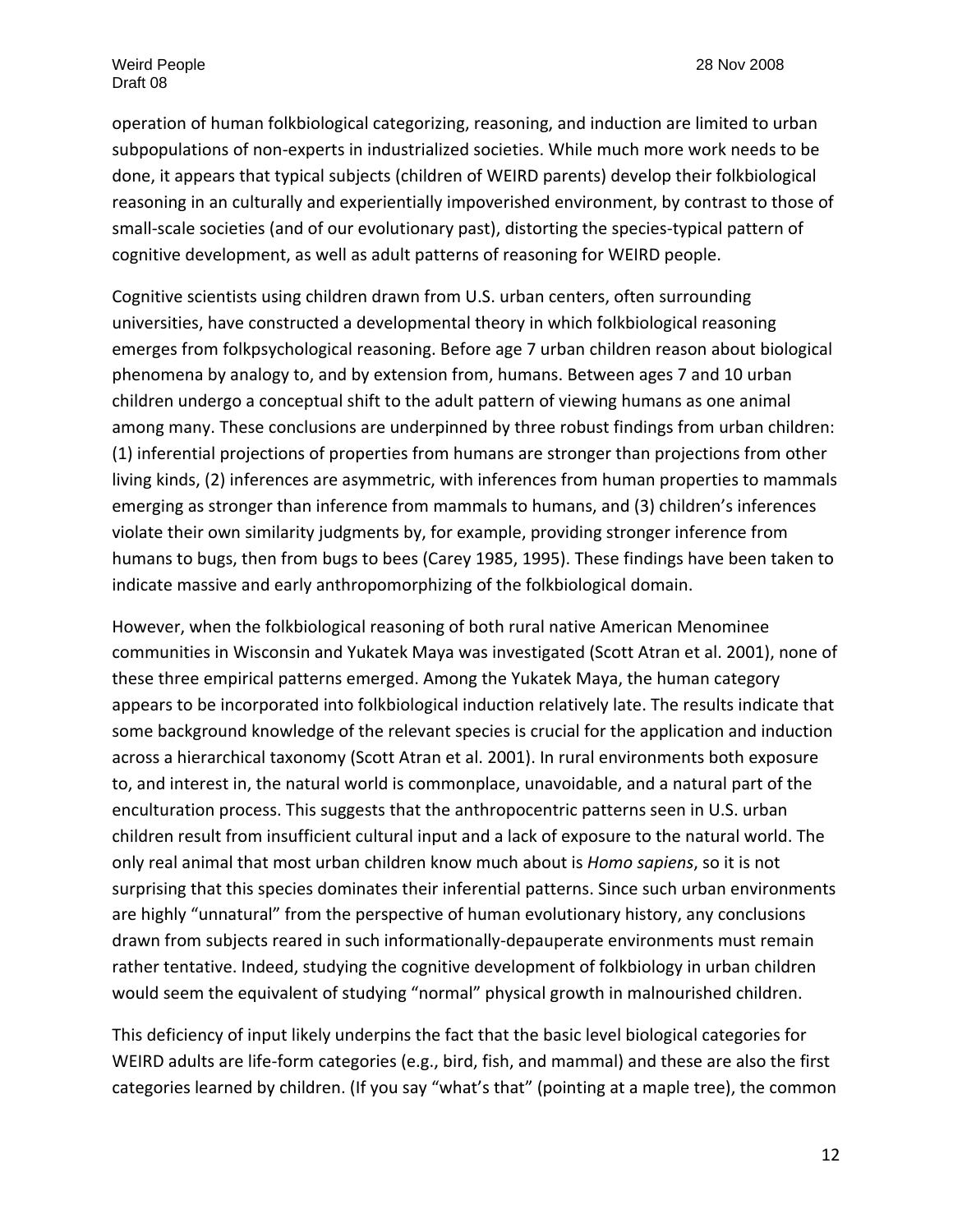operation of human folkbiological categorizing, reasoning, and induction are limited to urban subpopulations of non-experts in industrialized societies. While much more work needs to be done, it appears that typical subjects (children of WEIRD parents) develop their folkbiological reasoning in an culturally and experientially impoverished environment, by contrast to those of small-scale societies (and of our evolutionary past), distorting the species-typical pattern of cognitive development, as well as adult patterns of reasoning for WEIRD people.

Cognitive scientists using children drawn from U.S. urban centers, often surrounding universities, have constructed a developmental theory in which folkbiological reasoning emerges from folkpsychological reasoning. Before age 7 urban children reason about biological phenomena by analogy to, and by extension from, humans. Between ages 7 and 10 urban children undergo a conceptual shift to the adult pattern of viewing humans as one animal among many. These conclusions are underpinned by three robust findings from urban children: (1) inferential projections of properties from humans are stronger than projections from other living kinds, (2) inferences are asymmetric, with inferences from human properties to mammals emerging as stronger than inference from mammals to humans, and (3) children's inferences violate their own similarity judgments by, for example, providing stronger inference from humans to bugs, then from bugs to bees (Carey 1985, 1995). These findings have been taken to indicate massive and early anthropomorphizing of the folkbiological domain.

However, when the folkbiological reasoning of both rural native American Menominee communities in Wisconsin and Yukatek Maya was investigated (Scott Atran et al. 2001), none of these three empirical patterns emerged. Among the Yukatek Maya, the human category appears to be incorporated into folkbiological induction relatively late. The results indicate that some background knowledge of the relevant species is crucial for the application and induction across a hierarchical taxonomy (Scott Atran et al. 2001). In rural environments both exposure to, and interest in, the natural world is commonplace, unavoidable, and a natural part of the enculturation process. This suggests that the anthropocentric patterns seen in U.S. urban children result from insufficient cultural input and a lack of exposure to the natural world. The only real animal that most urban children know much about is *Homo sapiens*, so it is not surprising that this species dominates their inferential patterns. Since such urban environments are highly "unnatural" from the perspective of human evolutionary history, any conclusions drawn from subjects reared in such informationally-depauperate environments must remain rather tentative. Indeed, studying the cognitive development of folkbiology in urban children would seem the equivalent of studying "normal" physical growth in malnourished children.

This deficiency of input likely underpins the fact that the basic level biological categories for WEIRD adults are life-form categories (e.g., bird, fish, and mammal) and these are also the first categories learned by children. (If you say "what's that" (pointing at a maple tree), the common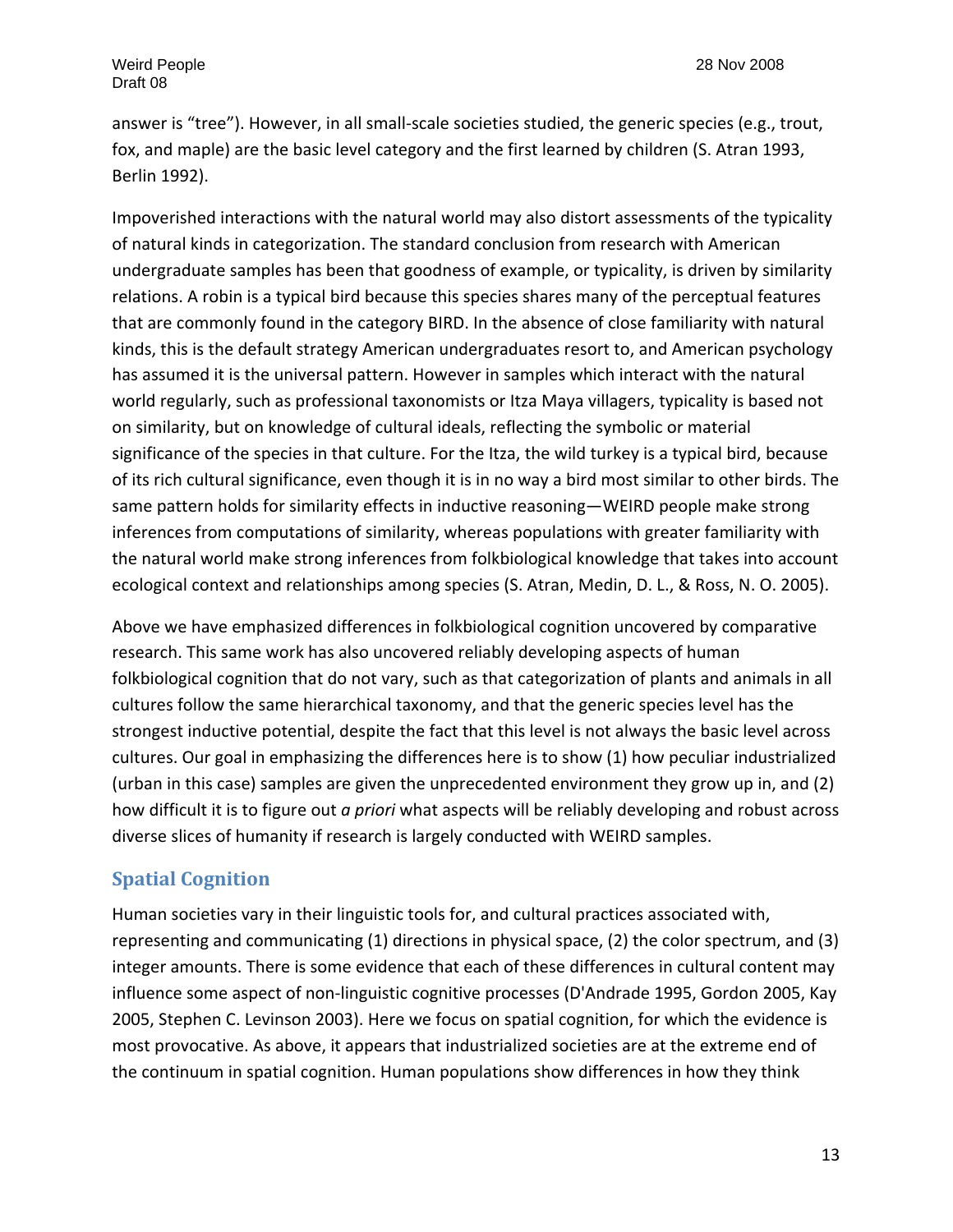answer is "tree"). However, in all small-scale societies studied, the generic species (e.g., trout, fox, and maple) are the basic level category and the first learned by children (S. Atran 1993, Berlin 1992).

Impoverished interactions with the natural world may also distort assessments of the typicality of natural kinds in categorization. The standard conclusion from research with American undergraduate samples has been that goodness of example, or typicality, is driven by similarity relations. A robin is a typical bird because this species shares many of the perceptual features that are commonly found in the category BIRD. In the absence of close familiarity with natural kinds, this is the default strategy American undergraduates resort to, and American psychology has assumed it is the universal pattern. However in samples which interact with the natural world regularly, such as professional taxonomists or Itza Maya villagers, typicality is based not on similarity, but on knowledge of cultural ideals, reflecting the symbolic or material significance of the species in that culture. For the Itza, the wild turkey is a typical bird, because of its rich cultural significance, even though it is in no way a bird most similar to other birds. The same pattern holds for similarity effects in inductive reasoning—WEIRD people make strong inferences from computations of similarity, whereas populations with greater familiarity with the natural world make strong inferences from folkbiological knowledge that takes into account ecological context and relationships among species (S. Atran, Medin, D. L., & Ross, N. O. 2005).

Above we have emphasized differences in folkbiological cognition uncovered by comparative research. This same work has also uncovered reliably developing aspects of human folkbiological cognition that do not vary, such as that categorization of plants and animals in all cultures follow the same hierarchical taxonomy, and that the generic species level has the strongest inductive potential, despite the fact that this level is not always the basic level across cultures. Our goal in emphasizing the differences here is to show (1) how peculiar industrialized (urban in this case) samples are given the unprecedented environment they grow up in, and (2) how difficult it is to figure out *a priori* what aspects will be reliably developing and robust across diverse slices of humanity if research is largely conducted with WEIRD samples.

## Spatial Cognition

Human societies vary in their linguistic tools for, and cultural practices associated with, representing and communicating (1) directions in physical space, (2) the color spectrum, and (3) integer amounts. There is some evidence that each of these differences in cultural content may influence some aspect of non-linguistic cognitive processes (D'Andrade 1995, Gordon 2005, Kay 2005, Stephen C. Levinson 2003). Here we focus on spatial cognition, for which the evidence is most provocative. As above, it appears that industrialized societies are at the extreme end of the continuum in spatial cognition. Human populations show differences in how they think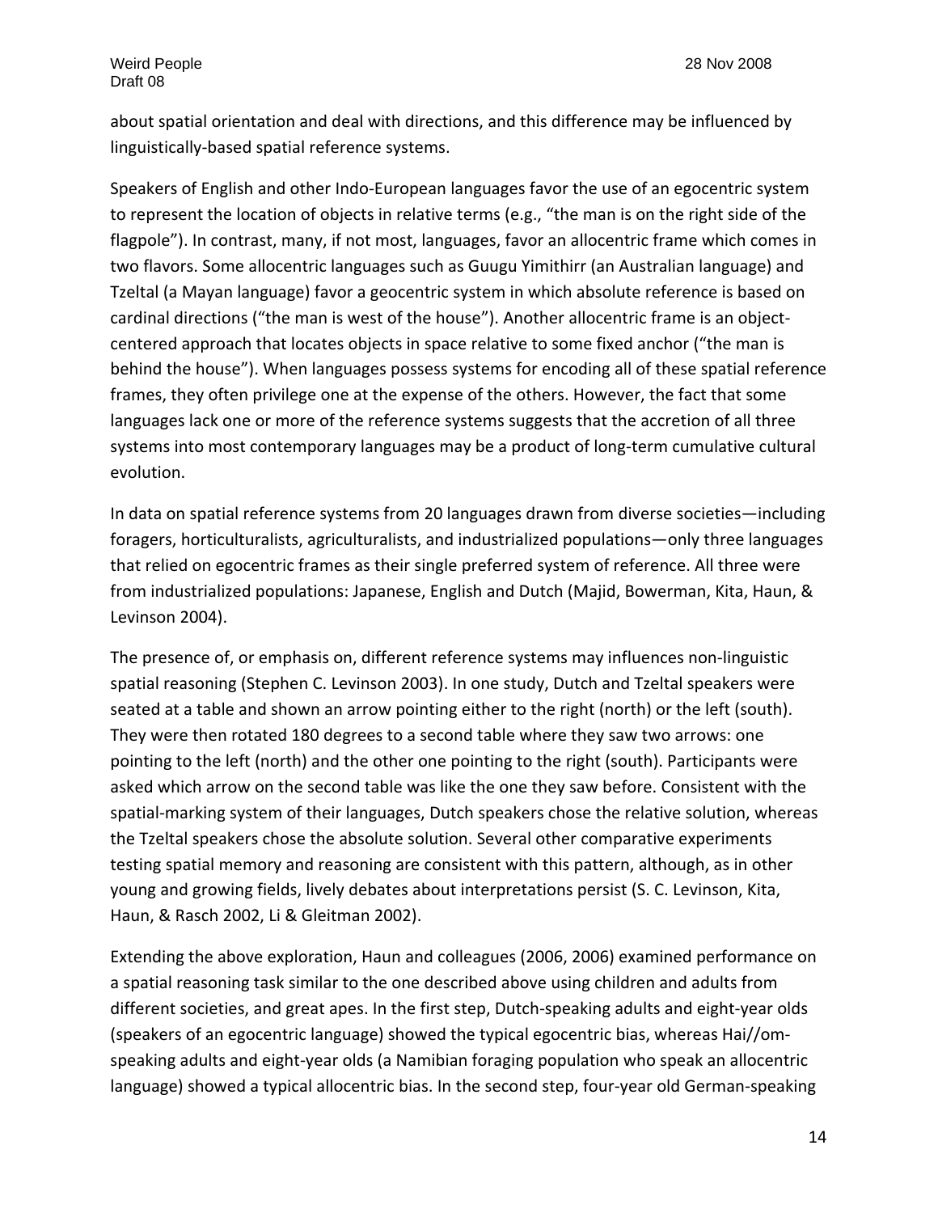about spatial orientation and deal with directions, and this difference may be influenced by linguistically-based spatial reference systems.

Speakers of English and other Indo-European languages favor the use of an egocentric system to represent the location of objects in relative terms (e.g., "the man is on the right side of the flagpole"). In contrast, many, if not most, languages, favor an allocentric frame which comes in two flavors. Some allocentric languages such as Guugu Yimithirr (an Australian language) and Tzeltal (a Mayan language) favor a geocentric system in which absolute reference is based on cardinal directions ("the man is west of the house"). Another allocentric frame is an object-centered approach that locates objects in space relative to some fixed anchor ("the man is behind the house"). When languages possess systems for encoding all of these spatial reference frames, they often privilege one at the expense of the others. However, the fact that some languages lack one or more of the reference systems suggests that the accretion of all three systems into most contemporary languages may be a product of long-term cumulative cultural evolution.

In data on spatial reference systems from 20 languages drawn from diverse societies—including foragers, horticulturalists, agriculturalists, and industrialized populations—only three languages that relied on egocentric frames as their single preferred system of reference. All three were from industrialized populations: Japanese, English and Dutch (Majid, Bowerman, Kita, Haun, & Levinson 2004).

The presence of, or emphasis on, different reference systems may influences non-linguistic spatial reasoning (Stephen C. Levinson 2003). In one study, Dutch and Tzeltal speakers were seated at a table and shown an arrow pointing either to the right (north) or the left (south). They were then rotated 180 degrees to a second table where they saw two arrows: one pointing to the left (north) and the other one pointing to the right (south). Participants were asked which arrow on the second table was like the one they saw before. Consistent with the spatial-marking system of their languages, Dutch speakers chose the relative solution, whereas the Tzeltal speakers chose the absolute solution. Several other comparative experiments testing spatial memory and reasoning are consistent with this pattern, although, as in other young and growing fields, lively debates about interpretations persist (S. C. Levinson, Kita, Haun, & Rasch 2002, Li & Gleitman 2002).

Extending the above exploration, Haun and colleagues (2006, 2006) examined performance on a spatial reasoning task similar to the one described above using children and adults from different societies, and great apes. In the first step, Dutch-speaking adults and eight-year olds (speakers of an egocentric language) showed the typical egocentric bias, whereas Hai//om-speaking adults and eight-year olds (a Namibian foraging population who speak an allocentric language) showed a typical allocentric bias. In the second step, four-year old German-speaking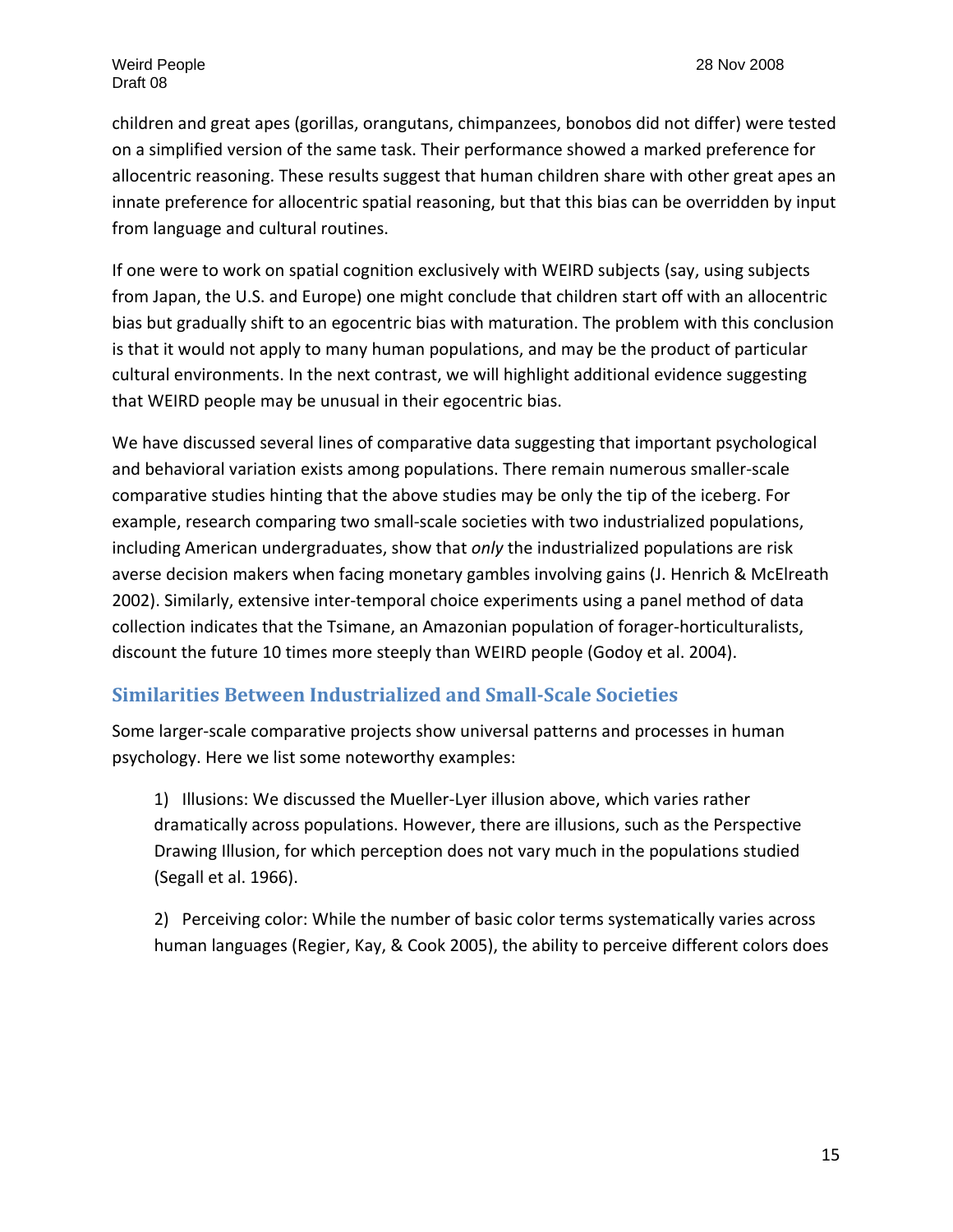children and great apes (gorillas, orangutans, chimpanzees, bonobos did not differ) were tested on a simplified version of the same task. Their performance showed a marked preference for allocentric reasoning. These results suggest that human children share with other great apes an innate preference for allocentric spatial reasoning, but that this bias can be overridden by input from language and cultural routines.

If one were to work on spatial cognition exclusively with WEIRD subjects (say, using subjects from Japan, the U.S. and Europe) one might conclude that children start off with an allocentric bias but gradually shift to an egocentric bias with maturation. The problem with this conclusion is that it would not apply to many human populations, and may be the product of particular cultural environments. In the next contrast, we will highlight additional evidence suggesting that WEIRD people may be unusual in their egocentric bias.

We have discussed several lines of comparative data suggesting that important psychological and behavioral variation exists among populations. There remain numerous smaller-scale comparative studies hinting that the above studies may be only the tip of the iceberg. For example, research comparing two small-scale societies with two industrialized populations, including American undergraduates, show that *only* the industrialized populations are risk averse decision makers when facing monetary gambles involving gains (J. Henrich & McElreath 2002). Similarly, extensive inter-temporal choice experiments using a panel method of data collection indicates that the Tsimane, an Amazonian population of forager-horticulturalists, discount the future 10 times more steeply than WEIRD people (Godoy et al. 2004).

## Similarities Between Industrialized and Small-Scale Societies

Some larger-scale comparative projects show universal patterns and processes in human psychology. Here we list some noteworthy examples:

1) Illusions: We discussed the Mueller-Lyer illusion above, which varies rather dramatically across populations. However, there are illusions, such as the Perspective Drawing Illusion, for which perception does not vary much in the populations studied (Segall et al. 1966).

2) Perceiving color: While the number of basic color terms systematically varies across human languages (Regier, Kay, & Cook 2005), the ability to perceive different colors does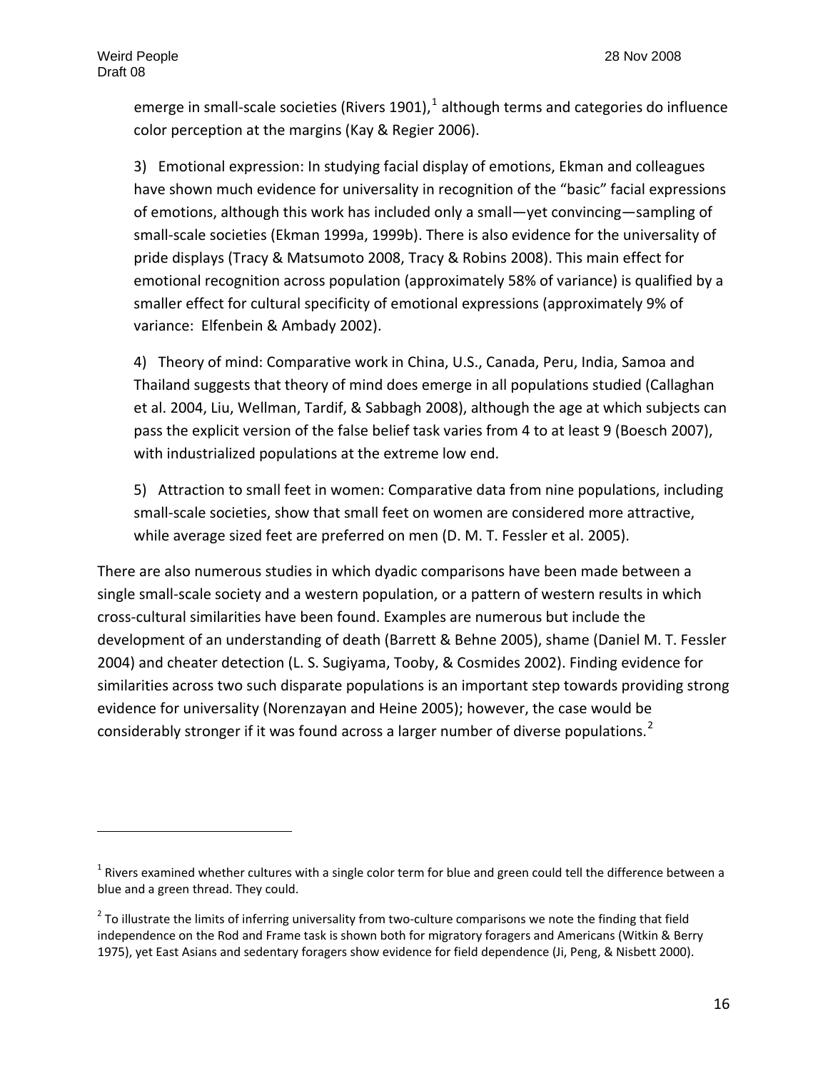emerge in small-scale societies (Rivers 1901),[1] although terms and categories do influence color perception at the margins (Kay & Regier 2006).

3) Emotional expression: In studying facial display of emotions, Ekman and colleagues have shown much evidence for universality in recognition of the "basic" facial expressions of emotions, although this work has included only a small—yet convincing—sampling of small-scale societies (Ekman 1999a, 1999b). There is also evidence for the universality of pride displays (Tracy & Matsumoto 2008, Tracy & Robins 2008). This main effect for emotional recognition across population (approximately 58% of variance) is qualified by a smaller effect for cultural specificity of emotional expressions (approximately 9% of variance: Elfenbein & Ambady 2002).

4) Theory of mind: Comparative work in China, U.S., Canada, Peru, India, Samoa and Thailand suggests that theory of mind does emerge in all populations studied (Callaghan et al. 2004, Liu, Wellman, Tardif, & Sabbagh 2008), although the age at which subjects can pass the explicit version of the false belief task varies from 4 to at least 9 (Boesch 2007), with industrialized populations at the extreme low end.

5) Attraction to small feet in women: Comparative data from nine populations, including small-scale societies, show that small feet on women are considered more attractive, while average sized feet are preferred on men (D. M. T. Fessler et al. 2005).

There are also numerous studies in which dyadic comparisons have been made between a single small-scale society and a western population, or a pattern of western results in which cross-cultural similarities have been found. Examples are numerous but include the development of an understanding of death (Barrett & Behne 2005), shame (Daniel M. T. Fessler 2004) and cheater detection (L. S. Sugiyama, Tooby, & Cosmides 2002). Finding evidence for similarities across two such disparate populations is an important step towards providing strong evidence for universality (Norenzayan and Heine 2005); however, the case would be considerably stronger if it was found across a larger number of diverse populations.[2]

---

[1] Rivers examined whether cultures with a single color term for blue and green could tell the difference between a blue and a green thread. They could.

[2] To illustrate the limits of inferring universality from two-culture comparisons we note the finding that field independence on the Rod and Frame task is shown both for migratory foragers and Americans (Witkin & Berry 1975), yet East Asians and sedentary foragers show evidence for field dependence (Ji, Peng, & Nisbett 2000).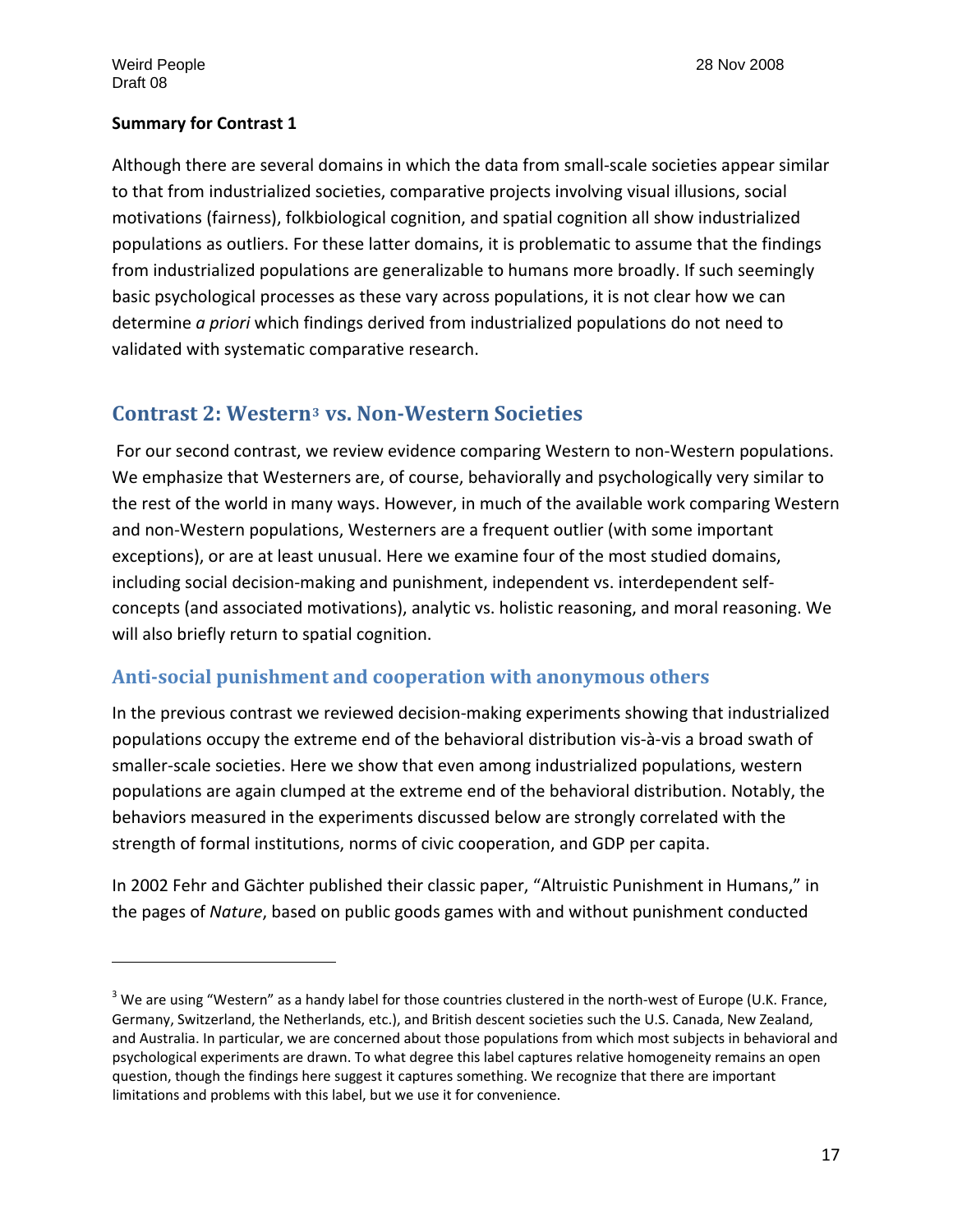**Summary for Contrast 1**

Although there are several domains in which the data from small-scale societies appear similar to that from industrialized societies, comparative projects involving visual illusions, social motivations (fairness), folkbiological cognition, and spatial cognition all show industrialized populations as outliers. For these latter domains, it is problematic to assume that the findings from industrialized populations are generalizable to humans more broadly. If such seemingly basic psychological processes as these vary across populations, it is not clear how we can determine *a priori* which findings derived from industrialized populations do not need to validated with systematic comparative research.

## Contrast 2: Western[3] vs. Non-Western Societies

For our second contrast, we review evidence comparing Western to non-Western populations. We emphasize that Westerners are, of course, behaviorally and psychologically very similar to the rest of the world in many ways. However, in much of the available work comparing Western and non-Western populations, Westerners are a frequent outlier (with some important exceptions), or are at least unusual. Here we examine four of the most studied domains, including social decision-making and punishment, independent vs. interdependent self-concepts (and associated motivations), analytic vs. holistic reasoning, and moral reasoning. We will also briefly return to spatial cognition.

### Anti-social punishment and cooperation with anonymous others

In the previous contrast we reviewed decision-making experiments showing that industrialized populations occupy the extreme end of the behavioral distribution vis-à-vis a broad swath of smaller-scale societies. Here we show that even among industrialized populations, western populations are again clumped at the extreme end of the behavioral distribution. Notably, the behaviors measured in the experiments discussed below are strongly correlated with the strength of formal institutions, norms of civic cooperation, and GDP per capita.

In 2002 Fehr and Gächter published their classic paper, "Altruistic Punishment in Humans," in the pages of *Nature*, based on public goods games with and without punishment conducted

---

[3] We are using "Western" as a handy label for those countries clustered in the north-west of Europe (U.K. France, Germany, Switzerland, the Netherlands, etc.), and British descent societies such the U.S. Canada, New Zealand, and Australia. In particular, we are concerned about those populations from which most subjects in behavioral and psychological experiments are drawn. To what degree this label captures relative homogeneity remains an open question, though the findings here suggest it captures something. We recognize that there are important limitations and problems with this label, but we use it for convenience.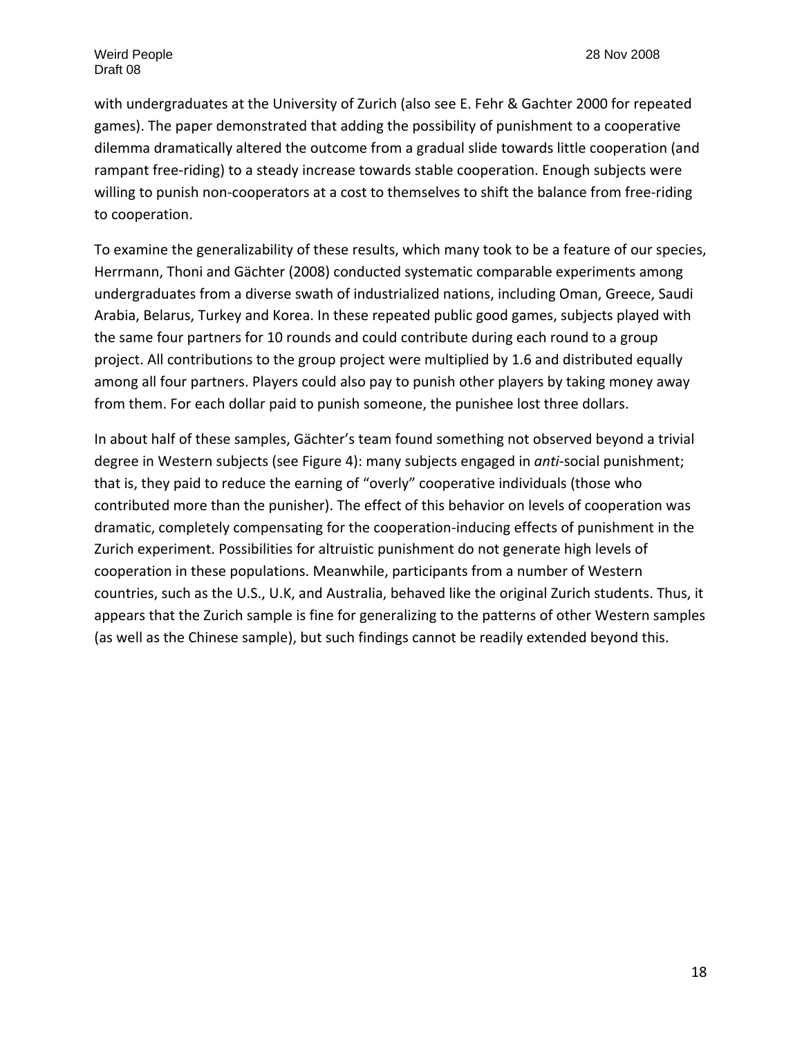with undergraduates at the University of Zurich (also see E. Fehr & Gachter 2000 for repeated games). The paper demonstrated that adding the possibility of punishment to a cooperative dilemma dramatically altered the outcome from a gradual slide towards little cooperation (and rampant free-riding) to a steady increase towards stable cooperation. Enough subjects were willing to punish non-cooperators at a cost to themselves to shift the balance from free-riding to cooperation.

To examine the generalizability of these results, which many took to be a feature of our species, Herrmann, Thoni and Gächter (2008) conducted systematic comparable experiments among undergraduates from a diverse swath of industrialized nations, including Oman, Greece, Saudi Arabia, Belarus, Turkey and Korea. In these repeated public good games, subjects played with the same four partners for 10 rounds and could contribute during each round to a group project. All contributions to the group project were multiplied by 1.6 and distributed equally among all four partners. Players could also pay to punish other players by taking money away from them. For each dollar paid to punish someone, the punishee lost three dollars.

In about half of these samples, Gächter's team found something not observed beyond a trivial degree in Western subjects (see Figure 4): many subjects engaged in *anti*-social punishment; that is, they paid to reduce the earning of "overly" cooperative individuals (those who contributed more than the punisher). The effect of this behavior on levels of cooperation was dramatic, completely compensating for the cooperation-inducing effects of punishment in the Zurich experiment. Possibilities for altruistic punishment do not generate high levels of cooperation in these populations. Meanwhile, participants from a number of Western countries, such as the U.S., U.K, and Australia, behaved like the original Zurich students. Thus, it appears that the Zurich sample is fine for generalizing to the patterns of other Western samples (as well as the Chinese sample), but such findings cannot be readily extended beyond this.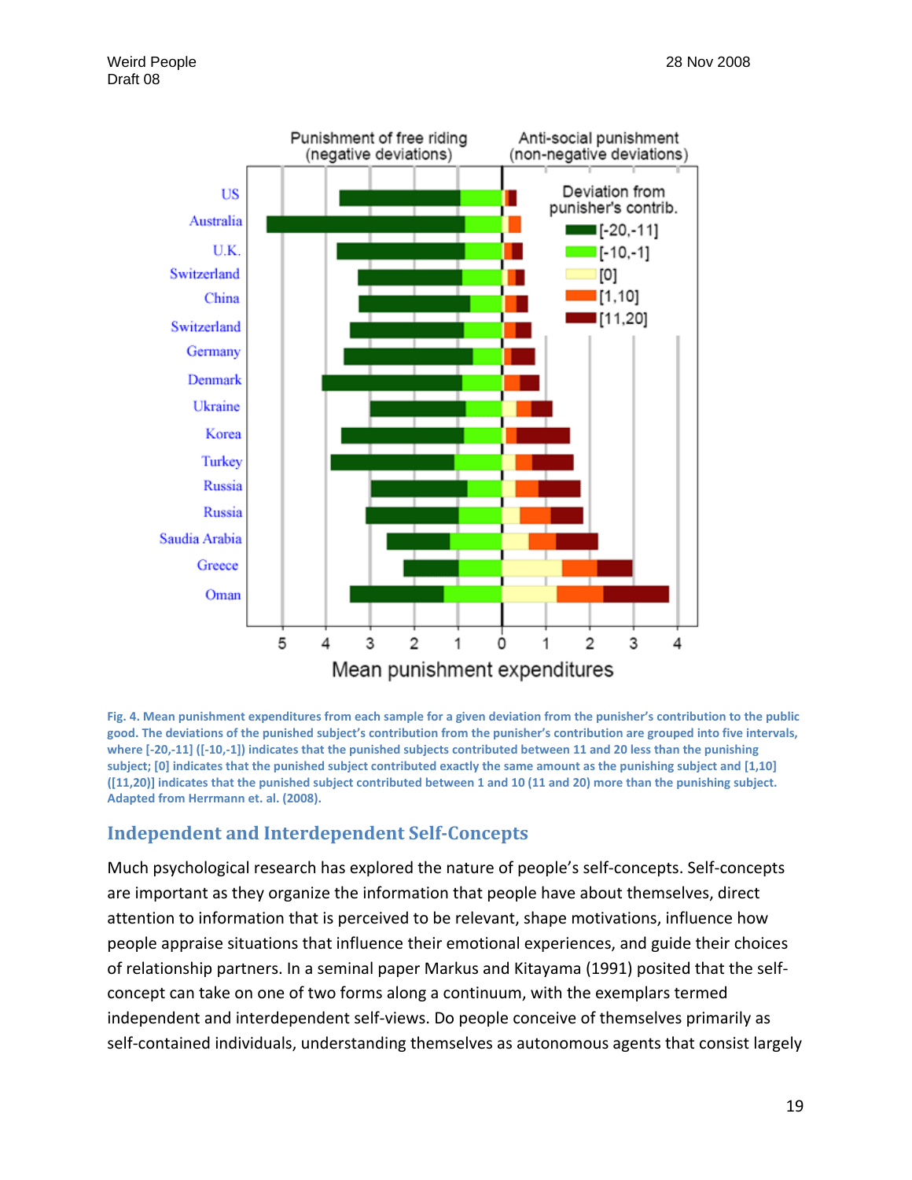Fig. 4. Mean punishment expenditures from each sample for a given deviation from the punisher's contribution to the public good. The deviations of the punished subject's contribution from the punisher's contribution are grouped into five intervals, where [-20,-11] ([-10,-1]) indicates that the punished subjects contributed between 11 and 20 less than the punishing subject; [0] indicates that the punished subject contributed exactly the same amount as the punishing subject and [1,10] ([11,20]) indicates that the punished subject contributed between 1 and 10 (11 and 20) more than the punishing subject. Adapted from Herrmann et. al. (2008).

## Independent and Interdependent Self-Concepts

Much psychological research has explored the nature of people's self-concepts. Self-concepts are important as they organize the information that people have about themselves, direct attention to information that is perceived to be relevant, shape motivations, influence how people appraise situations that influence their emotional experiences, and guide their choices of relationship partners. In a seminal paper Markus and Kitayama (1991) posited that the self-concept can take on one of two forms along a continuum, with the exemplars termed independent and interdependent self-views. Do people conceive of themselves primarily as self-contained individuals, understanding themselves as autonomous agents that consist largely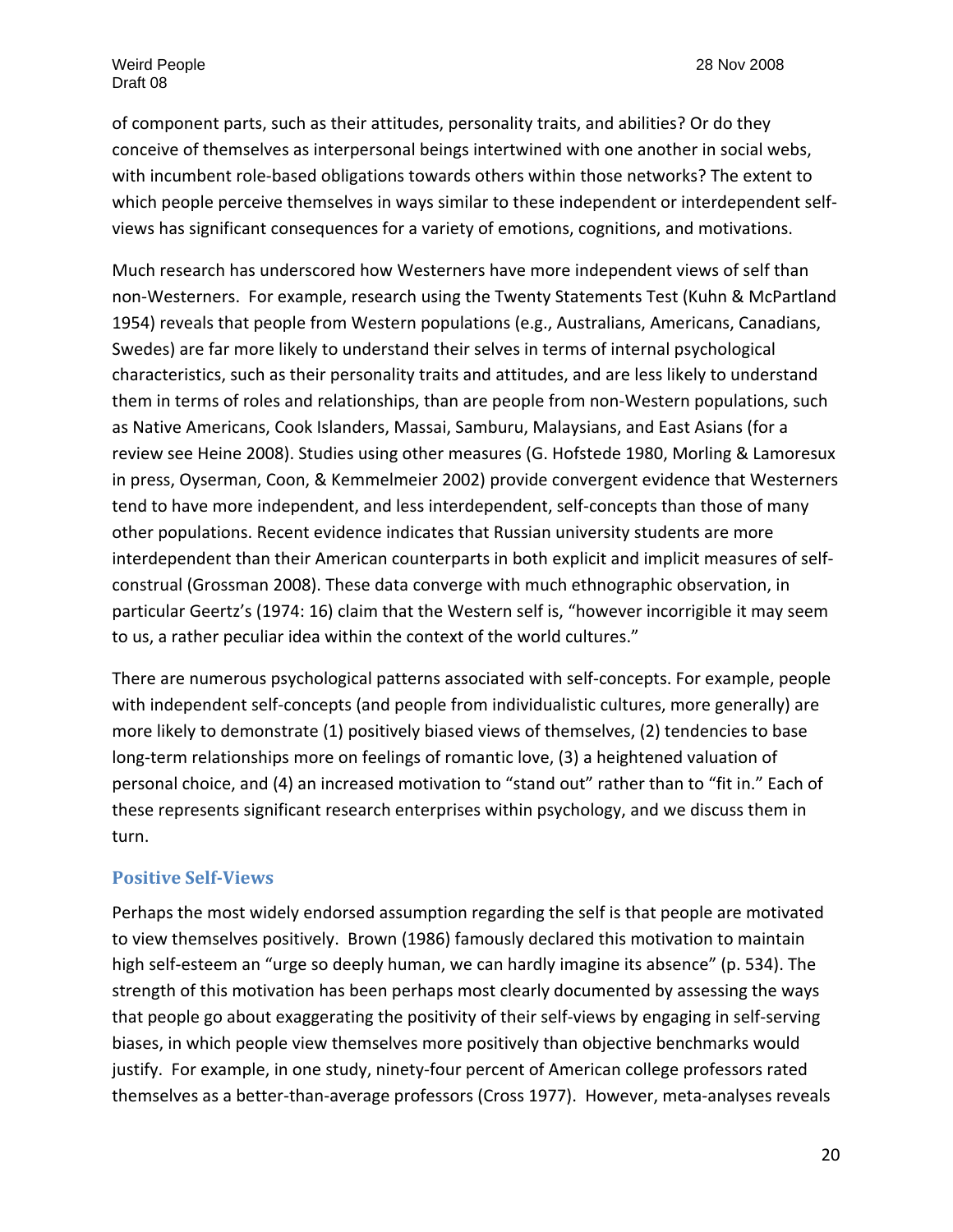of component parts, such as their attitudes, personality traits, and abilities? Or do they conceive of themselves as interpersonal beings intertwined with one another in social webs, with incumbent role-based obligations towards others within those networks? The extent to which people perceive themselves in ways similar to these independent or interdependent self-views has significant consequences for a variety of emotions, cognitions, and motivations.

Much research has underscored how Westerners have more independent views of self than non-Westerners. For example, research using the Twenty Statements Test (Kuhn & McPartland 1954) reveals that people from Western populations (e.g., Australians, Americans, Canadians, Swedes) are far more likely to understand their selves in terms of internal psychological characteristics, such as their personality traits and attitudes, and are less likely to understand them in terms of roles and relationships, than are people from non-Western populations, such as Native Americans, Cook Islanders, Massai, Samburu, Malaysians, and East Asians (for a review see Heine 2008). Studies using other measures (G. Hofstede 1980, Morling & Lamoresux in press, Oyserman, Coon, & Kemmelmeier 2002) provide convergent evidence that Westerners tend to have more independent, and less interdependent, self-concepts than those of many other populations. Recent evidence indicates that Russian university students are more interdependent than their American counterparts in both explicit and implicit measures of self-construal (Grossman 2008). These data converge with much ethnographic observation, in particular Geertz's (1974: 16) claim that the Western self is, "however incorrigible it may seem to us, a rather peculiar idea within the context of the world cultures."

There are numerous psychological patterns associated with self-concepts. For example, people with independent self-concepts (and people from individualistic cultures, more generally) are more likely to demonstrate (1) positively biased views of themselves, (2) tendencies to base long-term relationships more on feelings of romantic love, (3) a heightened valuation of personal choice, and (4) an increased motivation to "stand out" rather than to "fit in." Each of these represents significant research enterprises within psychology, and we discuss them in turn.

### Positive Self-Views

Perhaps the most widely endorsed assumption regarding the self is that people are motivated to view themselves positively. Brown (1986) famously declared this motivation to maintain high self-esteem an "urge so deeply human, we can hardly imagine its absence" (p. 534). The strength of this motivation has been perhaps most clearly documented by assessing the ways that people go about exaggerating the positivity of their self-views by engaging in self-serving biases, in which people view themselves more positively than objective benchmarks would justify. For example, in one study, ninety-four percent of American college professors rated themselves as a better-than-average professors (Cross 1977). However, meta-analyses reveals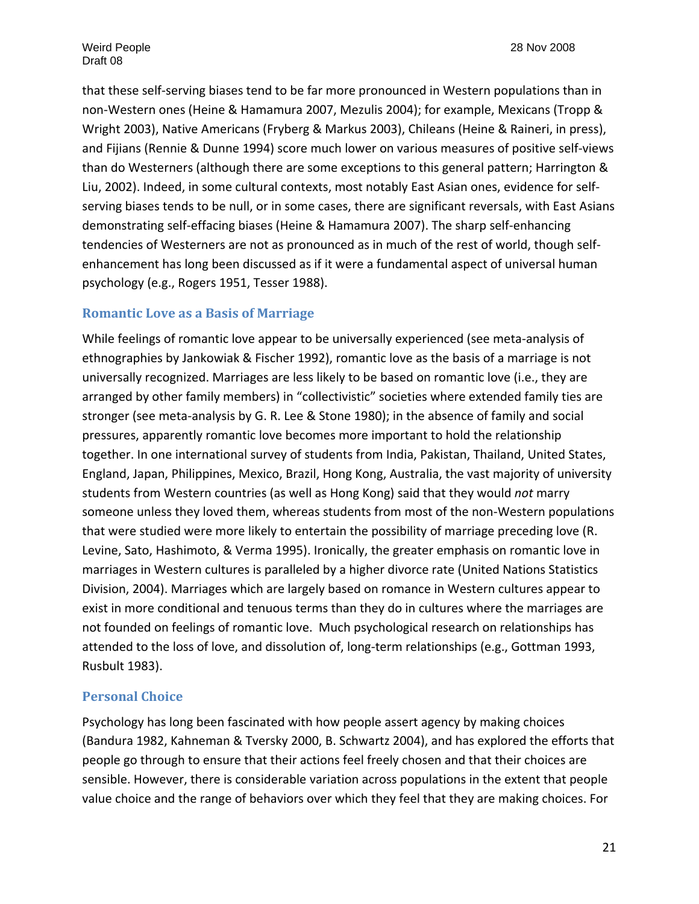that these self-serving biases tend to be far more pronounced in Western populations than in non-Western ones (Heine & Hamamura 2007, Mezulis 2004); for example, Mexicans (Tropp & Wright 2003), Native Americans (Fryberg & Markus 2003), Chileans (Heine & Raineri, in press), and Fijians (Rennie & Dunne 1994) score much lower on various measures of positive self-views than do Westerners (although there are some exceptions to this general pattern; Harrington & Liu, 2002). Indeed, in some cultural contexts, most notably East Asian ones, evidence for self-serving biases tends to be null, or in some cases, there are significant reversals, with East Asians demonstrating self-effacing biases (Heine & Hamamura 2007). The sharp self-enhancing tendencies of Westerners are not as pronounced as in much of the rest of world, though self-enhancement has long been discussed as if it were a fundamental aspect of universal human psychology (e.g., Rogers 1951, Tesser 1988).

### Romantic Love as a Basis of Marriage

While feelings of romantic love appear to be universally experienced (see meta-analysis of ethnographies by Jankowiak & Fischer 1992), romantic love as the basis of a marriage is not universally recognized. Marriages are less likely to be based on romantic love (i.e., they are arranged by other family members) in "collectivistic" societies where extended family ties are stronger (see meta-analysis by G. R. Lee & Stone 1980); in the absence of family and social pressures, apparently romantic love becomes more important to hold the relationship together. In one international survey of students from India, Pakistan, Thailand, United States, England, Japan, Philippines, Mexico, Brazil, Hong Kong, Australia, the vast majority of university students from Western countries (as well as Hong Kong) said that they would *not* marry someone unless they loved them, whereas students from most of the non-Western populations that were studied were more likely to entertain the possibility of marriage preceding love (R. Levine, Sato, Hashimoto, & Verma 1995). Ironically, the greater emphasis on romantic love in marriages in Western cultures is paralleled by a higher divorce rate (United Nations Statistics Division, 2004). Marriages which are largely based on romance in Western cultures appear to exist in more conditional and tenuous terms than they do in cultures where the marriages are not founded on feelings of romantic love. Much psychological research on relationships has attended to the loss of love, and dissolution of, long-term relationships (e.g., Gottman 1993, Rusbult 1983).

### Personal Choice

Psychology has long been fascinated with how people assert agency by making choices (Bandura 1982, Kahneman & Tversky 2000, B. Schwartz 2004), and has explored the efforts that people go through to ensure that their actions feel freely chosen and that their choices are sensible. However, there is considerable variation across populations in the extent that people value choice and the range of behaviors over which they feel that they are making choices. For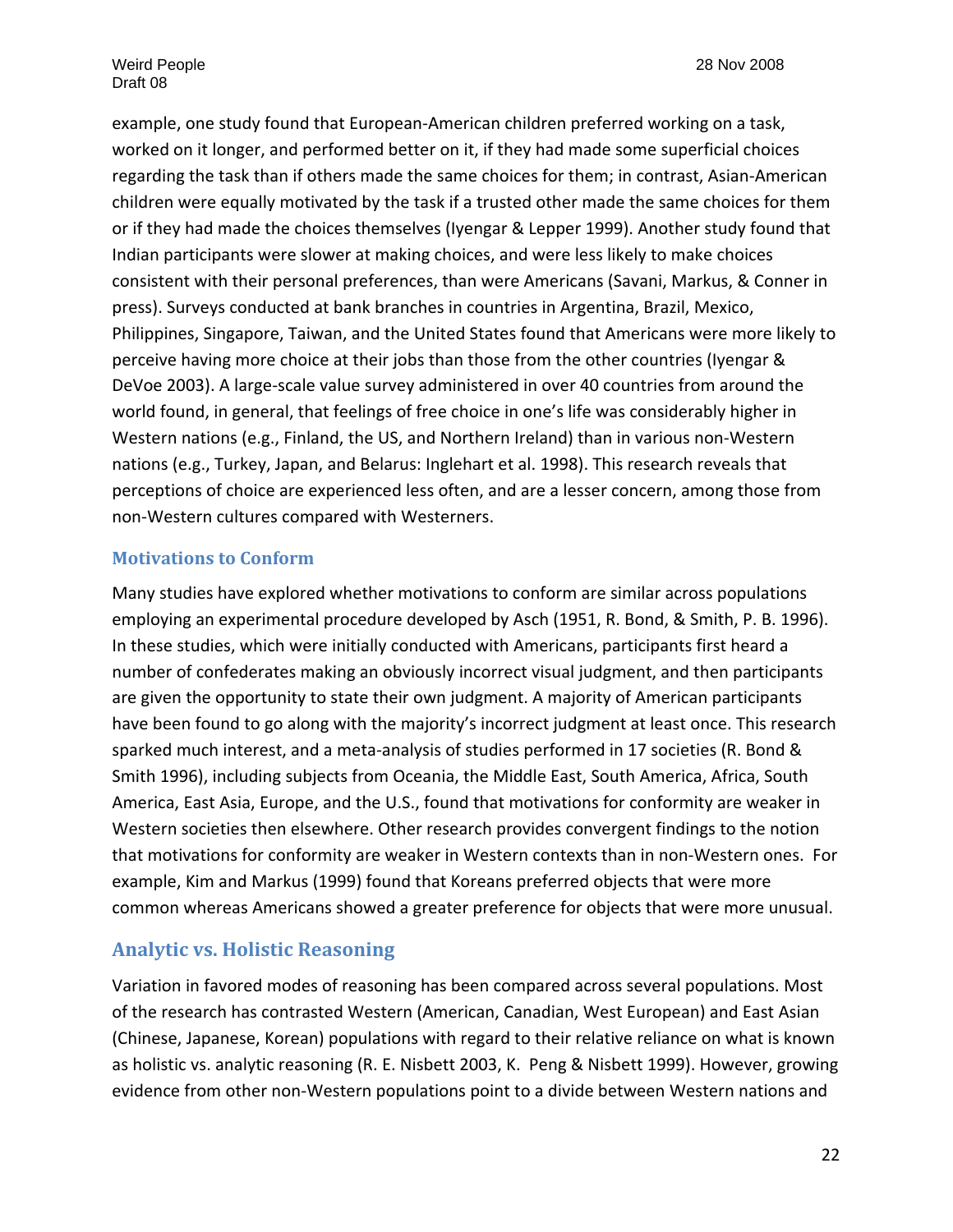example, one study found that European-American children preferred working on a task, worked on it longer, and performed better on it, if they had made some superficial choices regarding the task than if others made the same choices for them; in contrast, Asian-American children were equally motivated by the task if a trusted other made the same choices for them or if they had made the choices themselves (Iyengar & Lepper 1999). Another study found that Indian participants were slower at making choices, and were less likely to make choices consistent with their personal preferences, than were Americans (Savani, Markus, & Conner in press). Surveys conducted at bank branches in countries in Argentina, Brazil, Mexico, Philippines, Singapore, Taiwan, and the United States found that Americans were more likely to perceive having more choice at their jobs than those from the other countries (Iyengar & DeVoe 2003). A large-scale value survey administered in over 40 countries from around the world found, in general, that feelings of free choice in one's life was considerably higher in Western nations (e.g., Finland, the US, and Northern Ireland) than in various non-Western nations (e.g., Turkey, Japan, and Belarus: Inglehart et al. 1998). This research reveals that perceptions of choice are experienced less often, and are a lesser concern, among those from non-Western cultures compared with Westerners.

### Motivations to Conform

Many studies have explored whether motivations to conform are similar across populations employing an experimental procedure developed by Asch (1951, R. Bond, & Smith, P. B. 1996). In these studies, which were initially conducted with Americans, participants first heard a number of confederates making an obviously incorrect visual judgment, and then participants are given the opportunity to state their own judgment. A majority of American participants have been found to go along with the majority's incorrect judgment at least once. This research sparked much interest, and a meta-analysis of studies performed in 17 societies (R. Bond & Smith 1996), including subjects from Oceania, the Middle East, South America, Africa, South America, East Asia, Europe, and the U.S., found that motivations for conformity are weaker in Western societies then elsewhere. Other research provides convergent findings to the notion that motivations for conformity are weaker in Western contexts than in non-Western ones. For example, Kim and Markus (1999) found that Koreans preferred objects that were more common whereas Americans showed a greater preference for objects that were more unusual.

## Analytic vs. Holistic Reasoning

Variation in favored modes of reasoning has been compared across several populations. Most of the research has contrasted Western (American, Canadian, West European) and East Asian (Chinese, Japanese, Korean) populations with regard to their relative reliance on what is known as holistic vs. analytic reasoning (R. E. Nisbett 2003, K. Peng & Nisbett 1999). However, growing evidence from other non-Western populations point to a divide between Western nations and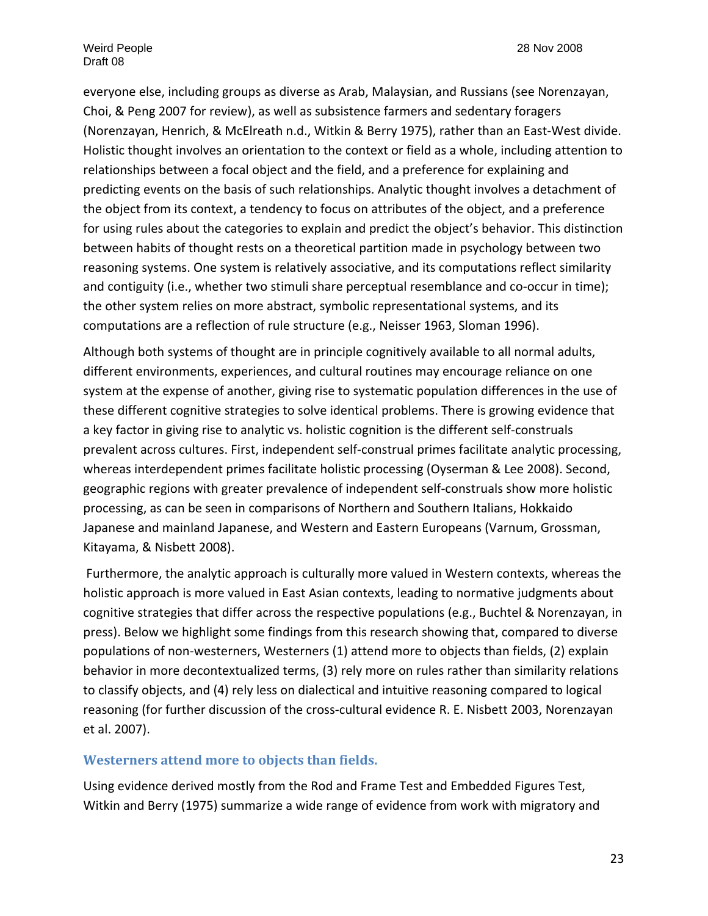everyone else, including groups as diverse as Arab, Malaysian, and Russians (see Norenzayan, Choi, & Peng 2007 for review), as well as subsistence farmers and sedentary foragers (Norenzayan, Henrich, & McElreath n.d., Witkin & Berry 1975), rather than an East-West divide. Holistic thought involves an orientation to the context or field as a whole, including attention to relationships between a focal object and the field, and a preference for explaining and predicting events on the basis of such relationships. Analytic thought involves a detachment of the object from its context, a tendency to focus on attributes of the object, and a preference for using rules about the categories to explain and predict the object's behavior. This distinction between habits of thought rests on a theoretical partition made in psychology between two reasoning systems. One system is relatively associative, and its computations reflect similarity and contiguity (i.e., whether two stimuli share perceptual resemblance and co-occur in time); the other system relies on more abstract, symbolic representational systems, and its computations are a reflection of rule structure (e.g., Neisser 1963, Sloman 1996).

Although both systems of thought are in principle cognitively available to all normal adults, different environments, experiences, and cultural routines may encourage reliance on one system at the expense of another, giving rise to systematic population differences in the use of these different cognitive strategies to solve identical problems. There is growing evidence that a key factor in giving rise to analytic vs. holistic cognition is the different self-construals prevalent across cultures. First, independent self-construal primes facilitate analytic processing, whereas interdependent primes facilitate holistic processing (Oyserman & Lee 2008). Second, geographic regions with greater prevalence of independent self-construals show more holistic processing, as can be seen in comparisons of Northern and Southern Italians, Hokkaido Japanese and mainland Japanese, and Western and Eastern Europeans (Varnum, Grossman, Kitayama, & Nisbett 2008).

Furthermore, the analytic approach is culturally more valued in Western contexts, whereas the holistic approach is more valued in East Asian contexts, leading to normative judgments about cognitive strategies that differ across the respective populations (e.g., Buchtel & Norenzayan, in press). Below we highlight some findings from this research showing that, compared to diverse populations of non-westerners, Westerners (1) attend more to objects than fields, (2) explain behavior in more decontextualized terms, (3) rely more on rules rather than similarity relations to classify objects, and (4) rely less on dialectical and intuitive reasoning compared to logical reasoning (for further discussion of the cross-cultural evidence R. E. Nisbett 2003, Norenzayan et al. 2007).

### Westerners attend more to objects than fields.

Using evidence derived mostly from the Rod and Frame Test and Embedded Figures Test, Witkin and Berry (1975) summarize a wide range of evidence from work with migratory and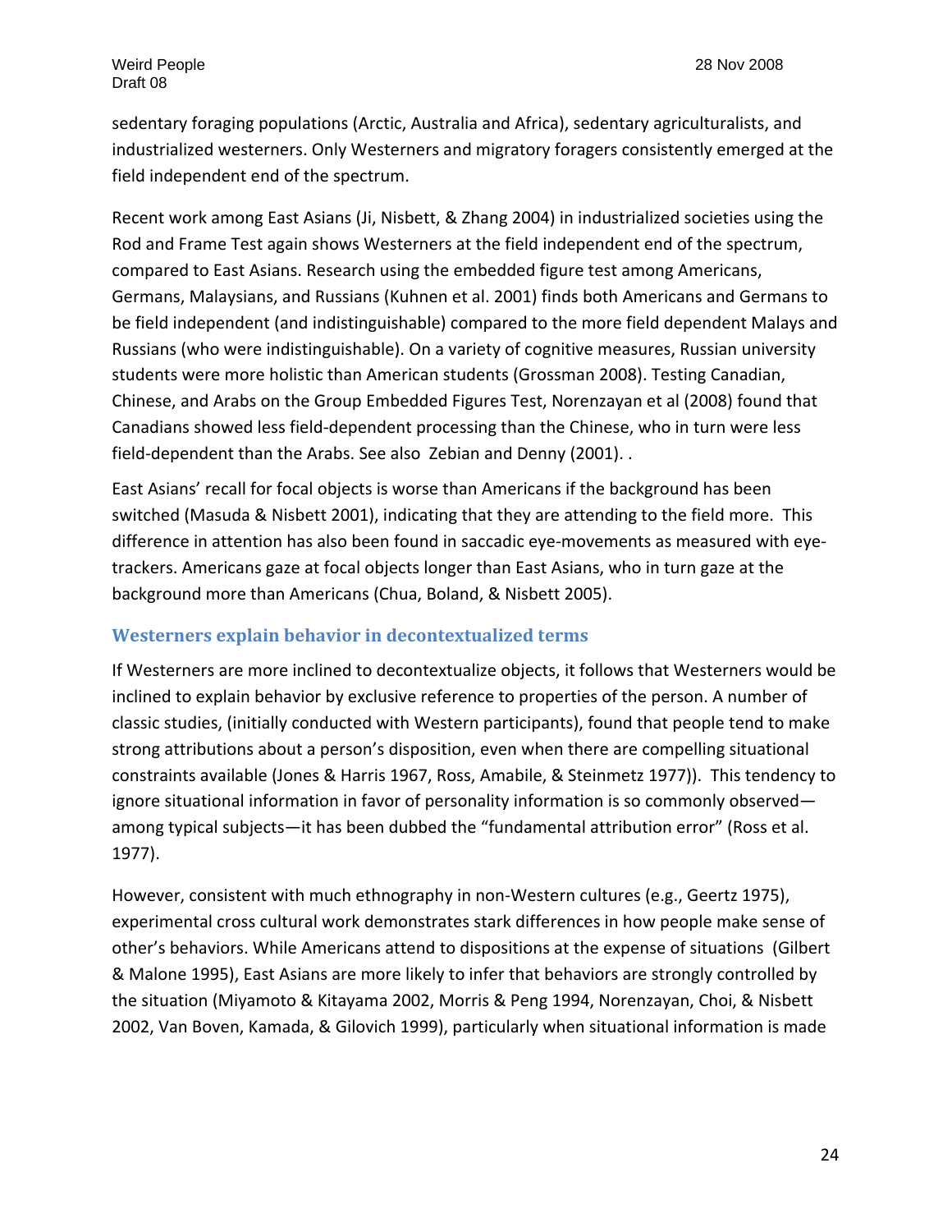sedentary foraging populations (Arctic, Australia and Africa), sedentary agriculturalists, and industrialized westerners. Only Westerners and migratory foragers consistently emerged at the field independent end of the spectrum.

Recent work among East Asians (Ji, Nisbett, & Zhang 2004) in industrialized societies using the Rod and Frame Test again shows Westerners at the field independent end of the spectrum, compared to East Asians. Research using the embedded figure test among Americans, Germans, Malaysians, and Russians (Kuhnen et al. 2001) finds both Americans and Germans to be field independent (and indistinguishable) compared to the more field dependent Malays and Russians (who were indistinguishable). On a variety of cognitive measures, Russian university students were more holistic than American students (Grossman 2008). Testing Canadian, Chinese, and Arabs on the Group Embedded Figures Test, Norenzayan et al (2008) found that Canadians showed less field-dependent processing than the Chinese, who in turn were less field-dependent than the Arabs. See also Zebian and Denny (2001). .

East Asians' recall for focal objects is worse than Americans if the background has been switched (Masuda & Nisbett 2001), indicating that they are attending to the field more. This difference in attention has also been found in saccadic eye-movements as measured with eye-trackers. Americans gaze at focal objects longer than East Asians, who in turn gaze at the background more than Americans (Chua, Boland, & Nisbett 2005).

### Westerners explain behavior in decontextualized terms

If Westerners are more inclined to decontextualize objects, it follows that Westerners would be inclined to explain behavior by exclusive reference to properties of the person. A number of classic studies, (initially conducted with Western participants), found that people tend to make strong attributions about a person's disposition, even when there are compelling situational constraints available (Jones & Harris 1967, Ross, Amabile, & Steinmetz 1977)). This tendency to ignore situational information in favor of personality information is so commonly observed—among typical subjects—it has been dubbed the "fundamental attribution error" (Ross et al. 1977).

However, consistent with much ethnography in non-Western cultures (e.g., Geertz 1975), experimental cross cultural work demonstrates stark differences in how people make sense of other's behaviors. While Americans attend to dispositions at the expense of situations (Gilbert & Malone 1995), East Asians are more likely to infer that behaviors are strongly controlled by the situation (Miyamoto & Kitayama 2002, Morris & Peng 1994, Norenzayan, Choi, & Nisbett 2002, Van Boven, Kamada, & Gilovich 1999), particularly when situational information is made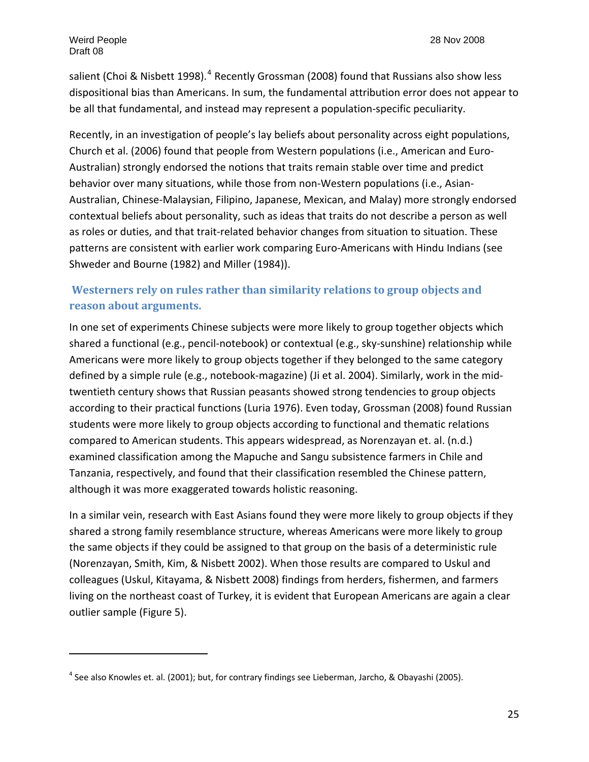salient (Choi & Nisbett 1998).[4] Recently Grossman (2008) found that Russians also show less dispositional bias than Americans. In sum, the fundamental attribution error does not appear to be all that fundamental, and instead may represent a population-specific peculiarity.

Recently, in an investigation of people's lay beliefs about personality across eight populations, Church et al. (2006) found that people from Western populations (i.e., American and Euro-Australian) strongly endorsed the notions that traits remain stable over time and predict behavior over many situations, while those from non-Western populations (i.e., Asian-Australian, Chinese-Malaysian, Filipino, Japanese, Mexican, and Malay) more strongly endorsed contextual beliefs about personality, such as ideas that traits do not describe a person as well as roles or duties, and that trait-related behavior changes from situation to situation. These patterns are consistent with earlier work comparing Euro-Americans with Hindu Indians (see Shweder and Bourne (1982) and Miller (1984)).

### Westerners rely on rules rather than similarity relations to group objects and reason about arguments.

In one set of experiments Chinese subjects were more likely to group together objects which shared a functional (e.g., pencil-notebook) or contextual (e.g., sky-sunshine) relationship while Americans were more likely to group objects together if they belonged to the same category defined by a simple rule (e.g., notebook-magazine) (Ji et al. 2004). Similarly, work in the mid-twentieth century shows that Russian peasants showed strong tendencies to group objects according to their practical functions (Luria 1976). Even today, Grossman (2008) found Russian students were more likely to group objects according to functional and thematic relations compared to American students. This appears widespread, as Norenzayan et. al. (n.d.) examined classification among the Mapuche and Sangu subsistence farmers in Chile and Tanzania, respectively, and found that their classification resembled the Chinese pattern, although it was more exaggerated towards holistic reasoning.

In a similar vein, research with East Asians found they were more likely to group objects if they shared a strong family resemblance structure, whereas Americans were more likely to group the same objects if they could be assigned to that group on the basis of a deterministic rule (Norenzayan, Smith, Kim, & Nisbett 2002). When those results are compared to Uskul and colleagues (Uskul, Kitayama, & Nisbett 2008) findings from herders, fishermen, and farmers living on the northeast coast of Turkey, it is evident that European Americans are again a clear outlier sample (Figure 5).

---

[4] See also Knowles et. al. (2001); but, for contrary findings see Lieberman, Jarcho, & Obayashi (2005).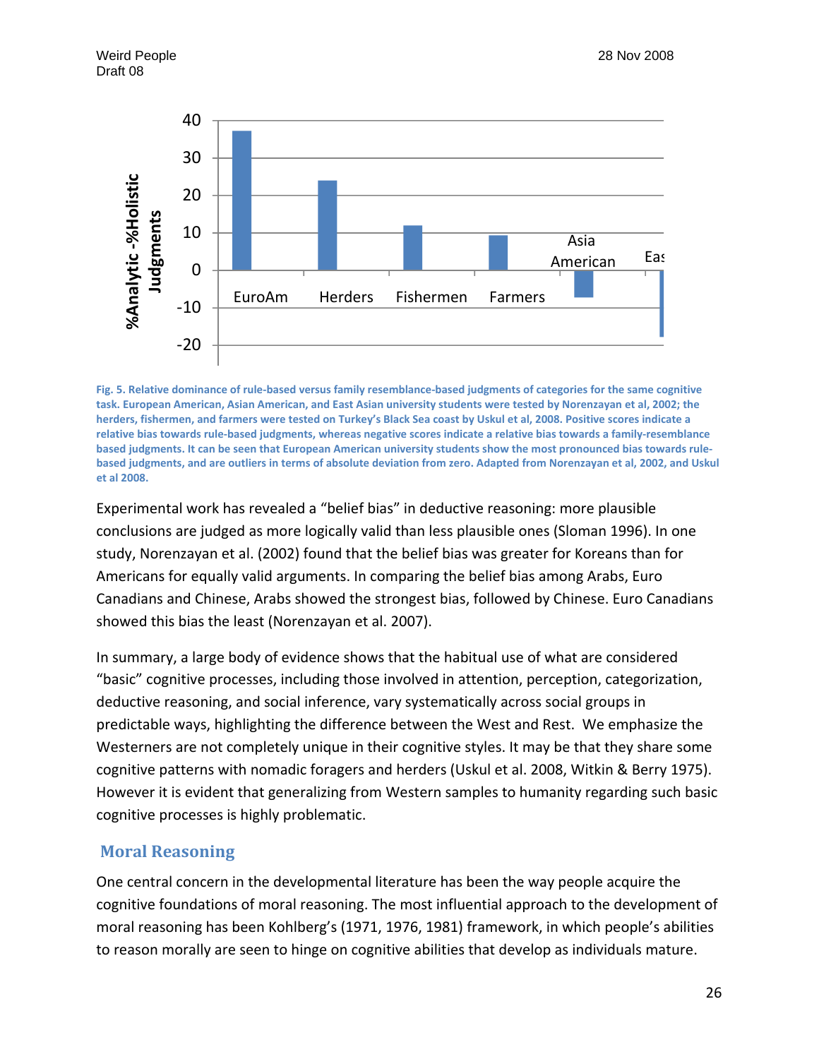Fig. 5. Relative dominance of rule-based versus family resemblance-based judgments of categories for the same cognitive task. European American, Asian American, and East Asian university students were tested by Norenzayan et al, 2002; the herders, fishermen, and farmers were tested on Turkey's Black Sea coast by Uskul et al, 2008. Positive scores indicate a relative bias towards rule-based judgments, whereas negative scores indicate a relative bias towards a family-resemblance based judgments. It can be seen that European American university students show the most pronounced bias towards rule-based judgments, and are outliers in terms of absolute deviation from zero. Adapted from Norenzayan et al, 2002, and Uskul et al 2008.

Experimental work has revealed a "belief bias" in deductive reasoning: more plausible conclusions are judged as more logically valid than less plausible ones (Sloman 1996). In one study, Norenzayan et al. (2002) found that the belief bias was greater for Koreans than for Americans for equally valid arguments. In comparing the belief bias among Arabs, Euro Canadians and Chinese, Arabs showed the strongest bias, followed by Chinese. Euro Canadians showed this bias the least (Norenzayan et al. 2007).

In summary, a large body of evidence shows that the habitual use of what are considered "basic" cognitive processes, including those involved in attention, perception, categorization, deductive reasoning, and social inference, vary systematically across social groups in predictable ways, highlighting the difference between the West and Rest. We emphasize the Westerners are not completely unique in their cognitive styles. It may be that they share some cognitive patterns with nomadic foragers and herders (Uskul et al. 2008, Witkin & Berry 1975). However it is evident that generalizing from Western samples to humanity regarding such basic cognitive processes is highly problematic.

## Moral Reasoning

One central concern in the developmental literature has been the way people acquire the cognitive foundations of moral reasoning. The most influential approach to the development of moral reasoning has been Kohlberg's (1971, 1976, 1981) framework, in which people's abilities to reason morally are seen to hinge on cognitive abilities that develop as individuals mature.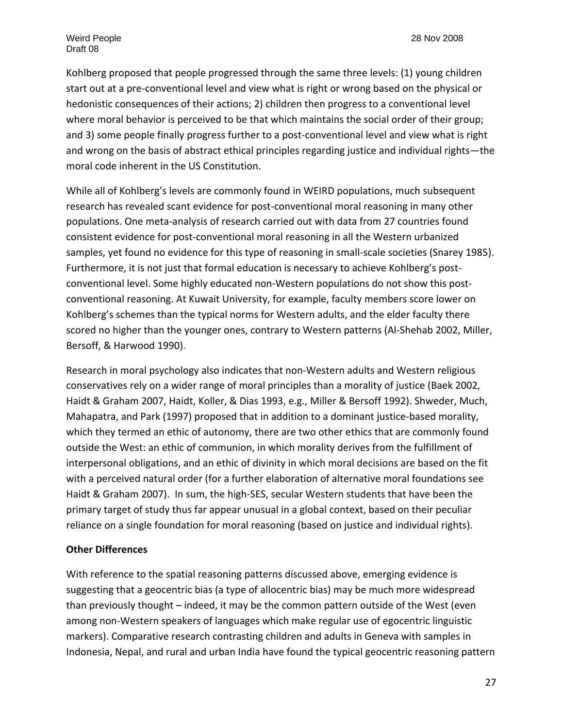Kohlberg proposed that people progressed through the same three levels: (1) young children start out at a pre-conventional level and view what is right or wrong based on the physical or hedonistic consequences of their actions; 2) children then progress to a conventional level where moral behavior is perceived to be that which maintains the social order of their group; and 3) some people finally progress further to a post-conventional level and view what is right and wrong on the basis of abstract ethical principles regarding justice and individual rights—the moral code inherent in the US Constitution.

While all of Kohlberg's levels are commonly found in WEIRD populations, much subsequent research has revealed scant evidence for post-conventional moral reasoning in many other populations. One meta-analysis of research carried out with data from 27 countries found consistent evidence for post-conventional moral reasoning in all the Western urbanized samples, yet found no evidence for this type of reasoning in small-scale societies (Snarey 1985). Furthermore, it is not just that formal education is necessary to achieve Kohlberg's post-conventional level. Some highly educated non-Western populations do not show this post-conventional reasoning. At Kuwait University, for example, faculty members score lower on Kohlberg's schemes than the typical norms for Western adults, and the elder faculty there scored no higher than the younger ones, contrary to Western patterns (Al-Shehab 2002, Miller, Bersoff, & Harwood 1990).

Research in moral psychology also indicates that non-Western adults and Western religious conservatives rely on a wider range of moral principles than a morality of justice (Baek 2002, Haidt & Graham 2007, Haidt, Koller, & Dias 1993, e.g., Miller & Bersoff 1992). Shweder, Much, Mahapatra, and Park (1997) proposed that in addition to a dominant justice-based morality, which they termed an ethic of autonomy, there are two other ethics that are commonly found outside the West: an ethic of communion, in which morality derives from the fulfillment of interpersonal obligations, and an ethic of divinity in which moral decisions are based on the fit with a perceived natural order (for a further elaboration of alternative moral foundations see Haidt & Graham 2007). In sum, the high-SES, secular Western students that have been the primary target of study thus far appear unusual in a global context, based on their peculiar reliance on a single foundation for moral reasoning (based on justice and individual rights).

**Other Differences**

With reference to the spatial reasoning patterns discussed above, emerging evidence is suggesting that a geocentric bias (a type of allocentric bias) may be much more widespread than previously thought – indeed, it may be the common pattern outside of the West (even among non-Western speakers of languages which make regular use of egocentric linguistic markers). Comparative research contrasting children and adults in Geneva with samples in Indonesia, Nepal, and rural and urban India have found the typical geocentric reasoning pattern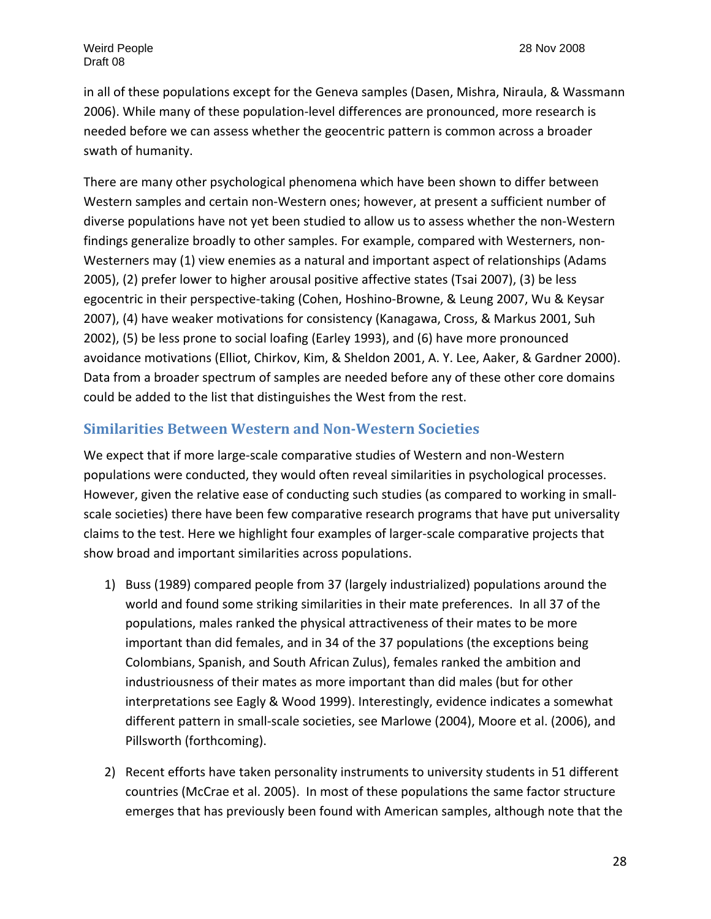in all of these populations except for the Geneva samples (Dasen, Mishra, Niraula, & Wassmann 2006). While many of these population-level differences are pronounced, more research is needed before we can assess whether the geocentric pattern is common across a broader swath of humanity.

There are many other psychological phenomena which have been shown to differ between Western samples and certain non-Western ones; however, at present a sufficient number of diverse populations have not yet been studied to allow us to assess whether the non-Western findings generalize broadly to other samples. For example, compared with Westerners, non-Westerners may (1) view enemies as a natural and important aspect of relationships (Adams 2005), (2) prefer lower to higher arousal positive affective states (Tsai 2007), (3) be less egocentric in their perspective-taking (Cohen, Hoshino-Browne, & Leung 2007, Wu & Keysar 2007), (4) have weaker motivations for consistency (Kanagawa, Cross, & Markus 2001, Suh 2002), (5) be less prone to social loafing (Earley 1993), and (6) have more pronounced avoidance motivations (Elliot, Chirkov, Kim, & Sheldon 2001, A. Y. Lee, Aaker, & Gardner 2000). Data from a broader spectrum of samples are needed before any of these other core domains could be added to the list that distinguishes the West from the rest.

## Similarities Between Western and Non-Western Societies

We expect that if more large-scale comparative studies of Western and non-Western populations were conducted, they would often reveal similarities in psychological processes. However, given the relative ease of conducting such studies (as compared to working in small-scale societies) there have been few comparative research programs that have put universality claims to the test. Here we highlight four examples of larger-scale comparative projects that show broad and important similarities across populations.

1) Buss (1989) compared people from 37 (largely industrialized) populations around the world and found some striking similarities in their mate preferences. In all 37 of the populations, males ranked the physical attractiveness of their mates to be more important than did females, and in 34 of the 37 populations (the exceptions being Colombians, Spanish, and South African Zulus), females ranked the ambition and industriousness of their mates as more important than did males (but for other interpretations see Eagly & Wood 1999). Interestingly, evidence indicates a somewhat different pattern in small-scale societies, see Marlowe (2004), Moore et al. (2006), and Pillsworth (forthcoming).

2) Recent efforts have taken personality instruments to university students in 51 different countries (McCrae et al. 2005). In most of these populations the same factor structure emerges that has previously been found with American samples, although note that the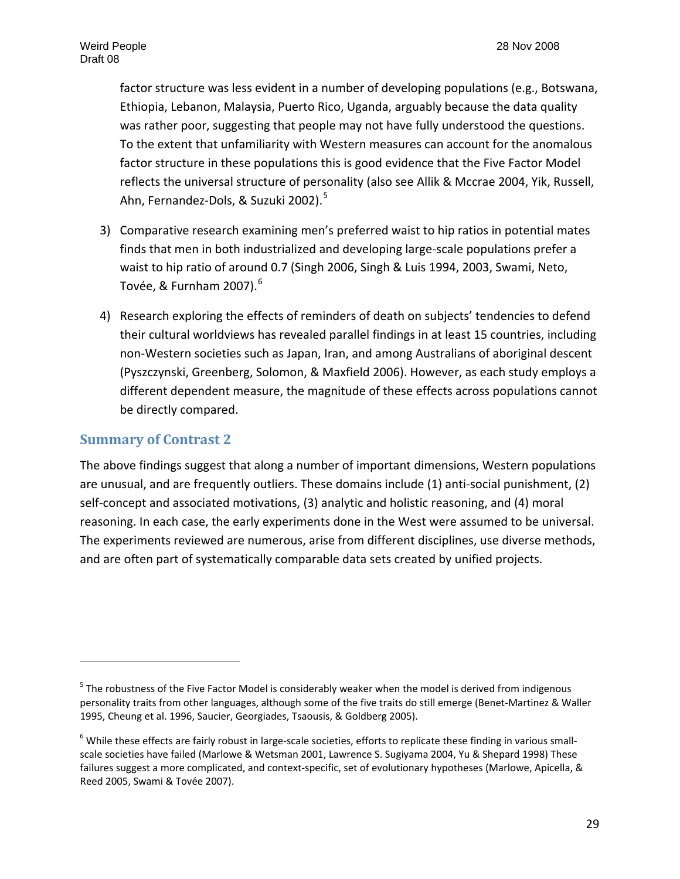factor structure was less evident in a number of developing populations (e.g., Botswana, Ethiopia, Lebanon, Malaysia, Puerto Rico, Uganda, arguably because the data quality was rather poor, suggesting that people may not have fully understood the questions. To the extent that unfamiliarity with Western measures can account for the anomalous factor structure in these populations this is good evidence that the Five Factor Model reflects the universal structure of personality (also see Allik & Mccrae 2004, Yik, Russell, Ahn, Fernandez-Dols, & Suzuki 2002).[5]

3) Comparative research examining men's preferred waist to hip ratios in potential mates finds that men in both industrialized and developing large-scale populations prefer a waist to hip ratio of around 0.7 (Singh 2006, Singh & Luis 1994, 2003, Swami, Neto, Tovée, & Furnham 2007).[6]

4) Research exploring the effects of reminders of death on subjects' tendencies to defend their cultural worldviews has revealed parallel findings in at least 15 countries, including non-Western societies such as Japan, Iran, and among Australians of aboriginal descent (Pyszczynski, Greenberg, Solomon, & Maxfield 2006). However, as each study employs a different dependent measure, the magnitude of these effects across populations cannot be directly compared.

## Summary of Contrast 2

The above findings suggest that along a number of important dimensions, Western populations are unusual, and are frequently outliers. These domains include (1) anti-social punishment, (2) self-concept and associated motivations, (3) analytic and holistic reasoning, and (4) moral reasoning. In each case, the early experiments done in the West were assumed to be universal. The experiments reviewed are numerous, arise from different disciplines, use diverse methods, and are often part of systematically comparable data sets created by unified projects.

---

[5] The robustness of the Five Factor Model is considerably weaker when the model is derived from indigenous personality traits from other languages, although some of the five traits do still emerge (Benet-Martinez & Waller 1995, Cheung et al. 1996, Saucier, Georgiades, Tsaousis, & Goldberg 2005).

[6] While these effects are fairly robust in large-scale societies, efforts to replicate these finding in various small-scale societies have failed (Marlowe & Wetsman 2001, Lawrence S. Sugiyama 2004, Yu & Shepard 1998) These failures suggest a more complicated, and context-specific, set of evolutionary hypotheses (Marlowe, Apicella, & Reed 2005, Swami & Tovée 2007).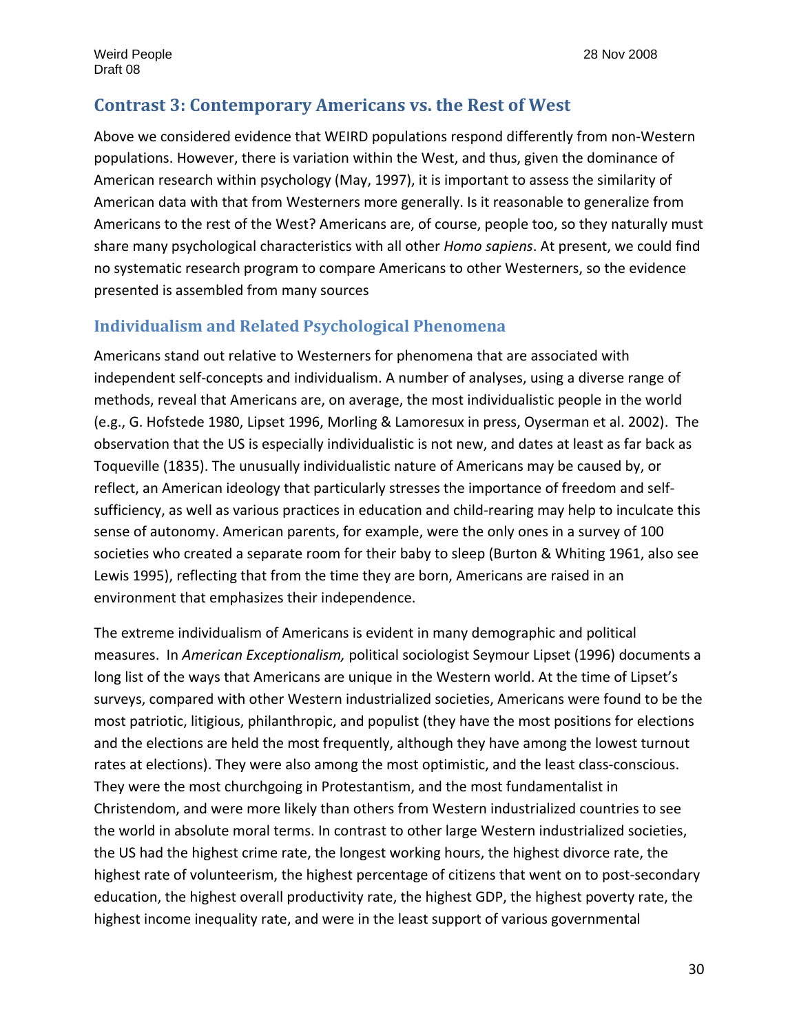## Contrast 3: Contemporary Americans vs. the Rest of West

Above we considered evidence that WEIRD populations respond differently from non-Western populations. However, there is variation within the West, and thus, given the dominance of American research within psychology (May, 1997), it is important to assess the similarity of American data with that from Westerners more generally. Is it reasonable to generalize from Americans to the rest of the West? Americans are, of course, people too, so they naturally must share many psychological characteristics with all other *Homo sapiens*. At present, we could find no systematic research program to compare Americans to other Westerners, so the evidence presented is assembled from many sources

### Individualism and Related Psychological Phenomena

Americans stand out relative to Westerners for phenomena that are associated with independent self-concepts and individualism. A number of analyses, using a diverse range of methods, reveal that Americans are, on average, the most individualistic people in the world (e.g., G. Hofstede 1980, Lipset 1996, Morling & Lamoresux in press, Oyserman et al. 2002). The observation that the US is especially individualistic is not new, and dates at least as far back as Toqueville (1835). The unusually individualistic nature of Americans may be caused by, or reflect, an American ideology that particularly stresses the importance of freedom and self-sufficiency, as well as various practices in education and child-rearing may help to inculcate this sense of autonomy. American parents, for example, were the only ones in a survey of 100 societies who created a separate room for their baby to sleep (Burton & Whiting 1961, also see Lewis 1995), reflecting that from the time they are born, Americans are raised in an environment that emphasizes their independence.

The extreme individualism of Americans is evident in many demographic and political measures. In *American Exceptionalism,* political sociologist Seymour Lipset (1996) documents a long list of the ways that Americans are unique in the Western world. At the time of Lipset's surveys, compared with other Western industrialized societies, Americans were found to be the most patriotic, litigious, philanthropic, and populist (they have the most positions for elections and the elections are held the most frequently, although they have among the lowest turnout rates at elections). They were also among the most optimistic, and the least class-conscious. They were the most churchgoing in Protestantism, and the most fundamentalist in Christendom, and were more likely than others from Western industrialized countries to see the world in absolute moral terms. In contrast to other large Western industrialized societies, the US had the highest crime rate, the longest working hours, the highest divorce rate, the highest rate of volunteerism, the highest percentage of citizens that went on to post-secondary education, the highest overall productivity rate, the highest GDP, the highest poverty rate, the highest income inequality rate, and were in the least support of various governmental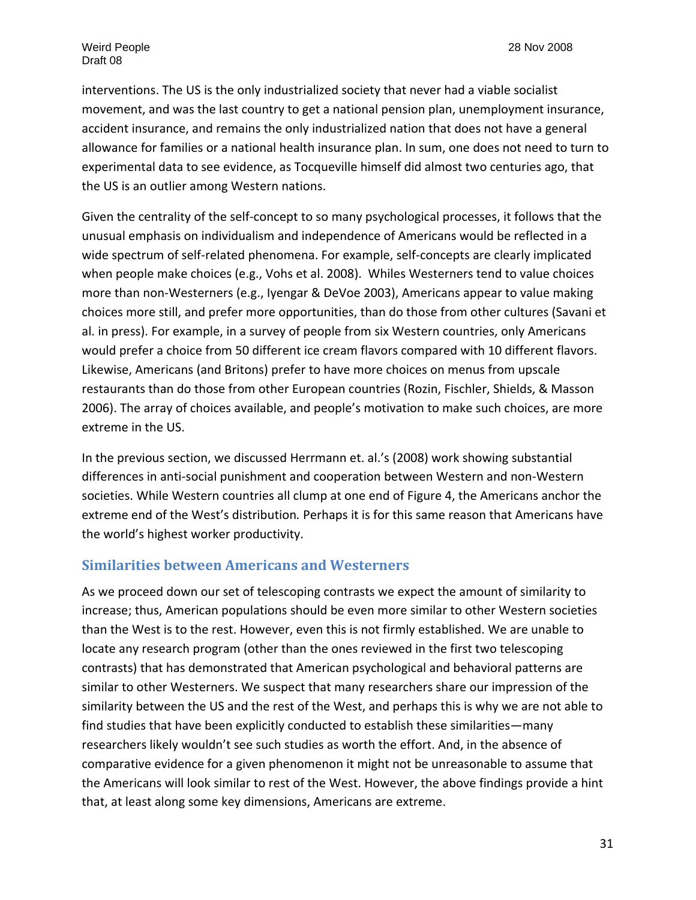interventions. The US is the only industrialized society that never had a viable socialist movement, and was the last country to get a national pension plan, unemployment insurance, accident insurance, and remains the only industrialized nation that does not have a general allowance for families or a national health insurance plan. In sum, one does not need to turn to experimental data to see evidence, as Tocqueville himself did almost two centuries ago, that the US is an outlier among Western nations.

Given the centrality of the self-concept to so many psychological processes, it follows that the unusual emphasis on individualism and independence of Americans would be reflected in a wide spectrum of self-related phenomena. For example, self-concepts are clearly implicated when people make choices (e.g., Vohs et al. 2008). Whiles Westerners tend to value choices more than non-Westerners (e.g., Iyengar & DeVoe 2003), Americans appear to value making choices more still, and prefer more opportunities, than do those from other cultures (Savani et al. in press). For example, in a survey of people from six Western countries, only Americans would prefer a choice from 50 different ice cream flavors compared with 10 different flavors. Likewise, Americans (and Britons) prefer to have more choices on menus from upscale restaurants than do those from other European countries (Rozin, Fischler, Shields, & Masson 2006). The array of choices available, and people's motivation to make such choices, are more extreme in the US.

In the previous section, we discussed Herrmann et. al.'s (2008) work showing substantial differences in anti-social punishment and cooperation between Western and non-Western societies. While Western countries all clump at one end of Figure 4, the Americans anchor the extreme end of the West's distribution. Perhaps it is for this same reason that Americans have the world's highest worker productivity.

## Similarities between Americans and Westerners

As we proceed down our set of telescoping contrasts we expect the amount of similarity to increase; thus, American populations should be even more similar to other Western societies than the West is to the rest. However, even this is not firmly established. We are unable to locate any research program (other than the ones reviewed in the first two telescoping contrasts) that has demonstrated that American psychological and behavioral patterns are similar to other Westerners. We suspect that many researchers share our impression of the similarity between the US and the rest of the West, and perhaps this is why we are not able to find studies that have been explicitly conducted to establish these similarities—many researchers likely wouldn't see such studies as worth the effort. And, in the absence of comparative evidence for a given phenomenon it might not be unreasonable to assume that the Americans will look similar to rest of the West. However, the above findings provide a hint that, at least along some key dimensions, Americans are extreme.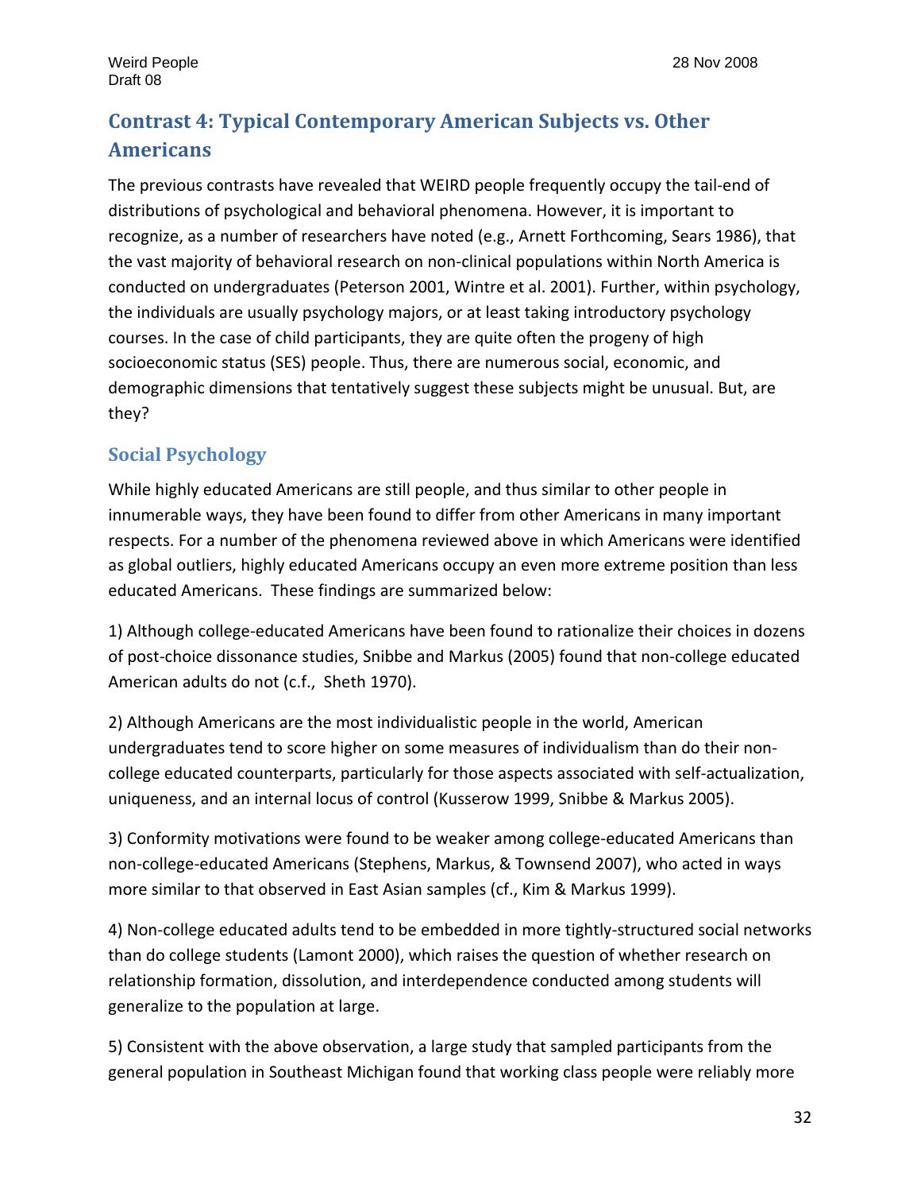## Contrast 4: Typical Contemporary American Subjects vs. Other Americans

The previous contrasts have revealed that WEIRD people frequently occupy the tail-end of distributions of psychological and behavioral phenomena. However, it is important to recognize, as a number of researchers have noted (e.g., Arnett Forthcoming, Sears 1986), that the vast majority of behavioral research on non-clinical populations within North America is conducted on undergraduates (Peterson 2001, Wintre et al. 2001). Further, within psychology, the individuals are usually psychology majors, or at least taking introductory psychology courses. In the case of child participants, they are quite often the progeny of high socioeconomic status (SES) people. Thus, there are numerous social, economic, and demographic dimensions that tentatively suggest these subjects might be unusual. But, are they?

### Social Psychology

While highly educated Americans are still people, and thus similar to other people in innumerable ways, they have been found to differ from other Americans in many important respects. For a number of the phenomena reviewed above in which Americans were identified as global outliers, highly educated Americans occupy an even more extreme position than less educated Americans. These findings are summarized below:

1) Although college-educated Americans have been found to rationalize their choices in dozens of post-choice dissonance studies, Snibbe and Markus (2005) found that non-college educated American adults do not (c.f., Sheth 1970).

2) Although Americans are the most individualistic people in the world, American undergraduates tend to score higher on some measures of individualism than do their non-college educated counterparts, particularly for those aspects associated with self-actualization, uniqueness, and an internal locus of control (Kusserow 1999, Snibbe & Markus 2005).

3) Conformity motivations were found to be weaker among college-educated Americans than non-college-educated Americans (Stephens, Markus, & Townsend 2007), who acted in ways more similar to that observed in East Asian samples (cf., Kim & Markus 1999).

4) Non-college educated adults tend to be embedded in more tightly-structured social networks than do college students (Lamont 2000), which raises the question of whether research on relationship formation, dissolution, and interdependence conducted among students will generalize to the population at large.

5) Consistent with the above observation, a large study that sampled participants from the general population in Southeast Michigan found that working class people were reliably more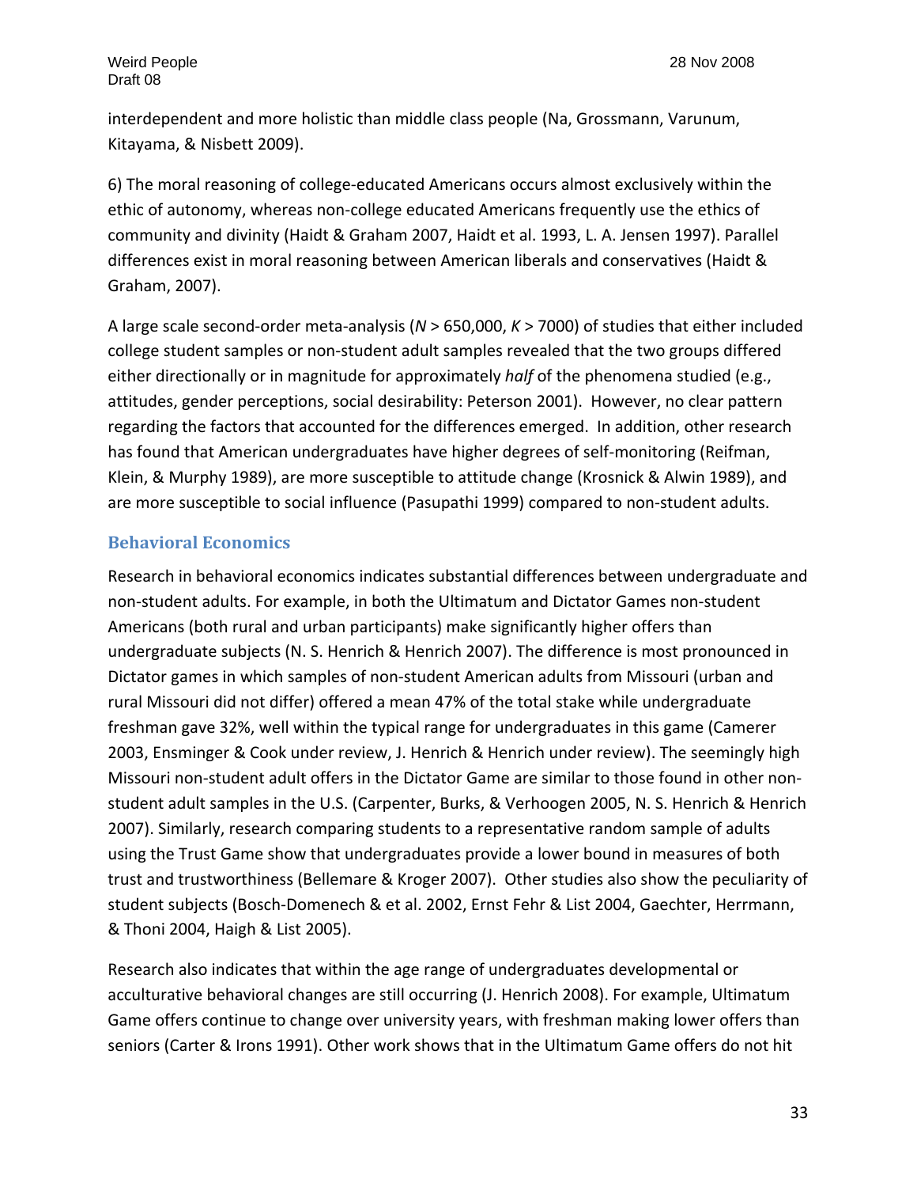interdependent and more holistic than middle class people (Na, Grossmann, Varunum, Kitayama, & Nisbett 2009).

6) The moral reasoning of college-educated Americans occurs almost exclusively within the ethic of autonomy, whereas non-college educated Americans frequently use the ethics of community and divinity (Haidt & Graham 2007, Haidt et al. 1993, L. A. Jensen 1997). Parallel differences exist in moral reasoning between American liberals and conservatives (Haidt & Graham, 2007).

A large scale second-order meta-analysis ($N$ > 650,000, $K$ > 7000) of studies that either included college student samples or non-student adult samples revealed that the two groups differed either directionally or in magnitude for approximately *half* of the phenomena studied (e.g., attitudes, gender perceptions, social desirability: Peterson 2001). However, no clear pattern regarding the factors that accounted for the differences emerged. In addition, other research has found that American undergraduates have higher degrees of self-monitoring (Reifman, Klein, & Murphy 1989), are more susceptible to attitude change (Krosnick & Alwin 1989), and are more susceptible to social influence (Pasupathi 1999) compared to non-student adults.

## Behavioral Economics

Research in behavioral economics indicates substantial differences between undergraduate and non-student adults. For example, in both the Ultimatum and Dictator Games non-student Americans (both rural and urban participants) make significantly higher offers than undergraduate subjects (N. S. Henrich & Henrich 2007). The difference is most pronounced in Dictator games in which samples of non-student American adults from Missouri (urban and rural Missouri did not differ) offered a mean 47% of the total stake while undergraduate freshman gave 32%, well within the typical range for undergraduates in this game (Camerer 2003, Ensminger & Cook under review, J. Henrich & Henrich under review). The seemingly high Missouri non-student adult offers in the Dictator Game are similar to those found in other non-student adult samples in the U.S. (Carpenter, Burks, & Verhoogen 2005, N. S. Henrich & Henrich 2007). Similarly, research comparing students to a representative random sample of adults using the Trust Game show that undergraduates provide a lower bound in measures of both trust and trustworthiness (Bellemare & Kroger 2007). Other studies also show the peculiarity of student subjects (Bosch-Domenech & et al. 2002, Ernst Fehr & List 2004, Gaechter, Herrmann, & Thoni 2004, Haigh & List 2005).

Research also indicates that within the age range of undergraduates developmental or acculturative behavioral changes are still occurring (J. Henrich 2008). For example, Ultimatum Game offers continue to change over university years, with freshman making lower offers than seniors (Carter & Irons 1991). Other work shows that in the Ultimatum Game offers do not hit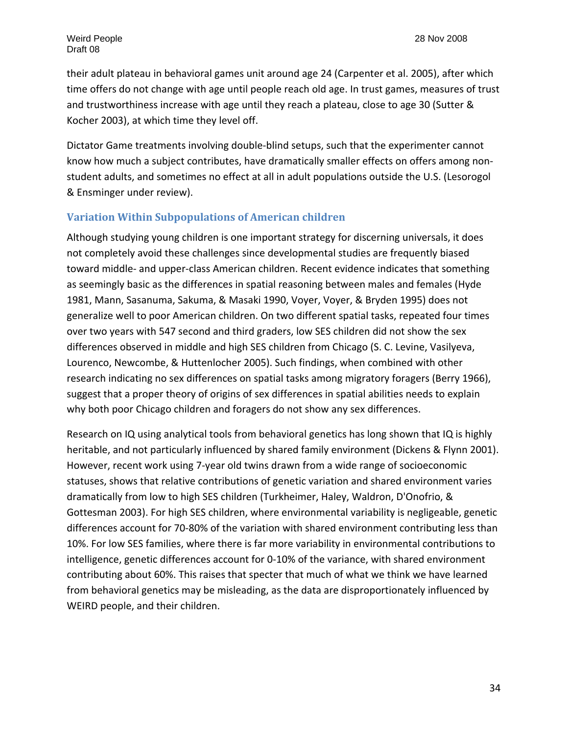their adult plateau in behavioral games unit around age 24 (Carpenter et al. 2005), after which time offers do not change with age until people reach old age. In trust games, measures of trust and trustworthiness increase with age until they reach a plateau, close to age 30 (Sutter & Kocher 2003), at which time they level off.

Dictator Game treatments involving double-blind setups, such that the experimenter cannot know how much a subject contributes, have dramatically smaller effects on offers among non-student adults, and sometimes no effect at all in adult populations outside the U.S. (Lesorogol & Ensminger under review).

### Variation Within Subpopulations of American children

Although studying young children is one important strategy for discerning universals, it does not completely avoid these challenges since developmental studies are frequently biased toward middle- and upper-class American children. Recent evidence indicates that something as seemingly basic as the differences in spatial reasoning between males and females (Hyde 1981, Mann, Sasanuma, Sakuma, & Masaki 1990, Voyer, Voyer, & Bryden 1995) does not generalize well to poor American children. On two different spatial tasks, repeated four times over two years with 547 second and third graders, low SES children did not show the sex differences observed in middle and high SES children from Chicago (S. C. Levine, Vasilyeva, Lourenco, Newcombe, & Huttenlocher 2005). Such findings, when combined with other research indicating no sex differences on spatial tasks among migratory foragers (Berry 1966), suggest that a proper theory of origins of sex differences in spatial abilities needs to explain why both poor Chicago children and foragers do not show any sex differences.

Research on IQ using analytical tools from behavioral genetics has long shown that IQ is highly heritable, and not particularly influenced by shared family environment (Dickens & Flynn 2001). However, recent work using 7-year old twins drawn from a wide range of socioeconomic statuses, shows that relative contributions of genetic variation and shared environment varies dramatically from low to high SES children (Turkheimer, Haley, Waldron, D'Onofrio, & Gottesman 2003). For high SES children, where environmental variability is negligeable, genetic differences account for 70-80% of the variation with shared environment contributing less than 10%. For low SES families, where there is far more variability in environmental contributions to intelligence, genetic differences account for 0-10% of the variance, with shared environment contributing about 60%. This raises that specter that much of what we think we have learned from behavioral genetics may be misleading, as the data are disproportionately influenced by WEIRD people, and their children.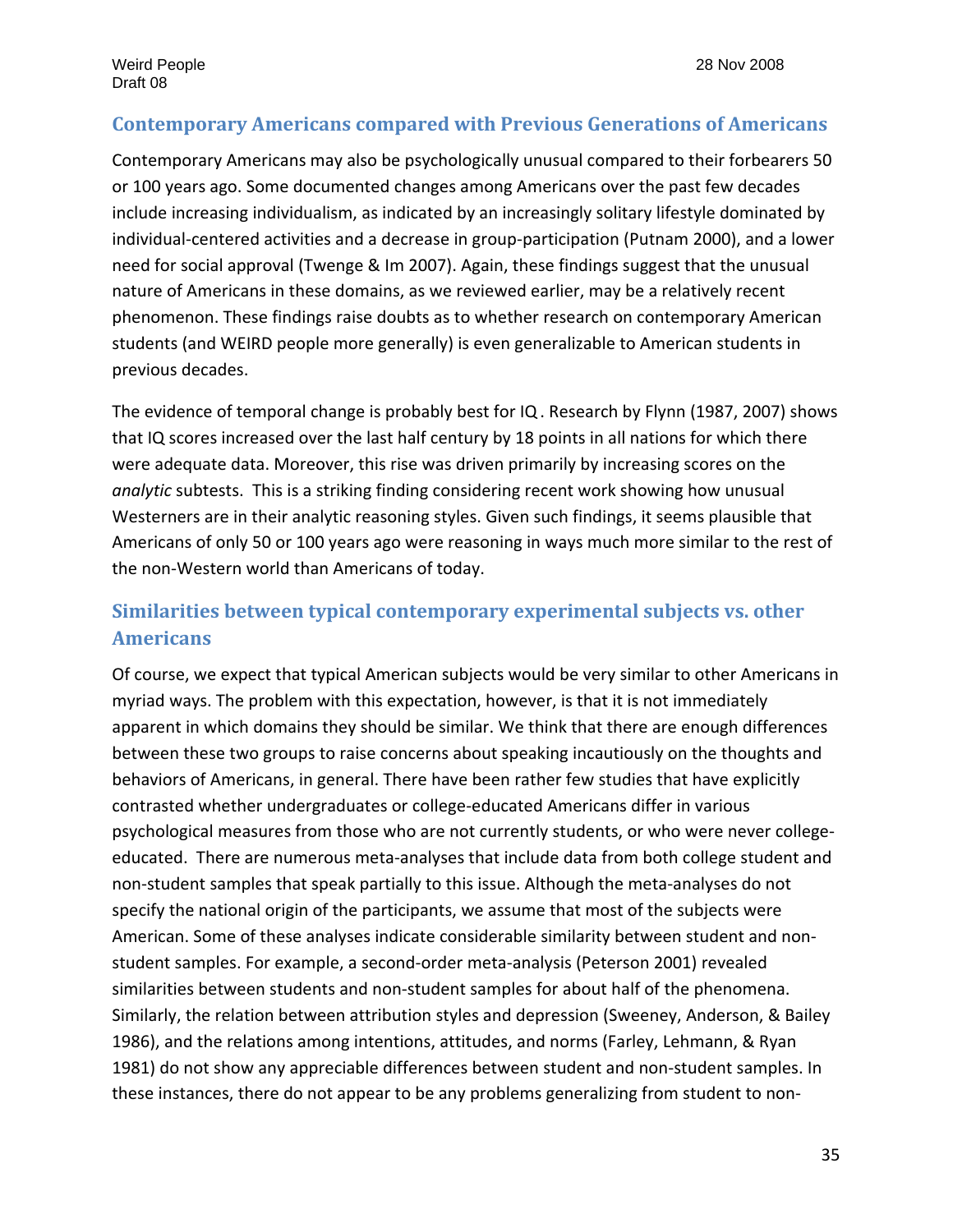## Contemporary Americans compared with Previous Generations of Americans

Contemporary Americans may also be psychologically unusual compared to their forbearers 50 or 100 years ago. Some documented changes among Americans over the past few decades include increasing individualism, as indicated by an increasingly solitary lifestyle dominated by individual-centered activities and a decrease in group-participation (Putnam 2000), and a lower need for social approval (Twenge & Im 2007). Again, these findings suggest that the unusual nature of Americans in these domains, as we reviewed earlier, may be a relatively recent phenomenon. These findings raise doubts as to whether research on contemporary American students (and WEIRD people more generally) is even generalizable to American students in previous decades.

The evidence of temporal change is probably best for IQ . Research by Flynn (1987, 2007) shows that IQ scores increased over the last half century by 18 points in all nations for which there were adequate data. Moreover, this rise was driven primarily by increasing scores on the *analytic* subtests. This is a striking finding considering recent work showing how unusual Westerners are in their analytic reasoning styles. Given such findings, it seems plausible that Americans of only 50 or 100 years ago were reasoning in ways much more similar to the rest of the non-Western world than Americans of today.

## Similarities between typical contemporary experimental subjects vs. other Americans

Of course, we expect that typical American subjects would be very similar to other Americans in myriad ways. The problem with this expectation, however, is that it is not immediately apparent in which domains they should be similar. We think that there are enough differences between these two groups to raise concerns about speaking incautiously on the thoughts and behaviors of Americans, in general. There have been rather few studies that have explicitly contrasted whether undergraduates or college-educated Americans differ in various psychological measures from those who are not currently students, or who were never college-educated. There are numerous meta-analyses that include data from both college student and non-student samples that speak partially to this issue. Although the meta-analyses do not specify the national origin of the participants, we assume that most of the subjects were American. Some of these analyses indicate considerable similarity between student and non-student samples. For example, a second-order meta-analysis (Peterson 2001) revealed similarities between students and non-student samples for about half of the phenomena. Similarly, the relation between attribution styles and depression (Sweeney, Anderson, & Bailey 1986), and the relations among intentions, attitudes, and norms (Farley, Lehmann, & Ryan 1981) do not show any appreciable differences between student and non-student samples. In these instances, there do not appear to be any problems generalizing from student to non-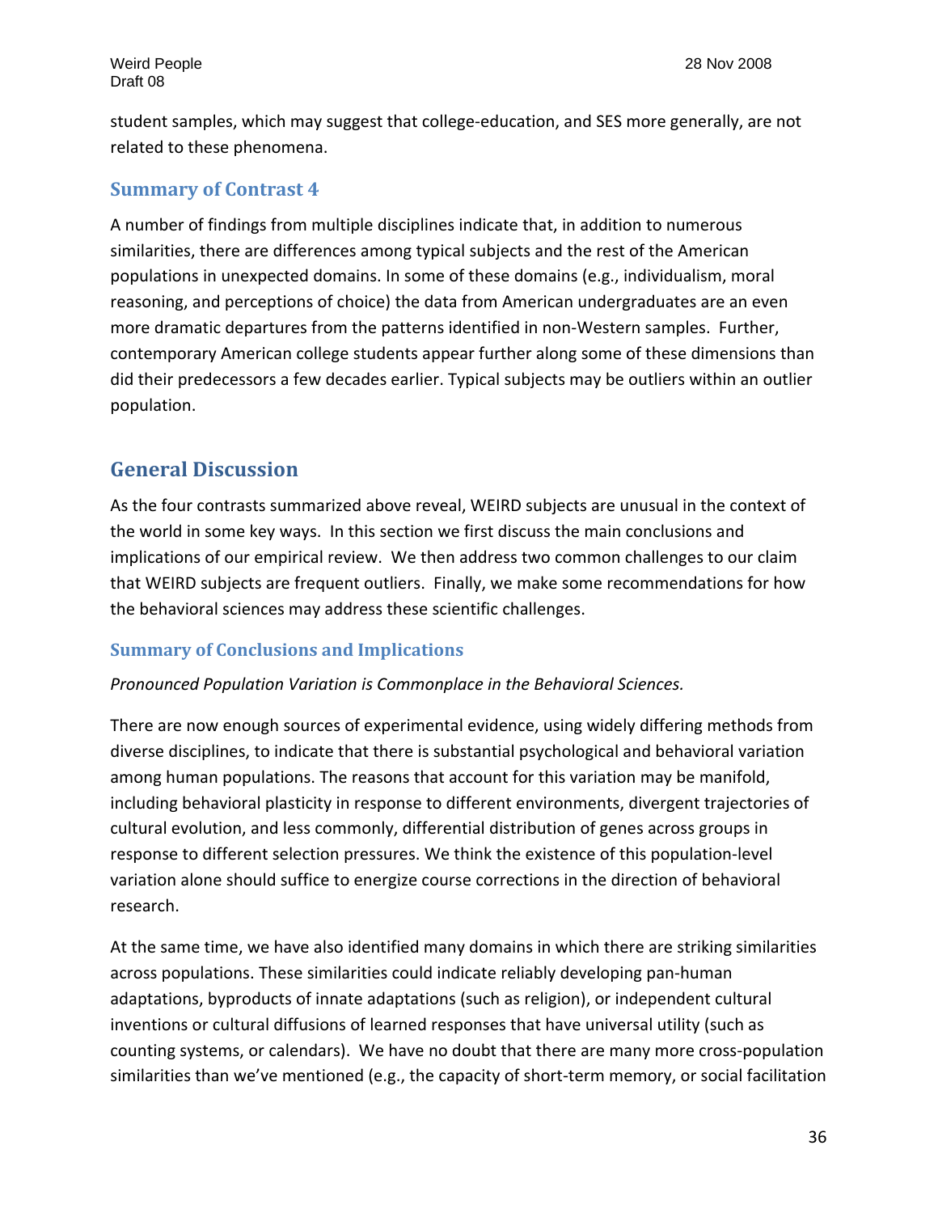student samples, which may suggest that college-education, and SES more generally, are not related to these phenomena.

### Summary of Contrast 4

A number of findings from multiple disciplines indicate that, in addition to numerous similarities, there are differences among typical subjects and the rest of the American populations in unexpected domains. In some of these domains (e.g., individualism, moral reasoning, and perceptions of choice) the data from American undergraduates are an even more dramatic departures from the patterns identified in non-Western samples. Further, contemporary American college students appear further along some of these dimensions than did their predecessors a few decades earlier. Typical subjects may be outliers within an outlier population.

## General Discussion

As the four contrasts summarized above reveal, WEIRD subjects are unusual in the context of the world in some key ways. In this section we first discuss the main conclusions and implications of our empirical review. We then address two common challenges to our claim that WEIRD subjects are frequent outliers. Finally, we make some recommendations for how the behavioral sciences may address these scientific challenges.

### Summary of Conclusions and Implications

*Pronounced Population Variation is Commonplace in the Behavioral Sciences.*

There are now enough sources of experimental evidence, using widely differing methods from diverse disciplines, to indicate that there is substantial psychological and behavioral variation among human populations. The reasons that account for this variation may be manifold, including behavioral plasticity in response to different environments, divergent trajectories of cultural evolution, and less commonly, differential distribution of genes across groups in response to different selection pressures. We think the existence of this population-level variation alone should suffice to energize course corrections in the direction of behavioral research.

At the same time, we have also identified many domains in which there are striking similarities across populations. These similarities could indicate reliably developing pan-human adaptations, byproducts of innate adaptations (such as religion), or independent cultural inventions or cultural diffusions of learned responses that have universal utility (such as counting systems, or calendars). We have no doubt that there are many more cross-population similarities than we've mentioned (e.g., the capacity of short-term memory, or social facilitation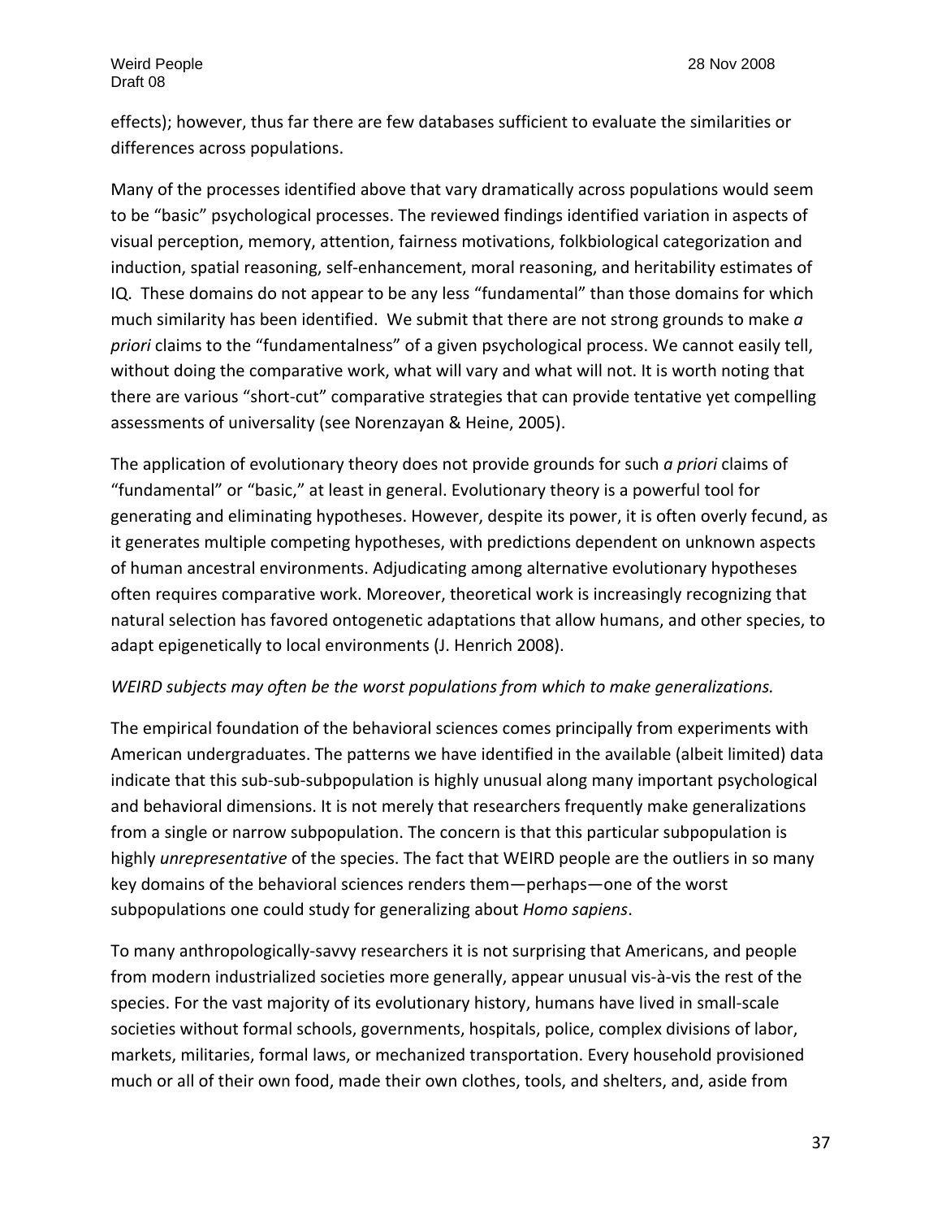effects); however, thus far there are few databases sufficient to evaluate the similarities or differences across populations.

Many of the processes identified above that vary dramatically across populations would seem to be "basic" psychological processes. The reviewed findings identified variation in aspects of visual perception, memory, attention, fairness motivations, folkbiological categorization and induction, spatial reasoning, self-enhancement, moral reasoning, and heritability estimates of IQ. These domains do not appear to be any less "fundamental" than those domains for which much similarity has been identified. We submit that there are not strong grounds to make *a priori* claims to the "fundamentalness" of a given psychological process. We cannot easily tell, without doing the comparative work, what will vary and what will not. It is worth noting that there are various "short-cut" comparative strategies that can provide tentative yet compelling assessments of universality (see Norenzayan & Heine, 2005).

The application of evolutionary theory does not provide grounds for such *a priori* claims of "fundamental" or "basic," at least in general. Evolutionary theory is a powerful tool for generating and eliminating hypotheses. However, despite its power, it is often overly fecund, as it generates multiple competing hypotheses, with predictions dependent on unknown aspects of human ancestral environments. Adjudicating among alternative evolutionary hypotheses often requires comparative work. Moreover, theoretical work is increasingly recognizing that natural selection has favored ontogenetic adaptations that allow humans, and other species, to adapt epigenetically to local environments (J. Henrich 2008).

*WEIRD subjects may often be the worst populations from which to make generalizations.*

The empirical foundation of the behavioral sciences comes principally from experiments with American undergraduates. The patterns we have identified in the available (albeit limited) data indicate that this sub-sub-subpopulation is highly unusual along many important psychological and behavioral dimensions. It is not merely that researchers frequently make generalizations from a single or narrow subpopulation. The concern is that this particular subpopulation is highly *unrepresentative* of the species. The fact that WEIRD people are the outliers in so many key domains of the behavioral sciences renders them—perhaps—one of the worst subpopulations one could study for generalizing about *Homo sapiens*.

To many anthropologically-savvy researchers it is not surprising that Americans, and people from modern industrialized societies more generally, appear unusual vis-à-vis the rest of the species. For the vast majority of its evolutionary history, humans have lived in small-scale societies without formal schools, governments, hospitals, police, complex divisions of labor, markets, militaries, formal laws, or mechanized transportation. Every household provisioned much or all of their own food, made their own clothes, tools, and shelters, and, aside from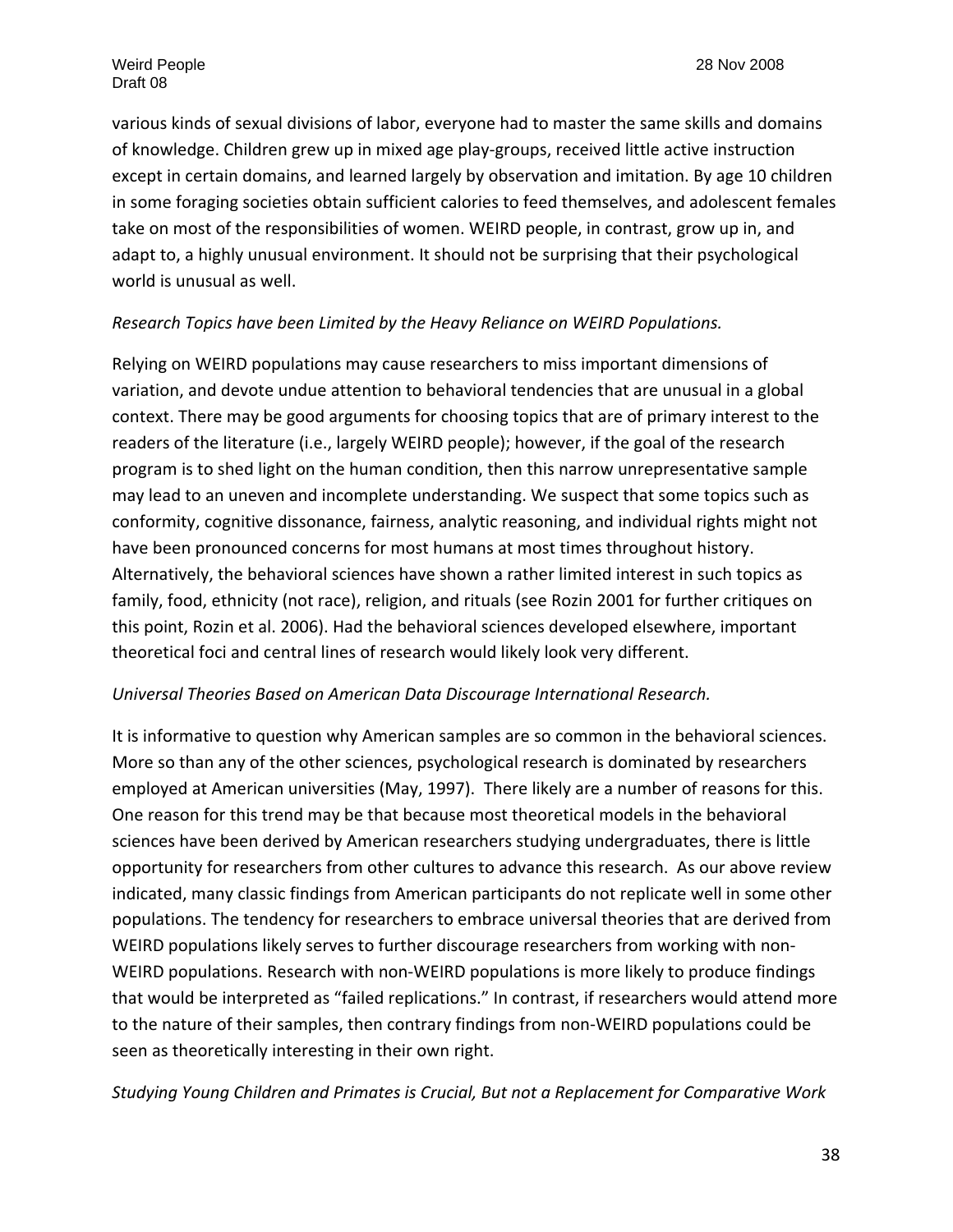various kinds of sexual divisions of labor, everyone had to master the same skills and domains of knowledge. Children grew up in mixed age play-groups, received little active instruction except in certain domains, and learned largely by observation and imitation. By age 10 children in some foraging societies obtain sufficient calories to feed themselves, and adolescent females take on most of the responsibilities of women. WEIRD people, in contrast, grow up in, and adapt to, a highly unusual environment. It should not be surprising that their psychological world is unusual as well.

*Research Topics have been Limited by the Heavy Reliance on WEIRD Populations.*

Relying on WEIRD populations may cause researchers to miss important dimensions of variation, and devote undue attention to behavioral tendencies that are unusual in a global context. There may be good arguments for choosing topics that are of primary interest to the readers of the literature (i.e., largely WEIRD people); however, if the goal of the research program is to shed light on the human condition, then this narrow unrepresentative sample may lead to an uneven and incomplete understanding. We suspect that some topics such as conformity, cognitive dissonance, fairness, analytic reasoning, and individual rights might not have been pronounced concerns for most humans at most times throughout history. Alternatively, the behavioral sciences have shown a rather limited interest in such topics as family, food, ethnicity (not race), religion, and rituals (see Rozin 2001 for further critiques on this point, Rozin et al. 2006). Had the behavioral sciences developed elsewhere, important theoretical foci and central lines of research would likely look very different.

*Universal Theories Based on American Data Discourage International Research.*

It is informative to question why American samples are so common in the behavioral sciences. More so than any of the other sciences, psychological research is dominated by researchers employed at American universities (May, 1997). There likely are a number of reasons for this. One reason for this trend may be that because most theoretical models in the behavioral sciences have been derived by American researchers studying undergraduates, there is little opportunity for researchers from other cultures to advance this research. As our above review indicated, many classic findings from American participants do not replicate well in some other populations. The tendency for researchers to embrace universal theories that are derived from WEIRD populations likely serves to further discourage researchers from working with non-WEIRD populations. Research with non-WEIRD populations is more likely to produce findings that would be interpreted as "failed replications." In contrast, if researchers would attend more to the nature of their samples, then contrary findings from non-WEIRD populations could be seen as theoretically interesting in their own right.

*Studying Young Children and Primates is Crucial, But not a Replacement for Comparative Work*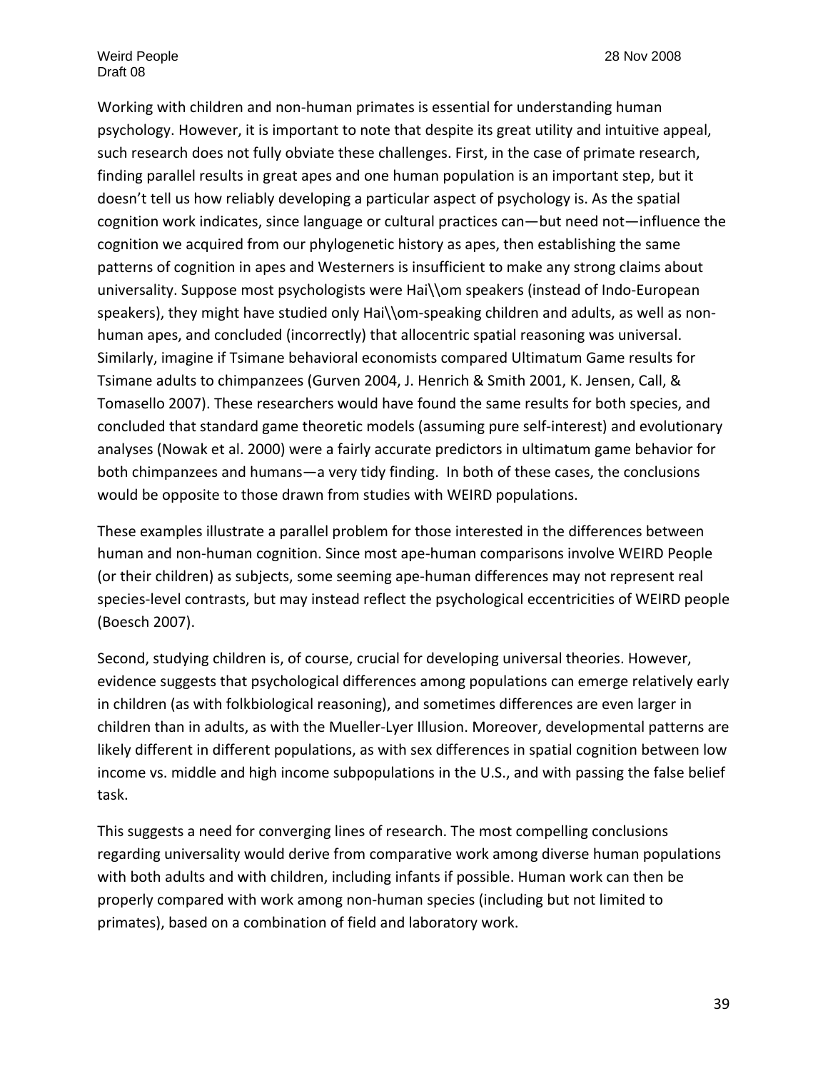Working with children and non-human primates is essential for understanding human psychology. However, it is important to note that despite its great utility and intuitive appeal, such research does not fully obviate these challenges. First, in the case of primate research, finding parallel results in great apes and one human population is an important step, but it doesn't tell us how reliably developing a particular aspect of psychology is. As the spatial cognition work indicates, since language or cultural practices can—but need not—influence the cognition we acquired from our phylogenetic history as apes, then establishing the same patterns of cognition in apes and Westerners is insufficient to make any strong claims about universality. Suppose most psychologists were Hai\\om speakers (instead of Indo-European speakers), they might have studied only Hai\\om-speaking children and adults, as well as non-human apes, and concluded (incorrectly) that allocentric spatial reasoning was universal. Similarly, imagine if Tsimane behavioral economists compared Ultimatum Game results for Tsimane adults to chimpanzees (Gurven 2004, J. Henrich & Smith 2001, K. Jensen, Call, & Tomasello 2007). These researchers would have found the same results for both species, and concluded that standard game theoretic models (assuming pure self-interest) and evolutionary analyses (Nowak et al. 2000) were a fairly accurate predictors in ultimatum game behavior for both chimpanzees and humans—a very tidy finding. In both of these cases, the conclusions would be opposite to those drawn from studies with WEIRD populations.

These examples illustrate a parallel problem for those interested in the differences between human and non-human cognition. Since most ape-human comparisons involve WEIRD People (or their children) as subjects, some seeming ape-human differences may not represent real species-level contrasts, but may instead reflect the psychological eccentricities of WEIRD people (Boesch 2007).

Second, studying children is, of course, crucial for developing universal theories. However, evidence suggests that psychological differences among populations can emerge relatively early in children (as with folkbiological reasoning), and sometimes differences are even larger in children than in adults, as with the Mueller-Lyer Illusion. Moreover, developmental patterns are likely different in different populations, as with sex differences in spatial cognition between low income vs. middle and high income subpopulations in the U.S., and with passing the false belief task.

This suggests a need for converging lines of research. The most compelling conclusions regarding universality would derive from comparative work among diverse human populations with both adults and with children, including infants if possible. Human work can then be properly compared with work among non-human species (including but not limited to primates), based on a combination of field and laboratory work.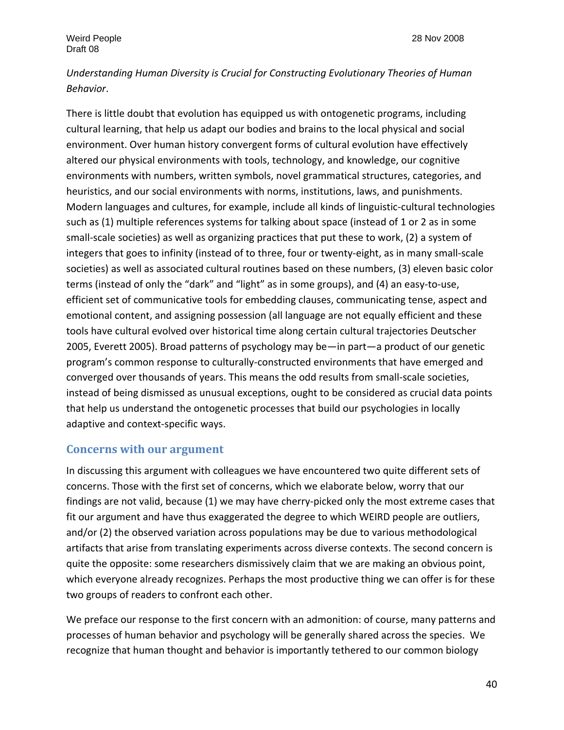*Understanding Human Diversity is Crucial for Constructing Evolutionary Theories of Human Behavior*.

There is little doubt that evolution has equipped us with ontogenetic programs, including cultural learning, that help us adapt our bodies and brains to the local physical and social environment. Over human history convergent forms of cultural evolution have effectively altered our physical environments with tools, technology, and knowledge, our cognitive environments with numbers, written symbols, novel grammatical structures, categories, and heuristics, and our social environments with norms, institutions, laws, and punishments. Modern languages and cultures, for example, include all kinds of linguistic-cultural technologies such as (1) multiple references systems for talking about space (instead of 1 or 2 as in some small-scale societies) as well as organizing practices that put these to work, (2) a system of integers that goes to infinity (instead of to three, four or twenty-eight, as in many small-scale societies) as well as associated cultural routines based on these numbers, (3) eleven basic color terms (instead of only the "dark" and "light" as in some groups), and (4) an easy-to-use, efficient set of communicative tools for embedding clauses, communicating tense, aspect and emotional content, and assigning possession (all language are not equally efficient and these tools have cultural evolved over historical time along certain cultural trajectories Deutscher 2005, Everett 2005). Broad patterns of psychology may be—in part—a product of our genetic program's common response to culturally-constructed environments that have emerged and converged over thousands of years. This means the odd results from small-scale societies, instead of being dismissed as unusual exceptions, ought to be considered as crucial data points that help us understand the ontogenetic processes that build our psychologies in locally adaptive and context-specific ways.

## Concerns with our argument

In discussing this argument with colleagues we have encountered two quite different sets of concerns. Those with the first set of concerns, which we elaborate below, worry that our findings are not valid, because (1) we may have cherry-picked only the most extreme cases that fit our argument and have thus exaggerated the degree to which WEIRD people are outliers, and/or (2) the observed variation across populations may be due to various methodological artifacts that arise from translating experiments across diverse contexts. The second concern is quite the opposite: some researchers dismissively claim that we are making an obvious point, which everyone already recognizes. Perhaps the most productive thing we can offer is for these two groups of readers to confront each other.

We preface our response to the first concern with an admonition: of course, many patterns and processes of human behavior and psychology will be generally shared across the species. We recognize that human thought and behavior is importantly tethered to our common biology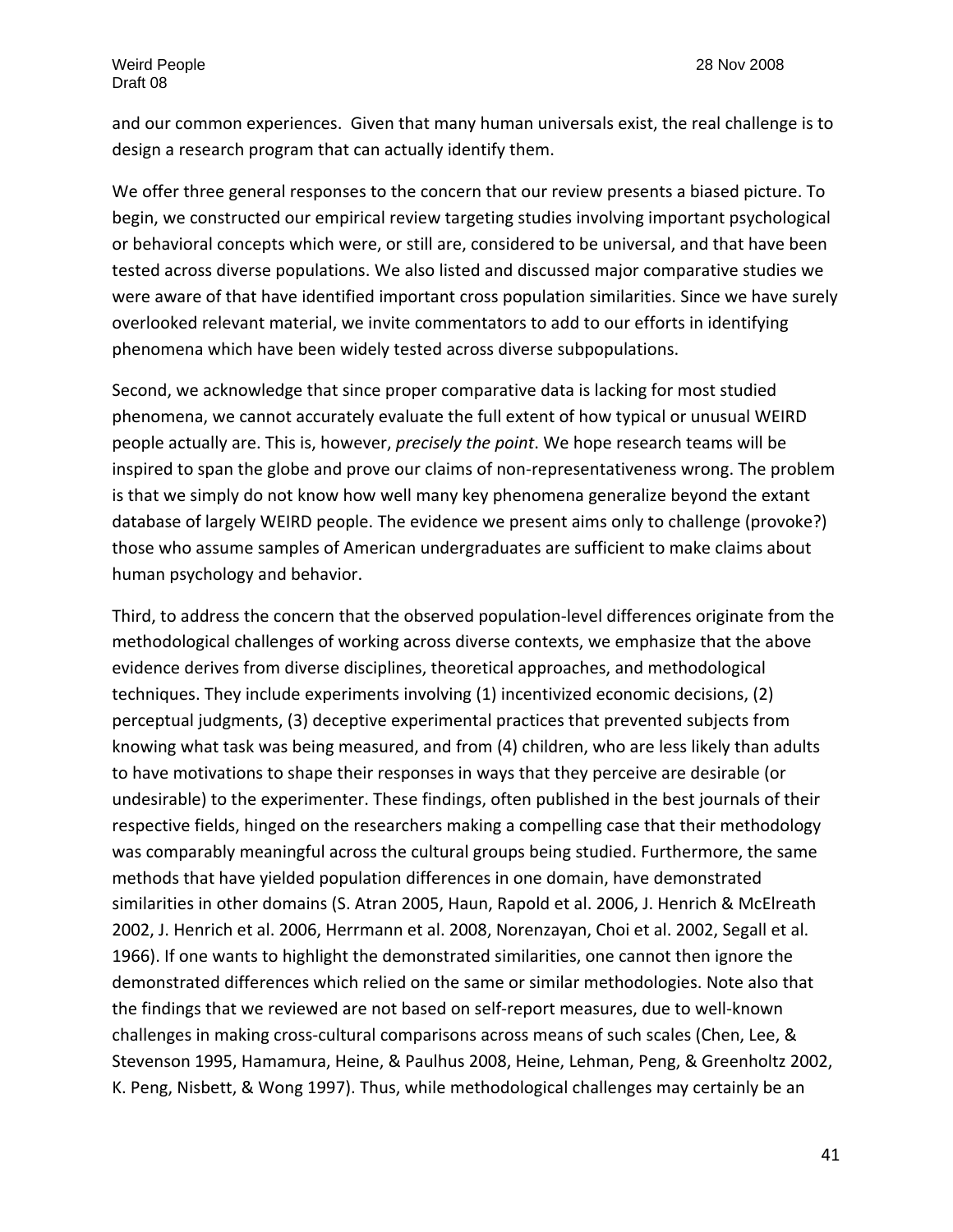and our common experiences. Given that many human universals exist, the real challenge is to design a research program that can actually identify them.

We offer three general responses to the concern that our review presents a biased picture. To begin, we constructed our empirical review targeting studies involving important psychological or behavioral concepts which were, or still are, considered to be universal, and that have been tested across diverse populations. We also listed and discussed major comparative studies we were aware of that have identified important cross population similarities. Since we have surely overlooked relevant material, we invite commentators to add to our efforts in identifying phenomena which have been widely tested across diverse subpopulations.

Second, we acknowledge that since proper comparative data is lacking for most studied phenomena, we cannot accurately evaluate the full extent of how typical or unusual WEIRD people actually are. This is, however, *precisely the point*. We hope research teams will be inspired to span the globe and prove our claims of non-representativeness wrong. The problem is that we simply do not know how well many key phenomena generalize beyond the extant database of largely WEIRD people. The evidence we present aims only to challenge (provoke?) those who assume samples of American undergraduates are sufficient to make claims about human psychology and behavior.

Third, to address the concern that the observed population-level differences originate from the methodological challenges of working across diverse contexts, we emphasize that the above evidence derives from diverse disciplines, theoretical approaches, and methodological techniques. They include experiments involving (1) incentivized economic decisions, (2) perceptual judgments, (3) deceptive experimental practices that prevented subjects from knowing what task was being measured, and from (4) children, who are less likely than adults to have motivations to shape their responses in ways that they perceive are desirable (or undesirable) to the experimenter. These findings, often published in the best journals of their respective fields, hinged on the researchers making a compelling case that their methodology was comparably meaningful across the cultural groups being studied. Furthermore, the same methods that have yielded population differences in one domain, have demonstrated similarities in other domains (S. Atran 2005, Haun, Rapold et al. 2006, J. Henrich & McElreath 2002, J. Henrich et al. 2006, Herrmann et al. 2008, Norenzayan, Choi et al. 2002, Segall et al. 1966). If one wants to highlight the demonstrated similarities, one cannot then ignore the demonstrated differences which relied on the same or similar methodologies. Note also that the findings that we reviewed are not based on self-report measures, due to well-known challenges in making cross-cultural comparisons across means of such scales (Chen, Lee, & Stevenson 1995, Hamamura, Heine, & Paulhus 2008, Heine, Lehman, Peng, & Greenholtz 2002, K. Peng, Nisbett, & Wong 1997). Thus, while methodological challenges may certainly be an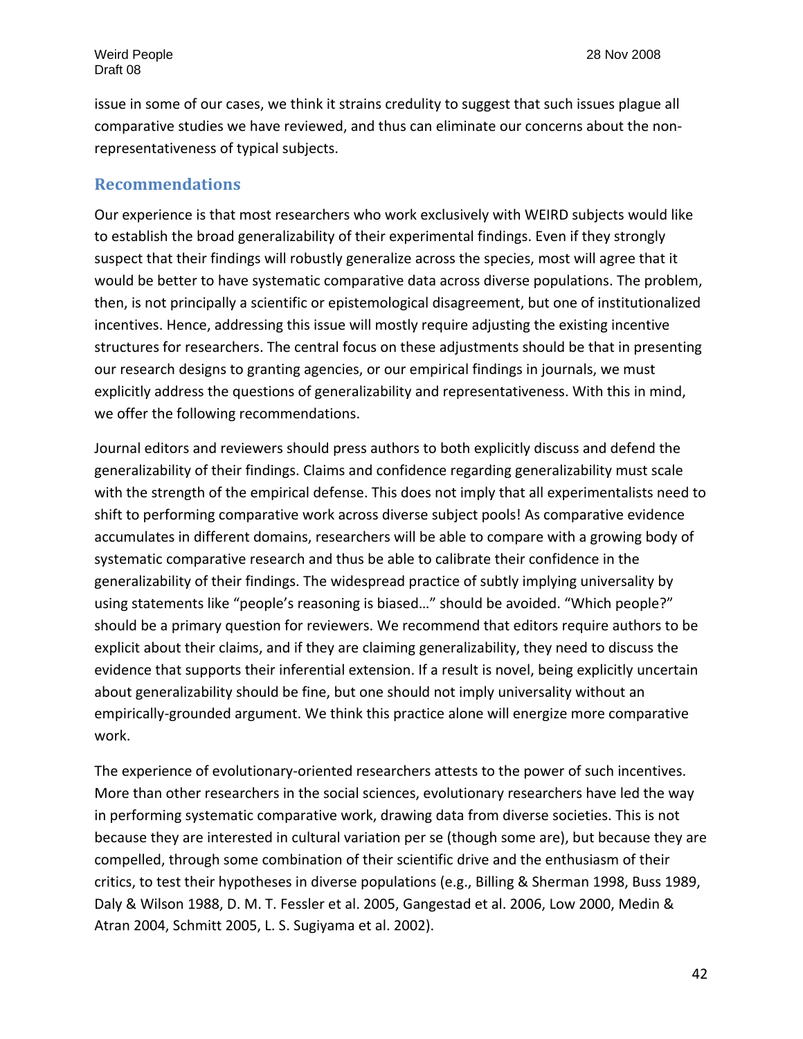issue in some of our cases, we think it strains credulity to suggest that such issues plague all comparative studies we have reviewed, and thus can eliminate our concerns about the non-representativeness of typical subjects.

## Recommendations

Our experience is that most researchers who work exclusively with WEIRD subjects would like to establish the broad generalizability of their experimental findings. Even if they strongly suspect that their findings will robustly generalize across the species, most will agree that it would be better to have systematic comparative data across diverse populations. The problem, then, is not principally a scientific or epistemological disagreement, but one of institutionalized incentives. Hence, addressing this issue will mostly require adjusting the existing incentive structures for researchers. The central focus on these adjustments should be that in presenting our research designs to granting agencies, or our empirical findings in journals, we must explicitly address the questions of generalizability and representativeness. With this in mind, we offer the following recommendations.

Journal editors and reviewers should press authors to both explicitly discuss and defend the generalizability of their findings. Claims and confidence regarding generalizability must scale with the strength of the empirical defense. This does not imply that all experimentalists need to shift to performing comparative work across diverse subject pools! As comparative evidence accumulates in different domains, researchers will be able to compare with a growing body of systematic comparative research and thus be able to calibrate their confidence in the generalizability of their findings. The widespread practice of subtly implying universality by using statements like "people's reasoning is biased…" should be avoided. "Which people?" should be a primary question for reviewers. We recommend that editors require authors to be explicit about their claims, and if they are claiming generalizability, they need to discuss the evidence that supports their inferential extension. If a result is novel, being explicitly uncertain about generalizability should be fine, but one should not imply universality without an empirically-grounded argument. We think this practice alone will energize more comparative work.

The experience of evolutionary-oriented researchers attests to the power of such incentives. More than other researchers in the social sciences, evolutionary researchers have led the way in performing systematic comparative work, drawing data from diverse societies. This is not because they are interested in cultural variation per se (though some are), but because they are compelled, through some combination of their scientific drive and the enthusiasm of their critics, to test their hypotheses in diverse populations (e.g., Billing & Sherman 1998, Buss 1989, Daly & Wilson 1988, D. M. T. Fessler et al. 2005, Gangestad et al. 2006, Low 2000, Medin & Atran 2004, Schmitt 2005, L. S. Sugiyama et al. 2002).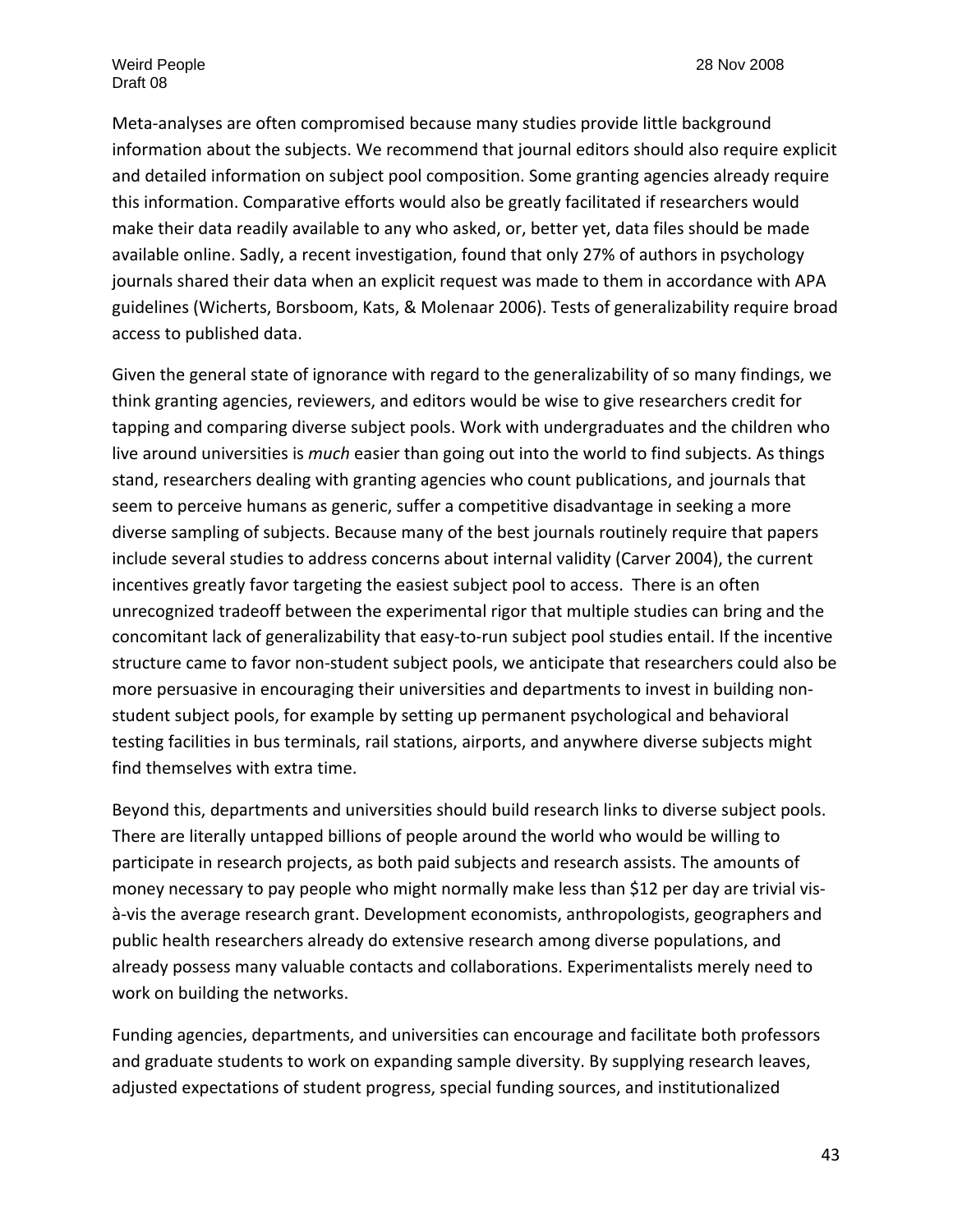Meta-analyses are often compromised because many studies provide little background information about the subjects. We recommend that journal editors should also require explicit and detailed information on subject pool composition. Some granting agencies already require this information. Comparative efforts would also be greatly facilitated if researchers would make their data readily available to any who asked, or, better yet, data files should be made available online. Sadly, a recent investigation, found that only 27% of authors in psychology journals shared their data when an explicit request was made to them in accordance with APA guidelines (Wicherts, Borsboom, Kats, & Molenaar 2006). Tests of generalizability require broad access to published data.

Given the general state of ignorance with regard to the generalizability of so many findings, we think granting agencies, reviewers, and editors would be wise to give researchers credit for tapping and comparing diverse subject pools. Work with undergraduates and the children who live around universities is *much* easier than going out into the world to find subjects. As things stand, researchers dealing with granting agencies who count publications, and journals that seem to perceive humans as generic, suffer a competitive disadvantage in seeking a more diverse sampling of subjects. Because many of the best journals routinely require that papers include several studies to address concerns about internal validity (Carver 2004), the current incentives greatly favor targeting the easiest subject pool to access. There is an often unrecognized tradeoff between the experimental rigor that multiple studies can bring and the concomitant lack of generalizability that easy-to-run subject pool studies entail. If the incentive structure came to favor non-student subject pools, we anticipate that researchers could also be more persuasive in encouraging their universities and departments to invest in building non-student subject pools, for example by setting up permanent psychological and behavioral testing facilities in bus terminals, rail stations, airports, and anywhere diverse subjects might find themselves with extra time.

Beyond this, departments and universities should build research links to diverse subject pools. There are literally untapped billions of people around the world who would be willing to participate in research projects, as both paid subjects and research assists. The amounts of money necessary to pay people who might normally make less than $12 per day are trivial vis-à-vis the average research grant. Development economists, anthropologists, geographers and public health researchers already do extensive research among diverse populations, and already possess many valuable contacts and collaborations. Experimentalists merely need to work on building the networks.

Funding agencies, departments, and universities can encourage and facilitate both professors and graduate students to work on expanding sample diversity. By supplying research leaves, adjusted expectations of student progress, special funding sources, and institutionalized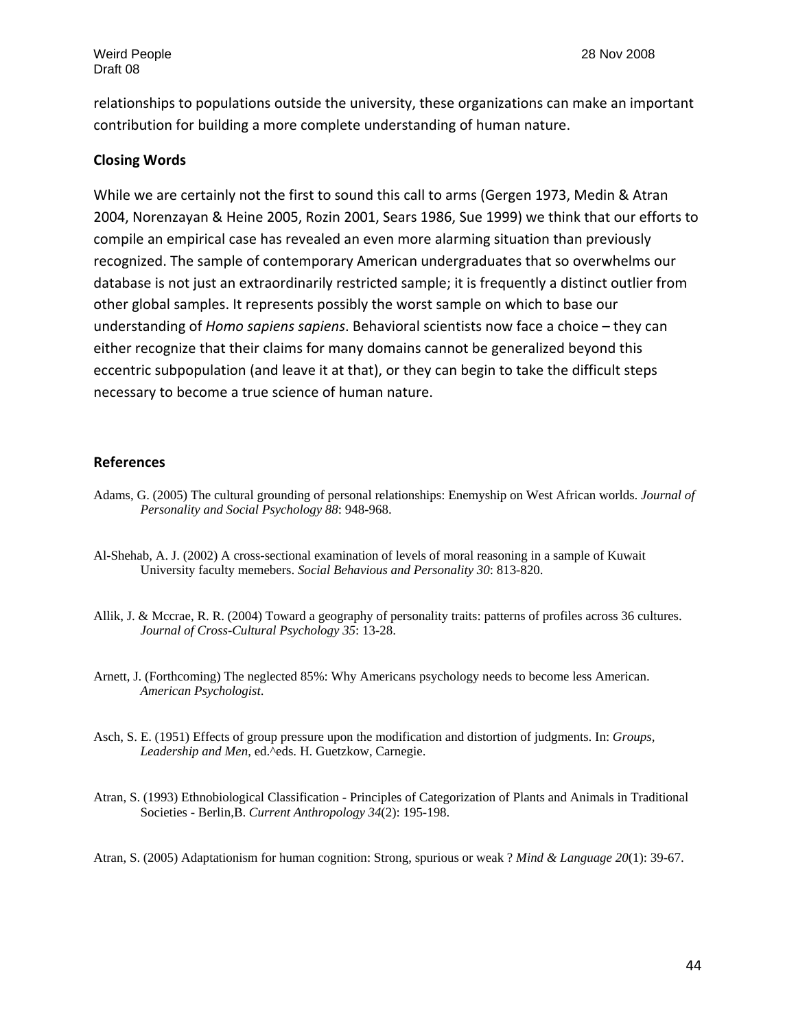relationships to populations outside the university, these organizations can make an important contribution for building a more complete understanding of human nature.

## Closing Words

While we are certainly not the first to sound this call to arms (Gergen 1973, Medin & Atran 2004, Norenzayan & Heine 2005, Rozin 2001, Sears 1986, Sue 1999) we think that our efforts to compile an empirical case has revealed an even more alarming situation than previously recognized. The sample of contemporary American undergraduates that so overwhelms our database is not just an extraordinarily restricted sample; it is frequently a distinct outlier from other global samples. It represents possibly the worst sample on which to base our understanding of *Homo sapiens sapiens*. Behavioral scientists now face a choice – they can either recognize that their claims for many domains cannot be generalized beyond this eccentric subpopulation (and leave it at that), or they can begin to take the difficult steps necessary to become a true science of human nature.

## References

Adams, G. (2005) The cultural grounding of personal relationships: Enemyship on West African worlds. *Journal of Personality and Social Psychology 88*: 948-968.

Al-Shehab, A. J. (2002) A cross-sectional examination of levels of moral reasoning in a sample of Kuwait University faculty memebers. *Social Behavious and Personality 30*: 813-820.

Allik, J. & Mccrae, R. R. (2004) Toward a geography of personality traits: patterns of profiles across 36 cultures. *Journal of Cross-Cultural Psychology 35*: 13-28.

Arnett, J. (Forthcoming) The neglected 85%: Why Americans psychology needs to become less American. *American Psychologist*.

Asch, S. E. (1951) Effects of group pressure upon the modification and distortion of judgments. In: *Groups, Leadership and Men*, ed.^eds. H. Guetzkow, Carnegie.

Atran, S. (1993) Ethnobiological Classification - Principles of Categorization of Plants and Animals in Traditional Societies - Berlin,B. *Current Anthropology 34*(2): 195-198.

Atran, S. (2005) Adaptationism for human cognition: Strong, spurious or weak ? *Mind & Language 20*(1): 39-67.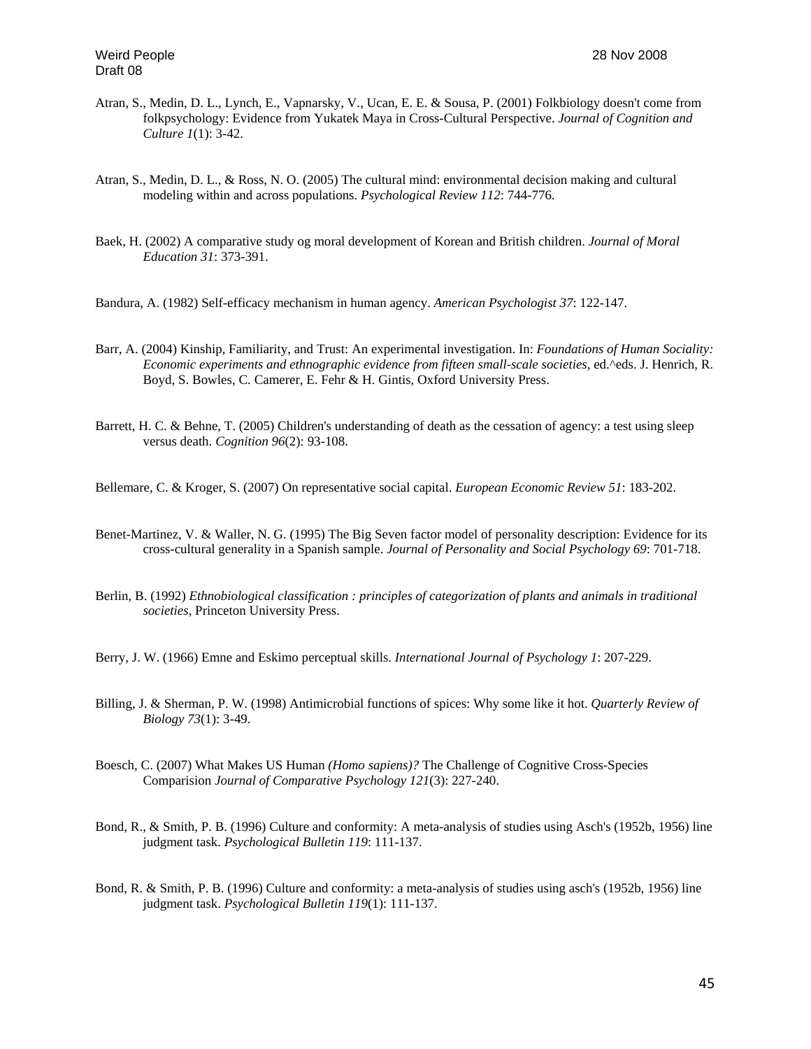Atran, S., Medin, D. L., Lynch, E., Vapnarsky, V., Ucan, E. E. & Sousa, P. (2001) Folkbiology doesn't come from folkpsychology: Evidence from Yukatek Maya in Cross-Cultural Perspective. *Journal of Cognition and Culture 1*(1): 3-42.

Atran, S., Medin, D. L., & Ross, N. O. (2005) The cultural mind: environmental decision making and cultural modeling within and across populations. *Psychological Review 112*: 744-776.

Baek, H. (2002) A comparative study og moral development of Korean and British children. *Journal of Moral Education 31*: 373-391.

Bandura, A. (1982) Self-efficacy mechanism in human agency. *American Psychologist 37*: 122-147.

Barr, A. (2004) Kinship, Familiarity, and Trust: An experimental investigation. In: *Foundations of Human Sociality: Economic experiments and ethnographic evidence from fifteen small-scale societies*, ed.^eds. J. Henrich, R. Boyd, S. Bowles, C. Camerer, E. Fehr & H. Gintis, Oxford University Press.

Barrett, H. C. & Behne, T. (2005) Children's understanding of death as the cessation of agency: a test using sleep versus death. *Cognition 96*(2): 93-108.

Bellemare, C. & Kroger, S. (2007) On representative social capital. *European Economic Review 51*: 183-202.

Benet-Martinez, V. & Waller, N. G. (1995) The Big Seven factor model of personality description: Evidence for its cross-cultural generality in a Spanish sample. *Journal of Personality and Social Psychology 69*: 701-718.

Berlin, B. (1992) *Ethnobiological classification : principles of categorization of plants and animals in traditional societies*, Princeton University Press.

Berry, J. W. (1966) Emne and Eskimo perceptual skills. *International Journal of Psychology 1*: 207-229.

Billing, J. & Sherman, P. W. (1998) Antimicrobial functions of spices: Why some like it hot. *Quarterly Review of Biology 73*(1): 3-49.

Boesch, C. (2007) What Makes US Human *(Homo sapiens)?* The Challenge of Cognitive Cross-Species Comparision *Journal of Comparative Psychology 121*(3): 227-240.

Bond, R., & Smith, P. B. (1996) Culture and conformity: A meta-analysis of studies using Asch's (1952b, 1956) line judgment task. *Psychological Bulletin 119*: 111-137.

Bond, R. & Smith, P. B. (1996) Culture and conformity: a meta-analysis of studies using asch's (1952b, 1956) line judgment task. *Psychological Bulletin 119*(1): 111-137.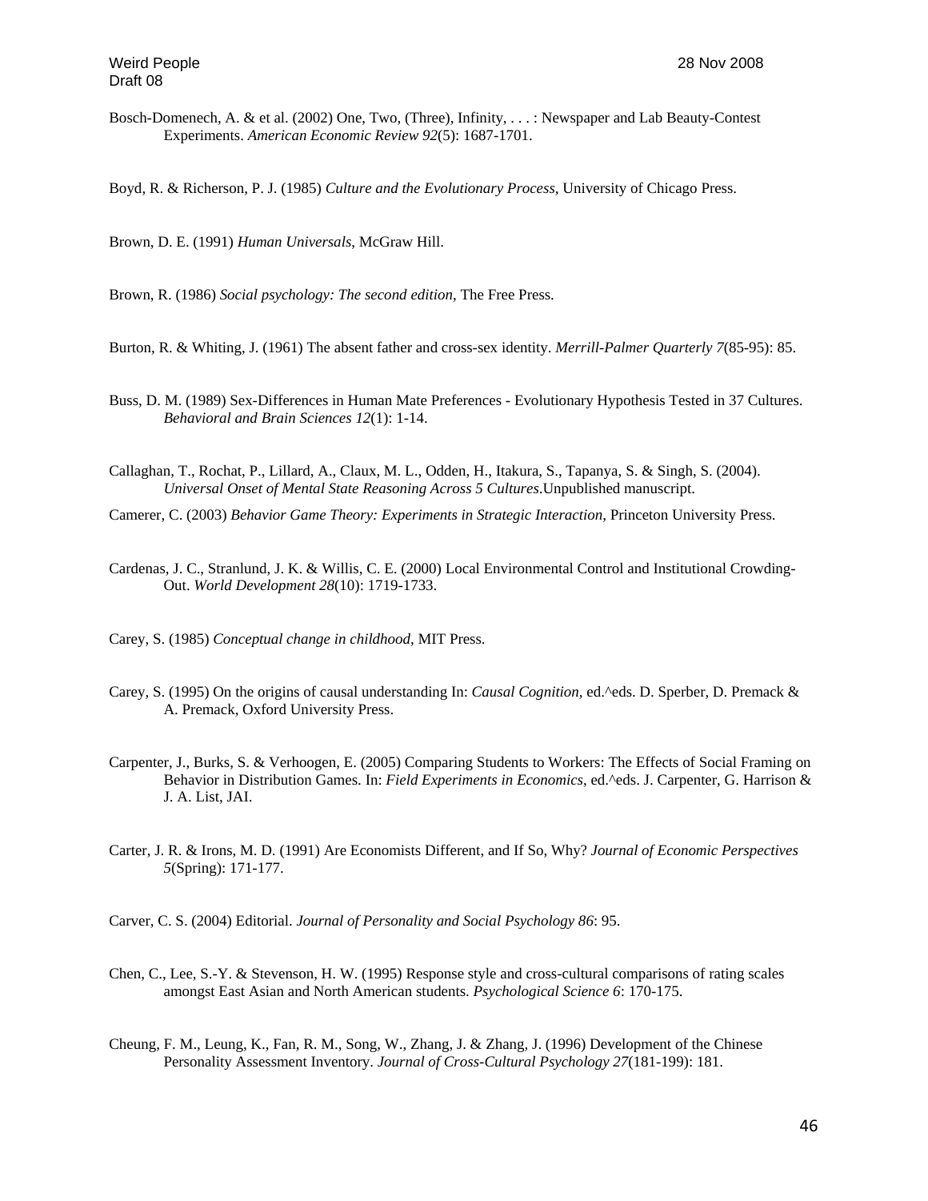Bosch-Domenech, A. & et al. (2002) One, Two, (Three), Infinity, . . . : Newspaper and Lab Beauty-Contest Experiments. *American Economic Review 92*(5): 1687-1701.

Boyd, R. & Richerson, P. J. (1985) *Culture and the Evolutionary Process*, University of Chicago Press.

Brown, D. E. (1991) *Human Universals*, McGraw Hill.

Brown, R. (1986) *Social psychology: The second edition*, The Free Press.

Burton, R. & Whiting, J. (1961) The absent father and cross-sex identity. *Merrill-Palmer Quarterly 7*(85-95): 85.

Buss, D. M. (1989) Sex-Differences in Human Mate Preferences - Evolutionary Hypothesis Tested in 37 Cultures. *Behavioral and Brain Sciences 12*(1): 1-14.

Callaghan, T., Rochat, P., Lillard, A., Claux, M. L., Odden, H., Itakura, S., Tapanya, S. & Singh, S. (2004). *Universal Onset of Mental State Reasoning Across 5 Cultures*.Unpublished manuscript.

Camerer, C. (2003) *Behavior Game Theory: Experiments in Strategic Interaction*, Princeton University Press.

Cardenas, J. C., Stranlund, J. K. & Willis, C. E. (2000) Local Environmental Control and Institutional Crowding-Out. *World Development 28*(10): 1719-1733.

Carey, S. (1985) *Conceptual change in childhood*, MIT Press.

Carey, S. (1995) On the origins of causal understanding In: *Causal Cognition*, ed.^eds. D. Sperber, D. Premack & A. Premack, Oxford University Press.

Carpenter, J., Burks, S. & Verhoogen, E. (2005) Comparing Students to Workers: The Effects of Social Framing on Behavior in Distribution Games. In: *Field Experiments in Economics*, ed.^eds. J. Carpenter, G. Harrison & J. A. List, JAI.

Carter, J. R. & Irons, M. D. (1991) Are Economists Different, and If So, Why? *Journal of Economic Perspectives 5*(Spring): 171-177.

Carver, C. S. (2004) Editorial. *Journal of Personality and Social Psychology 86*: 95.

Chen, C., Lee, S.-Y. & Stevenson, H. W. (1995) Response style and cross-cultural comparisons of rating scales amongst East Asian and North American students. *Psychological Science 6*: 170-175.

Cheung, F. M., Leung, K., Fan, R. M., Song, W., Zhang, J. & Zhang, J. (1996) Development of the Chinese Personality Assessment Inventory. *Journal of Cross-Cultural Psychology 27*(181-199): 181.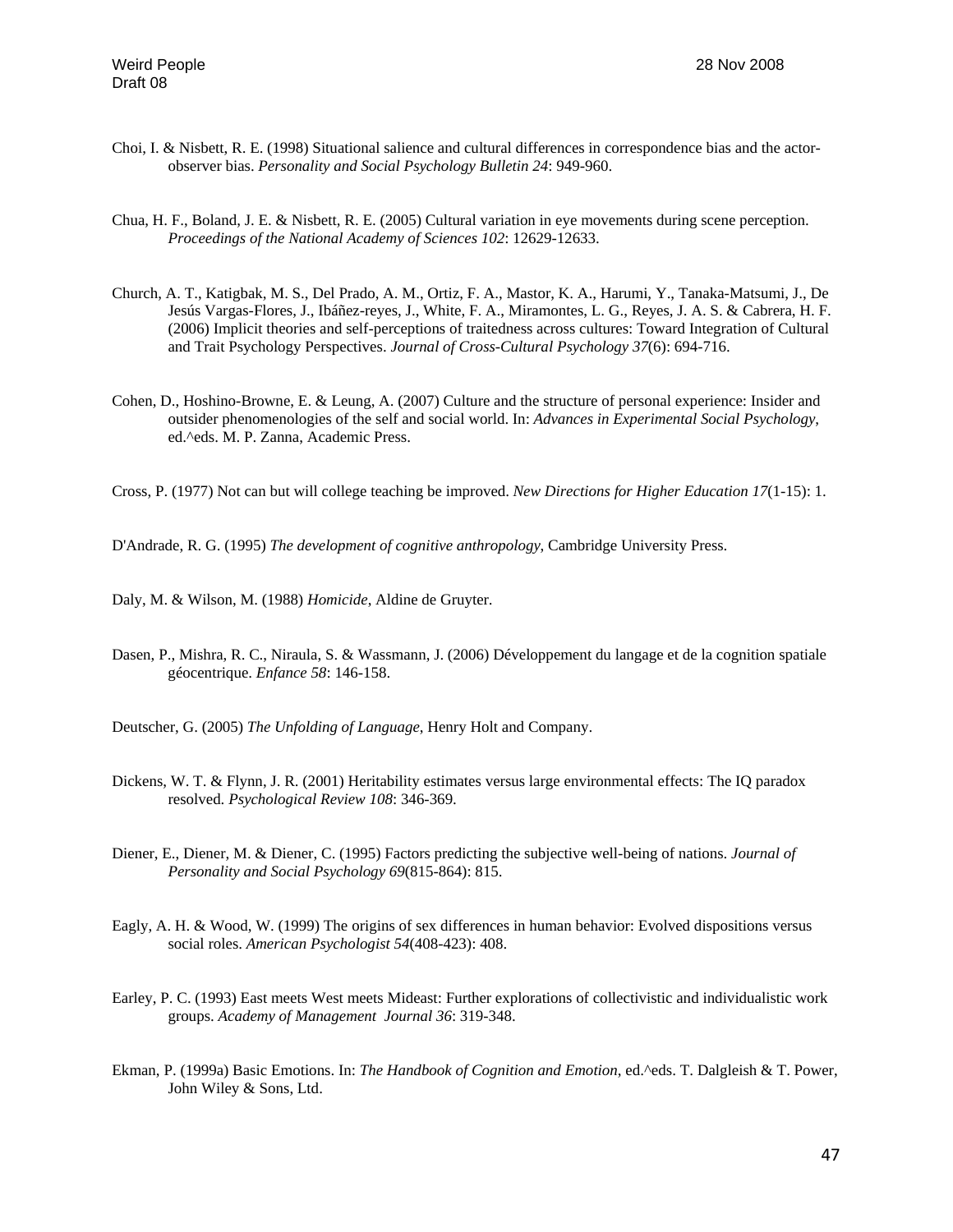Choi, I. & Nisbett, R. E. (1998) Situational salience and cultural differences in correspondence bias and the actor-observer bias. *Personality and Social Psychology Bulletin 24*: 949-960.

Chua, H. F., Boland, J. E. & Nisbett, R. E. (2005) Cultural variation in eye movements during scene perception. *Proceedings of the National Academy of Sciences 102*: 12629-12633.

Church, A. T., Katigbak, M. S., Del Prado, A. M., Ortiz, F. A., Mastor, K. A., Harumi, Y., Tanaka-Matsumi, J., De Jesús Vargas-Flores, J., Ibáñez-reyes, J., White, F. A., Miramontes, L. G., Reyes, J. A. S. & Cabrera, H. F. (2006) Implicit theories and self-perceptions of traitedness across cultures: Toward Integration of Cultural and Trait Psychology Perspectives. *Journal of Cross-Cultural Psychology 37*(6): 694-716.

Cohen, D., Hoshino-Browne, E. & Leung, A. (2007) Culture and the structure of personal experience: Insider and outsider phenomenologies of the self and social world. In: *Advances in Experimental Social Psychology*, ed.^eds. M. P. Zanna, Academic Press.

Cross, P. (1977) Not can but will college teaching be improved. *New Directions for Higher Education 17*(1-15): 1.

D'Andrade, R. G. (1995) *The development of cognitive anthropology*, Cambridge University Press.

Daly, M. & Wilson, M. (1988) *Homicide*, Aldine de Gruyter.

Dasen, P., Mishra, R. C., Niraula, S. & Wassmann, J. (2006) Développement du langage et de la cognition spatiale géocentrique. *Enfance 58*: 146-158.

Deutscher, G. (2005) *The Unfolding of Language*, Henry Holt and Company.

Dickens, W. T. & Flynn, J. R. (2001) Heritability estimates versus large environmental effects: The IQ paradox resolved. *Psychological Review 108*: 346-369.

Diener, E., Diener, M. & Diener, C. (1995) Factors predicting the subjective well-being of nations. *Journal of Personality and Social Psychology 69*(815-864): 815.

Eagly, A. H. & Wood, W. (1999) The origins of sex differences in human behavior: Evolved dispositions versus social roles. *American Psychologist 54*(408-423): 408.

Earley, P. C. (1993) East meets West meets Mideast: Further explorations of collectivistic and individualistic work groups. *Academy of Management Journal 36*: 319-348.

Ekman, P. (1999a) Basic Emotions. In: *The Handbook of Cognition and Emotion*, ed.^eds. T. Dalgleish & T. Power, John Wiley & Sons, Ltd.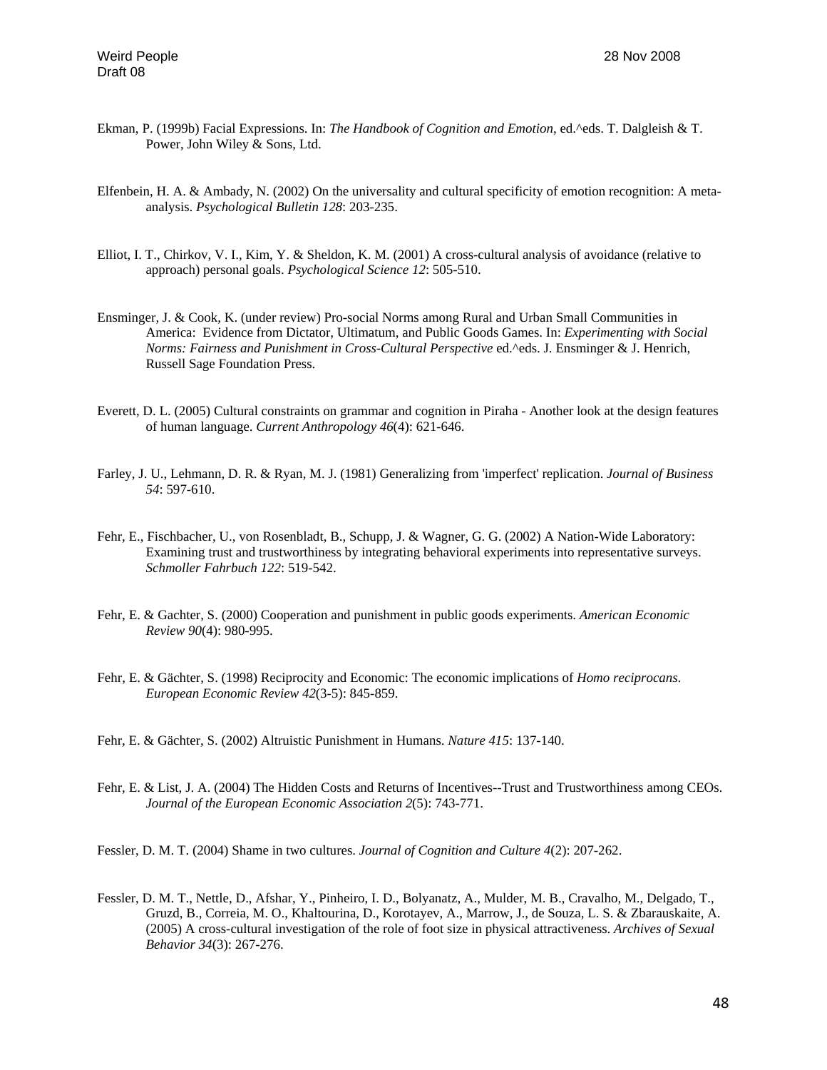Ekman, P. (1999b) Facial Expressions. In: *The Handbook of Cognition and Emotion*, ed.^eds. T. Dalgleish & T. Power, John Wiley & Sons, Ltd.

Elfenbein, H. A. & Ambady, N. (2002) On the universality and cultural specificity of emotion recognition: A meta-analysis. *Psychological Bulletin 128*: 203-235.

Elliot, I. T., Chirkov, V. I., Kim, Y. & Sheldon, K. M. (2001) A cross-cultural analysis of avoidance (relative to approach) personal goals. *Psychological Science 12*: 505-510.

Ensminger, J. & Cook, K. (under review) Pro-social Norms among Rural and Urban Small Communities in America: Evidence from Dictator, Ultimatum, and Public Goods Games. In: *Experimenting with Social Norms: Fairness and Punishment in Cross-Cultural Perspective* ed.^eds. J. Ensminger & J. Henrich, Russell Sage Foundation Press.

Everett, D. L. (2005) Cultural constraints on grammar and cognition in Piraha - Another look at the design features of human language. *Current Anthropology 46*(4): 621-646.

Farley, J. U., Lehmann, D. R. & Ryan, M. J. (1981) Generalizing from 'imperfect' replication. *Journal of Business 54*: 597-610.

Fehr, E., Fischbacher, U., von Rosenbladt, B., Schupp, J. & Wagner, G. G. (2002) A Nation-Wide Laboratory: Examining trust and trustworthiness by integrating behavioral experiments into representative surveys. *Schmoller Fahrbuch 122*: 519-542.

Fehr, E. & Gachter, S. (2000) Cooperation and punishment in public goods experiments. *American Economic Review 90*(4): 980-995.

Fehr, E. & Gächter, S. (1998) Reciprocity and Economic: The economic implications of *Homo reciprocans*. *European Economic Review 42*(3-5): 845-859.

Fehr, E. & Gächter, S. (2002) Altruistic Punishment in Humans. *Nature 415*: 137-140.

Fehr, E. & List, J. A. (2004) The Hidden Costs and Returns of Incentives--Trust and Trustworthiness among CEOs. *Journal of the European Economic Association 2*(5): 743-771.

Fessler, D. M. T. (2004) Shame in two cultures. *Journal of Cognition and Culture 4*(2): 207-262.

Fessler, D. M. T., Nettle, D., Afshar, Y., Pinheiro, I. D., Bolyanatz, A., Mulder, M. B., Cravalho, M., Delgado, T., Gruzd, B., Correia, M. O., Khaltourina, D., Korotayev, A., Marrow, J., de Souza, L. S. & Zbarauskaite, A. (2005) A cross-cultural investigation of the role of foot size in physical attractiveness. *Archives of Sexual Behavior 34*(3): 267-276.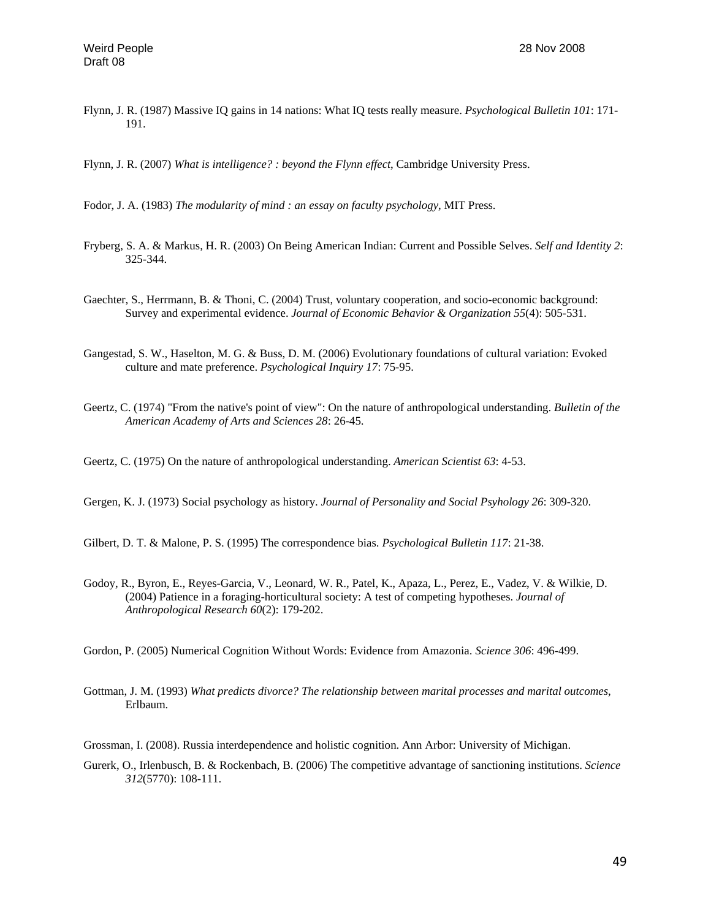Flynn, J. R. (1987) Massive IQ gains in 14 nations: What IQ tests really measure. *Psychological Bulletin 101*: 171-191.

Flynn, J. R. (2007) *What is intelligence? : beyond the Flynn effect*, Cambridge University Press.

Fodor, J. A. (1983) *The modularity of mind : an essay on faculty psychology*, MIT Press.

Fryberg, S. A. & Markus, H. R. (2003) On Being American Indian: Current and Possible Selves. *Self and Identity 2*: 325-344.

Gaechter, S., Herrmann, B. & Thoni, C. (2004) Trust, voluntary cooperation, and socio-economic background: Survey and experimental evidence. *Journal of Economic Behavior & Organization 55*(4): 505-531.

Gangestad, S. W., Haselton, M. G. & Buss, D. M. (2006) Evolutionary foundations of cultural variation: Evoked culture and mate preference. *Psychological Inquiry 17*: 75-95.

Geertz, C. (1974) "From the native's point of view": On the nature of anthropological understanding. *Bulletin of the American Academy of Arts and Sciences 28*: 26-45.

Geertz, C. (1975) On the nature of anthropological understanding. *American Scientist 63*: 4-53.

Gergen, K. J. (1973) Social psychology as history. *Journal of Personality and Social Psyhology 26*: 309-320.

Gilbert, D. T. & Malone, P. S. (1995) The correspondence bias. *Psychological Bulletin 117*: 21-38.

Godoy, R., Byron, E., Reyes-Garcia, V., Leonard, W. R., Patel, K., Apaza, L., Perez, E., Vadez, V. & Wilkie, D. (2004) Patience in a foraging-horticultural society: A test of competing hypotheses. *Journal of Anthropological Research 60*(2): 179-202.

Gordon, P. (2005) Numerical Cognition Without Words: Evidence from Amazonia. *Science 306*: 496-499.

Gottman, J. M. (1993) *What predicts divorce? The relationship between marital processes and marital outcomes*, Erlbaum.

Grossman, I. (2008). Russia interdependence and holistic cognition. Ann Arbor: University of Michigan.

Gurerk, O., Irlenbusch, B. & Rockenbach, B. (2006) The competitive advantage of sanctioning institutions. *Science 312*(5770): 108-111.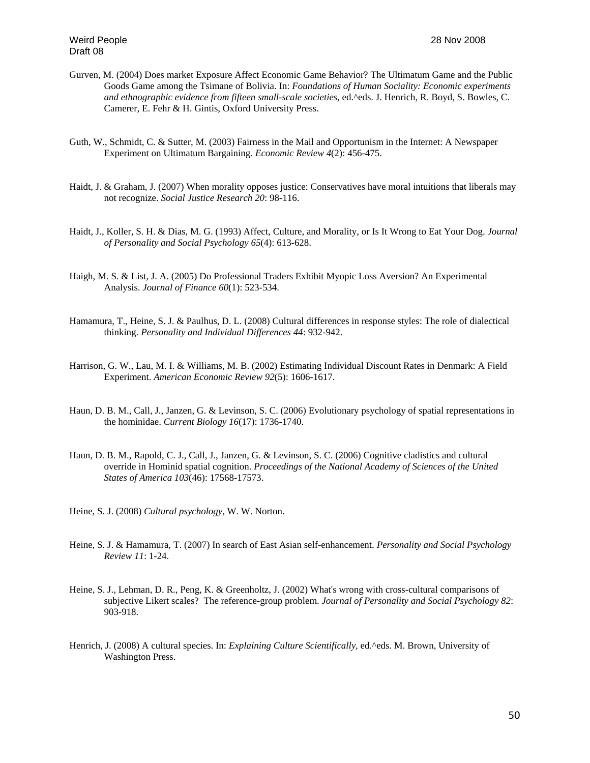Gurven, M. (2004) Does market Exposure Affect Economic Game Behavior? The Ultimatum Game and the Public Goods Game among the Tsimane of Bolivia. In: *Foundations of Human Sociality: Economic experiments and ethnographic evidence from fifteen small-scale societies*, ed.^eds. J. Henrich, R. Boyd, S. Bowles, C. Camerer, E. Fehr & H. Gintis, Oxford University Press.

Guth, W., Schmidt, C. & Sutter, M. (2003) Fairness in the Mail and Opportunism in the Internet: A Newspaper Experiment on Ultimatum Bargaining. *Economic Review 4*(2): 456-475.

Haidt, J. & Graham, J. (2007) When morality opposes justice: Conservatives have moral intuitions that liberals may not recognize. *Social Justice Research 20*: 98-116.

Haidt, J., Koller, S. H. & Dias, M. G. (1993) Affect, Culture, and Morality, or Is It Wrong to Eat Your Dog. *Journal of Personality and Social Psychology 65*(4): 613-628.

Haigh, M. S. & List, J. A. (2005) Do Professional Traders Exhibit Myopic Loss Aversion? An Experimental Analysis. *Journal of Finance 60*(1): 523-534.

Hamamura, T., Heine, S. J. & Paulhus, D. L. (2008) Cultural differences in response styles: The role of dialectical thinking. *Personality and Individual Differences 44*: 932-942.

Harrison, G. W., Lau, M. I. & Williams, M. B. (2002) Estimating Individual Discount Rates in Denmark: A Field Experiment. *American Economic Review 92*(5): 1606-1617.

Haun, D. B. M., Call, J., Janzen, G. & Levinson, S. C. (2006) Evolutionary psychology of spatial representations in the hominidae. *Current Biology 16*(17): 1736-1740.

Haun, D. B. M., Rapold, C. J., Call, J., Janzen, G. & Levinson, S. C. (2006) Cognitive cladistics and cultural override in Hominid spatial cognition. *Proceedings of the National Academy of Sciences of the United States of America 103*(46): 17568-17573.

Heine, S. J. (2008) *Cultural psychology*, W. W. Norton.

Heine, S. J. & Hamamura, T. (2007) In search of East Asian self-enhancement. *Personality and Social Psychology Review 11*: 1-24.

Heine, S. J., Lehman, D. R., Peng, K. & Greenholtz, J. (2002) What's wrong with cross-cultural comparisons of subjective Likert scales? The reference-group problem. *Journal of Personality and Social Psychology 82*: 903-918.

Henrich, J. (2008) A cultural species. In: *Explaining Culture Scientifically*, ed.^eds. M. Brown, University of Washington Press.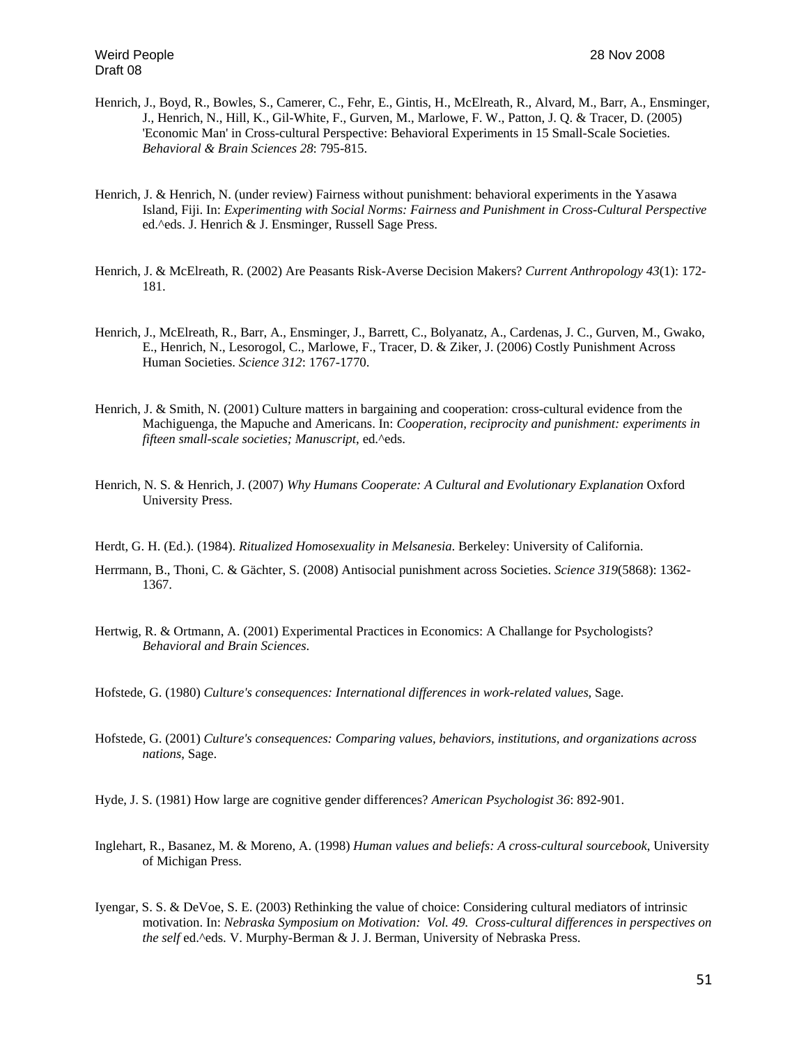Henrich, J., Boyd, R., Bowles, S., Camerer, C., Fehr, E., Gintis, H., McElreath, R., Alvard, M., Barr, A., Ensminger, J., Henrich, N., Hill, K., Gil-White, F., Gurven, M., Marlowe, F. W., Patton, J. Q. & Tracer, D. (2005) 'Economic Man' in Cross-cultural Perspective: Behavioral Experiments in 15 Small-Scale Societies. *Behavioral & Brain Sciences 28*: 795-815.

Henrich, J. & Henrich, N. (under review) Fairness without punishment: behavioral experiments in the Yasawa Island, Fiji. In: *Experimenting with Social Norms: Fairness and Punishment in Cross-Cultural Perspective* ed.^eds. J. Henrich & J. Ensminger, Russell Sage Press.

Henrich, J. & McElreath, R. (2002) Are Peasants Risk-Averse Decision Makers? *Current Anthropology 43*(1): 172-181.

Henrich, J., McElreath, R., Barr, A., Ensminger, J., Barrett, C., Bolyanatz, A., Cardenas, J. C., Gurven, M., Gwako, E., Henrich, N., Lesorogol, C., Marlowe, F., Tracer, D. & Ziker, J. (2006) Costly Punishment Across Human Societies. *Science 312*: 1767-1770.

Henrich, J. & Smith, N. (2001) Culture matters in bargaining and cooperation: cross-cultural evidence from the Machiguenga, the Mapuche and Americans. In: *Cooperation, reciprocity and punishment: experiments in fifteen small-scale societies; Manuscript*, ed.^eds.

Henrich, N. S. & Henrich, J. (2007) *Why Humans Cooperate: A Cultural and Evolutionary Explanation* Oxford University Press.

Herdt, G. H. (Ed.). (1984). *Ritualized Homosexuality in Melsanesia*. Berkeley: University of California.

Herrmann, B., Thoni, C. & Gächter, S. (2008) Antisocial punishment across Societies. *Science 319*(5868): 1362-1367.

Hertwig, R. & Ortmann, A. (2001) Experimental Practices in Economics: A Challange for Psychologists? *Behavioral and Brain Sciences*.

Hofstede, G. (1980) *Culture's consequences: International differences in work-related values*, Sage.

Hofstede, G. (2001) *Culture's consequences: Comparing values, behaviors, institutions, and organizations across nations*, Sage.

Hyde, J. S. (1981) How large are cognitive gender differences? *American Psychologist 36*: 892-901.

Inglehart, R., Basanez, M. & Moreno, A. (1998) *Human values and beliefs: A cross-cultural sourcebook*, University of Michigan Press.

Iyengar, S. S. & DeVoe, S. E. (2003) Rethinking the value of choice: Considering cultural mediators of intrinsic motivation. In: *Nebraska Symposium on Motivation: Vol. 49. Cross-cultural differences in perspectives on the self* ed.^eds. V. Murphy-Berman & J. J. Berman, University of Nebraska Press.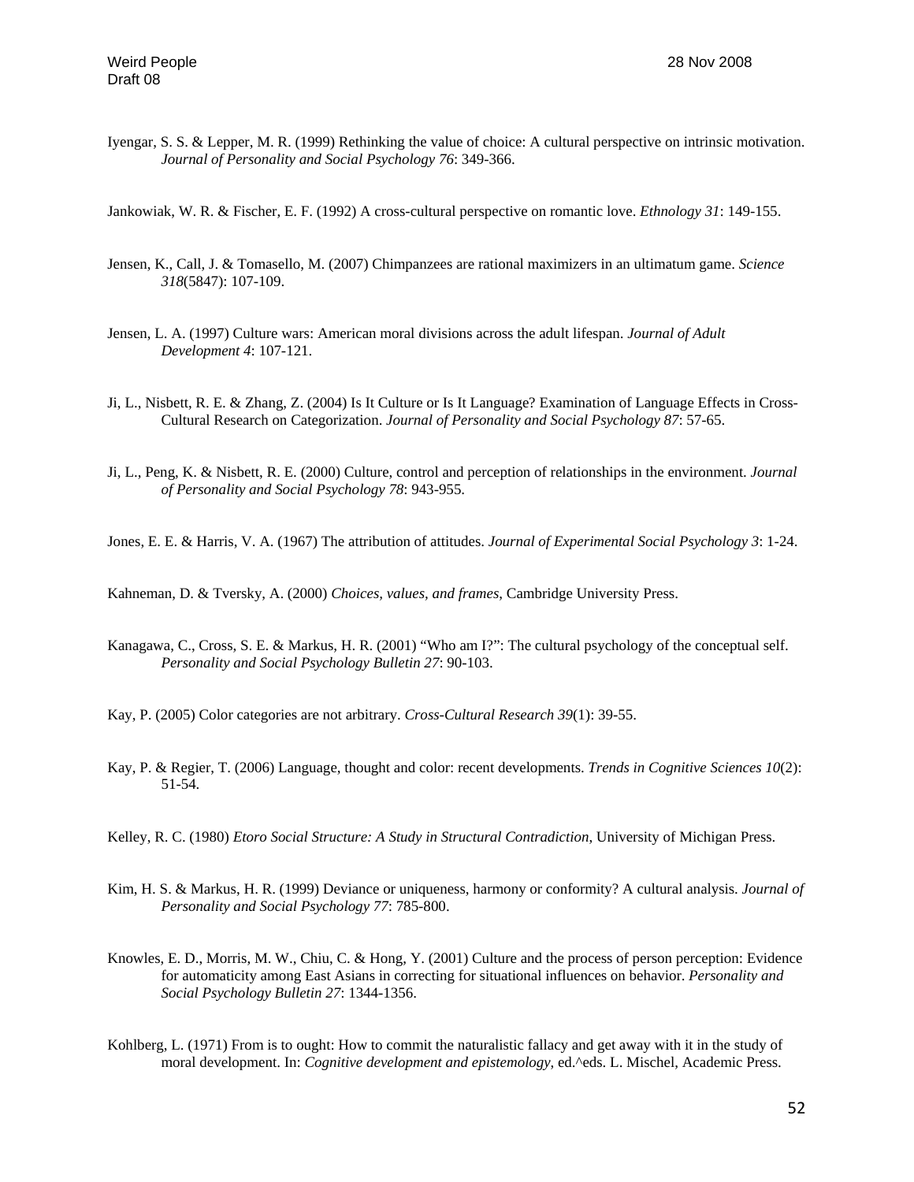Iyengar, S. S. & Lepper, M. R. (1999) Rethinking the value of choice: A cultural perspective on intrinsic motivation. *Journal of Personality and Social Psychology 76*: 349-366.

Jankowiak, W. R. & Fischer, E. F. (1992) A cross-cultural perspective on romantic love. *Ethnology 31*: 149-155.

Jensen, K., Call, J. & Tomasello, M. (2007) Chimpanzees are rational maximizers in an ultimatum game. *Science 318*(5847): 107-109.

Jensen, L. A. (1997) Culture wars: American moral divisions across the adult lifespan. *Journal of Adult Development 4*: 107-121.

Ji, L., Nisbett, R. E. & Zhang, Z. (2004) Is It Culture or Is It Language? Examination of Language Effects in Cross-Cultural Research on Categorization. *Journal of Personality and Social Psychology 87*: 57-65.

Ji, L., Peng, K. & Nisbett, R. E. (2000) Culture, control and perception of relationships in the environment. *Journal of Personality and Social Psychology 78*: 943-955.

Jones, E. E. & Harris, V. A. (1967) The attribution of attitudes. *Journal of Experimental Social Psychology 3*: 1-24.

Kahneman, D. & Tversky, A. (2000) *Choices, values, and frames*, Cambridge University Press.

Kanagawa, C., Cross, S. E. & Markus, H. R. (2001) "Who am I?": The cultural psychology of the conceptual self. *Personality and Social Psychology Bulletin 27*: 90-103.

Kay, P. (2005) Color categories are not arbitrary. *Cross-Cultural Research 39*(1): 39-55.

Kay, P. & Regier, T. (2006) Language, thought and color: recent developments. *Trends in Cognitive Sciences 10*(2): 51-54.

Kelley, R. C. (1980) *Etoro Social Structure: A Study in Structural Contradiction*, University of Michigan Press.

Kim, H. S. & Markus, H. R. (1999) Deviance or uniqueness, harmony or conformity? A cultural analysis. *Journal of Personality and Social Psychology 77*: 785-800.

Knowles, E. D., Morris, M. W., Chiu, C. & Hong, Y. (2001) Culture and the process of person perception: Evidence for automaticity among East Asians in correcting for situational influences on behavior. *Personality and Social Psychology Bulletin 27*: 1344-1356.

Kohlberg, L. (1971) From is to ought: How to commit the naturalistic fallacy and get away with it in the study of moral development. In: *Cognitive development and epistemology*, ed.^eds. L. Mischel, Academic Press.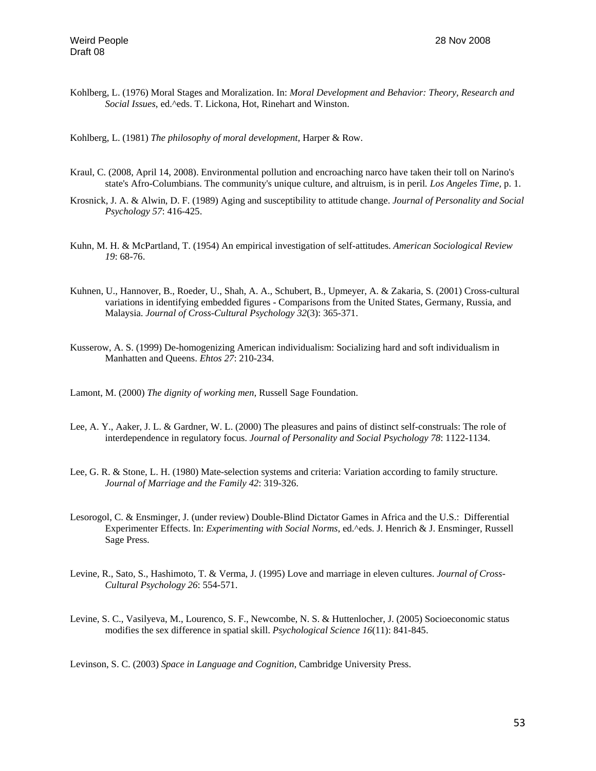Kohlberg, L. (1976) Moral Stages and Moralization. In: *Moral Development and Behavior: Theory, Research and Social Issues*, ed.^eds. T. Lickona, Hot, Rinehart and Winston.

Kohlberg, L. (1981) *The philosophy of moral development*, Harper & Row.

Kraul, C. (2008, April 14, 2008). Environmental pollution and encroaching narco have taken their toll on Narino's state's Afro-Columbians. The community's unique culture, and altruism, is in peril. *Los Angeles Time*, p. 1.

Krosnick, J. A. & Alwin, D. F. (1989) Aging and susceptibility to attitude change. *Journal of Personality and Social Psychology 57*: 416-425.

Kuhn, M. H. & McPartland, T. (1954) An empirical investigation of self-attitudes. *American Sociological Review 19*: 68-76.

Kuhnen, U., Hannover, B., Roeder, U., Shah, A. A., Schubert, B., Upmeyer, A. & Zakaria, S. (2001) Cross-cultural variations in identifying embedded figures - Comparisons from the United States, Germany, Russia, and Malaysia. *Journal of Cross-Cultural Psychology 32*(3): 365-371.

Kusserow, A. S. (1999) De-homogenizing American individualism: Socializing hard and soft individualism in Manhatten and Queens. *Ehtos 27*: 210-234.

Lamont, M. (2000) *The dignity of working men*, Russell Sage Foundation.

Lee, A. Y., Aaker, J. L. & Gardner, W. L. (2000) The pleasures and pains of distinct self-construals: The role of interdependence in regulatory focus. *Journal of Personality and Social Psychology 78*: 1122-1134.

Lee, G. R. & Stone, L. H. (1980) Mate-selection systems and criteria: Variation according to family structure. *Journal of Marriage and the Family 42*: 319-326.

Lesorogol, C. & Ensminger, J. (under review) Double-Blind Dictator Games in Africa and the U.S.: Differential Experimenter Effects. In: *Experimenting with Social Norms*, ed.^eds. J. Henrich & J. Ensminger, Russell Sage Press.

Levine, R., Sato, S., Hashimoto, T. & Verma, J. (1995) Love and marriage in eleven cultures. *Journal of Cross-Cultural Psychology 26*: 554-571.

Levine, S. C., Vasilyeva, M., Lourenco, S. F., Newcombe, N. S. & Huttenlocher, J. (2005) Socioeconomic status modifies the sex difference in spatial skill. *Psychological Science 16*(11): 841-845.

Levinson, S. C. (2003) *Space in Language and Cognition*, Cambridge University Press.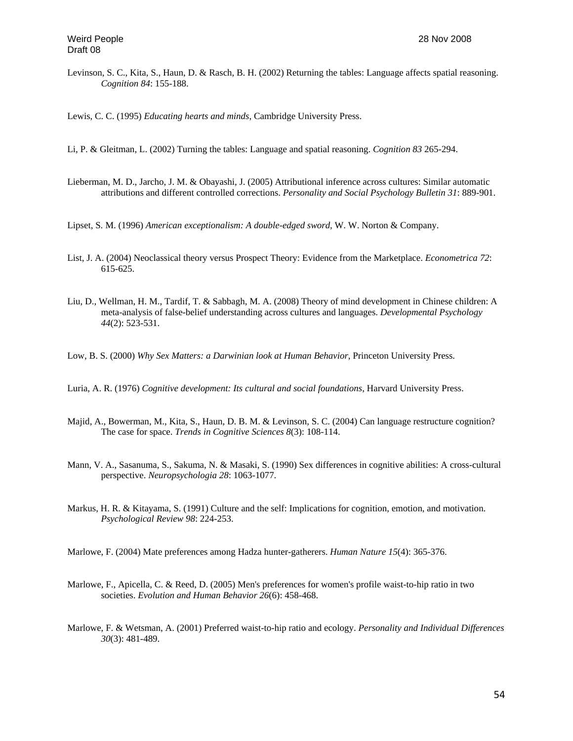Levinson, S. C., Kita, S., Haun, D. & Rasch, B. H. (2002) Returning the tables: Language affects spatial reasoning. *Cognition 84*: 155-188.

Lewis, C. C. (1995) *Educating hearts and minds*, Cambridge University Press.

Li, P. & Gleitman, L. (2002) Turning the tables: Language and spatial reasoning. *Cognition 83* 265-294.

Lieberman, M. D., Jarcho, J. M. & Obayashi, J. (2005) Attributional inference across cultures: Similar automatic attributions and different controlled corrections. *Personality and Social Psychology Bulletin 31*: 889-901.

Lipset, S. M. (1996) *American exceptionalism: A double-edged sword*, W. W. Norton & Company.

List, J. A. (2004) Neoclassical theory versus Prospect Theory: Evidence from the Marketplace. *Econometrica 72*: 615-625.

Liu, D., Wellman, H. M., Tardif, T. & Sabbagh, M. A. (2008) Theory of mind development in Chinese children: A meta-analysis of false-belief understanding across cultures and languages. *Developmental Psychology 44*(2): 523-531.

Low, B. S. (2000) *Why Sex Matters: a Darwinian look at Human Behavior*, Princeton University Press.

Luria, A. R. (1976) *Cognitive development: Its cultural and social foundations*, Harvard University Press.

Majid, A., Bowerman, M., Kita, S., Haun, D. B. M. & Levinson, S. C. (2004) Can language restructure cognition? The case for space. *Trends in Cognitive Sciences 8*(3): 108-114.

Mann, V. A., Sasanuma, S., Sakuma, N. & Masaki, S. (1990) Sex differences in cognitive abilities: A cross-cultural perspective. *Neuropsychologia 28*: 1063-1077.

Markus, H. R. & Kitayama, S. (1991) Culture and the self: Implications for cognition, emotion, and motivation. *Psychological Review 98*: 224-253.

Marlowe, F. (2004) Mate preferences among Hadza hunter-gatherers. *Human Nature 15*(4): 365-376.

Marlowe, F., Apicella, C. & Reed, D. (2005) Men's preferences for women's profile waist-to-hip ratio in two societies. *Evolution and Human Behavior 26*(6): 458-468.

Marlowe, F. & Wetsman, A. (2001) Preferred waist-to-hip ratio and ecology. *Personality and Individual Differences 30*(3): 481-489.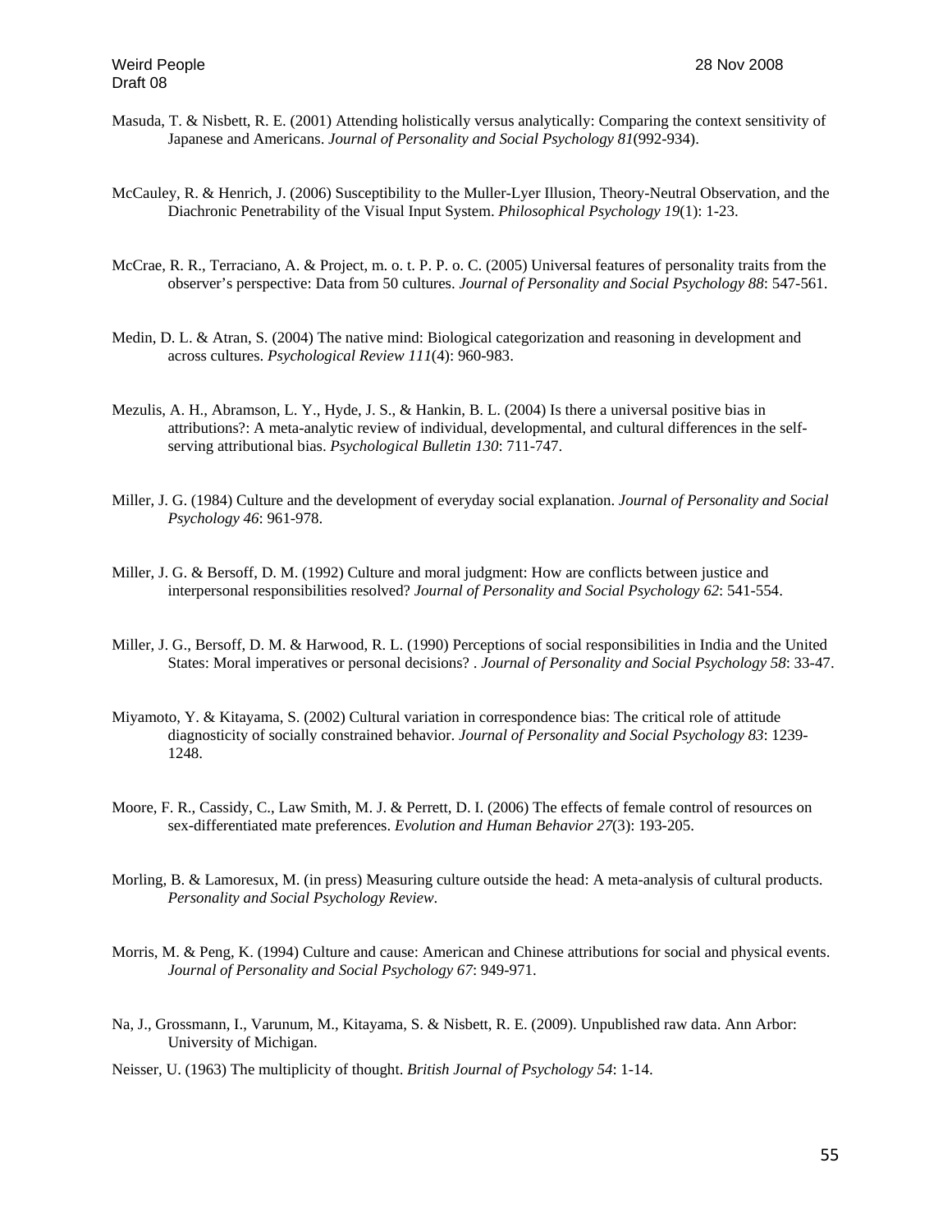Masuda, T. & Nisbett, R. E. (2001) Attending holistically versus analytically: Comparing the context sensitivity of Japanese and Americans. *Journal of Personality and Social Psychology 81*(992-934).

McCauley, R. & Henrich, J. (2006) Susceptibility to the Muller-Lyer Illusion, Theory-Neutral Observation, and the Diachronic Penetrability of the Visual Input System. *Philosophical Psychology 19*(1): 1-23.

McCrae, R. R., Terraciano, A. & Project, m. o. t. P. P. o. C. (2005) Universal features of personality traits from the observer's perspective: Data from 50 cultures. *Journal of Personality and Social Psychology 88*: 547-561.

Medin, D. L. & Atran, S. (2004) The native mind: Biological categorization and reasoning in development and across cultures. *Psychological Review 111*(4): 960-983.

Mezulis, A. H., Abramson, L. Y., Hyde, J. S., & Hankin, B. L. (2004) Is there a universal positive bias in attributions?: A meta-analytic review of individual, developmental, and cultural differences in the self-serving attributional bias. *Psychological Bulletin 130*: 711-747.

Miller, J. G. (1984) Culture and the development of everyday social explanation. *Journal of Personality and Social Psychology 46*: 961-978.

Miller, J. G. & Bersoff, D. M. (1992) Culture and moral judgment: How are conflicts between justice and interpersonal responsibilities resolved? *Journal of Personality and Social Psychology 62*: 541-554.

Miller, J. G., Bersoff, D. M. & Harwood, R. L. (1990) Perceptions of social responsibilities in India and the United States: Moral imperatives or personal decisions? . *Journal of Personality and Social Psychology 58*: 33-47.

Miyamoto, Y. & Kitayama, S. (2002) Cultural variation in correspondence bias: The critical role of attitude diagnosticity of socially constrained behavior. *Journal of Personality and Social Psychology 83*: 1239-1248.

Moore, F. R., Cassidy, C., Law Smith, M. J. & Perrett, D. I. (2006) The effects of female control of resources on sex-differentiated mate preferences. *Evolution and Human Behavior 27*(3): 193-205.

Morling, B. & Lamoresux, M. (in press) Measuring culture outside the head: A meta-analysis of cultural products. *Personality and Social Psychology Review*.

Morris, M. & Peng, K. (1994) Culture and cause: American and Chinese attributions for social and physical events. *Journal of Personality and Social Psychology 67*: 949-971.

Na, J., Grossmann, I., Varunum, M., Kitayama, S. & Nisbett, R. E. (2009). Unpublished raw data. Ann Arbor: University of Michigan.

Neisser, U. (1963) The multiplicity of thought. *British Journal of Psychology 54*: 1-14.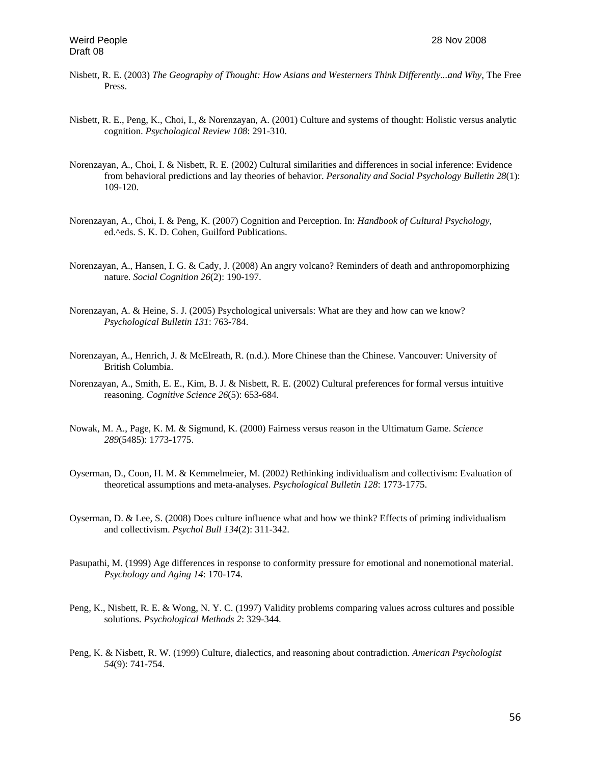Nisbett, R. E. (2003) *The Geography of Thought: How Asians and Westerners Think Differently...and Why*, The Free Press.

Nisbett, R. E., Peng, K., Choi, I., & Norenzayan, A. (2001) Culture and systems of thought: Holistic versus analytic cognition. *Psychological Review 108*: 291-310.

Norenzayan, A., Choi, I. & Nisbett, R. E. (2002) Cultural similarities and differences in social inference: Evidence from behavioral predictions and lay theories of behavior. *Personality and Social Psychology Bulletin 28*(1): 109-120.

Norenzayan, A., Choi, I. & Peng, K. (2007) Cognition and Perception. In: *Handbook of Cultural Psychology*, ed.^eds. S. K. D. Cohen, Guilford Publications.

Norenzayan, A., Hansen, I. G. & Cady, J. (2008) An angry volcano? Reminders of death and anthropomorphizing nature. *Social Cognition 26*(2): 190-197.

Norenzayan, A. & Heine, S. J. (2005) Psychological universals: What are they and how can we know? *Psychological Bulletin 131*: 763-784.

Norenzayan, A., Henrich, J. & McElreath, R. (n.d.). More Chinese than the Chinese. Vancouver: University of British Columbia.

Norenzayan, A., Smith, E. E., Kim, B. J. & Nisbett, R. E. (2002) Cultural preferences for formal versus intuitive reasoning. *Cognitive Science 26*(5): 653-684.

Nowak, M. A., Page, K. M. & Sigmund, K. (2000) Fairness versus reason in the Ultimatum Game. *Science 289*(5485): 1773-1775.

Oyserman, D., Coon, H. M. & Kemmelmeier, M. (2002) Rethinking individualism and collectivism: Evaluation of theoretical assumptions and meta-analyses. *Psychological Bulletin 128*: 1773-1775.

Oyserman, D. & Lee, S. (2008) Does culture influence what and how we think? Effects of priming individualism and collectivism. *Psychol Bull 134*(2): 311-342.

Pasupathi, M. (1999) Age differences in response to conformity pressure for emotional and nonemotional material. *Psychology and Aging 14*: 170-174.

Peng, K., Nisbett, R. E. & Wong, N. Y. C. (1997) Validity problems comparing values across cultures and possible solutions. *Psychological Methods 2*: 329-344.

Peng, K. & Nisbett, R. W. (1999) Culture, dialectics, and reasoning about contradiction. *American Psychologist 54*(9): 741-754.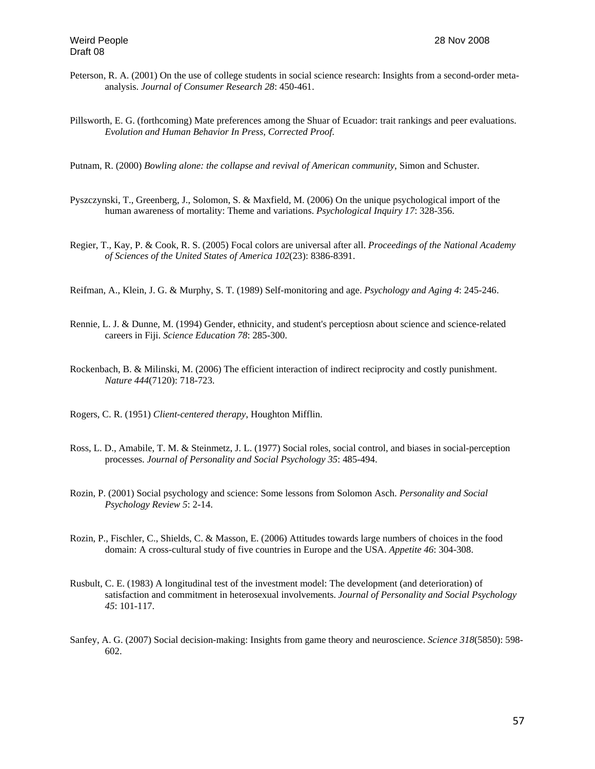Peterson, R. A. (2001) On the use of college students in social science research: Insights from a second-order meta-analysis. *Journal of Consumer Research 28*: 450-461.

Pillsworth, E. G. (forthcoming) Mate preferences among the Shuar of Ecuador: trait rankings and peer evaluations. *Evolution and Human Behavior In Press, Corrected Proof.*

Putnam, R. (2000) *Bowling alone: the collapse and revival of American community*, Simon and Schuster.

Pyszczynski, T., Greenberg, J., Solomon, S. & Maxfield, M. (2006) On the unique psychological import of the human awareness of mortality: Theme and variations. *Psychological Inquiry 17*: 328-356.

Regier, T., Kay, P. & Cook, R. S. (2005) Focal colors are universal after all. *Proceedings of the National Academy of Sciences of the United States of America 102*(23): 8386-8391.

Reifman, A., Klein, J. G. & Murphy, S. T. (1989) Self-monitoring and age. *Psychology and Aging 4*: 245-246.

Rennie, L. J. & Dunne, M. (1994) Gender, ethnicity, and student's perceptiosn about science and science-related careers in Fiji. *Science Education 78*: 285-300.

Rockenbach, B. & Milinski, M. (2006) The efficient interaction of indirect reciprocity and costly punishment. *Nature 444*(7120): 718-723.

Rogers, C. R. (1951) *Client-centered therapy*, Houghton Mifflin.

Ross, L. D., Amabile, T. M. & Steinmetz, J. L. (1977) Social roles, social control, and biases in social-perception processes. *Journal of Personality and Social Psychology 35*: 485-494.

Rozin, P. (2001) Social psychology and science: Some lessons from Solomon Asch. *Personality and Social Psychology Review 5*: 2-14.

Rozin, P., Fischler, C., Shields, C. & Masson, E. (2006) Attitudes towards large numbers of choices in the food domain: A cross-cultural study of five countries in Europe and the USA. *Appetite 46*: 304-308.

Rusbult, C. E. (1983) A longitudinal test of the investment model: The development (and deterioration) of satisfaction and commitment in heterosexual involvements. *Journal of Personality and Social Psychology 45*: 101-117.

Sanfey, A. G. (2007) Social decision-making: Insights from game theory and neuroscience. *Science 318*(5850): 598-602.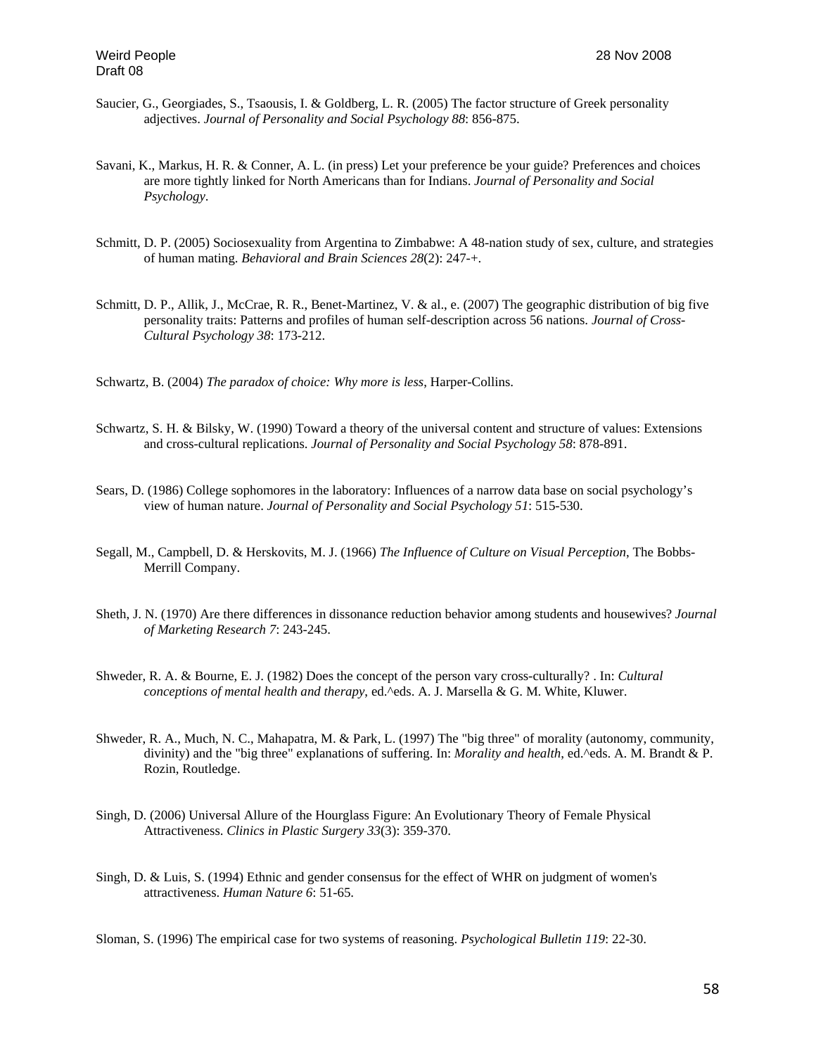Saucier, G., Georgiades, S., Tsaousis, I. & Goldberg, L. R. (2005) The factor structure of Greek personality adjectives. *Journal of Personality and Social Psychology 88*: 856-875.

Savani, K., Markus, H. R. & Conner, A. L. (in press) Let your preference be your guide? Preferences and choices are more tightly linked for North Americans than for Indians. *Journal of Personality and Social Psychology*.

Schmitt, D. P. (2005) Sociosexuality from Argentina to Zimbabwe: A 48-nation study of sex, culture, and strategies of human mating. *Behavioral and Brain Sciences 28*(2): 247-+.

Schmitt, D. P., Allik, J., McCrae, R. R., Benet-Martinez, V. & al., e. (2007) The geographic distribution of big five personality traits: Patterns and profiles of human self-description across 56 nations. *Journal of Cross-Cultural Psychology 38*: 173-212.

Schwartz, B. (2004) *The paradox of choice: Why more is less*, Harper-Collins.

Schwartz, S. H. & Bilsky, W. (1990) Toward a theory of the universal content and structure of values: Extensions and cross-cultural replications. *Journal of Personality and Social Psychology 58*: 878-891.

Sears, D. (1986) College sophomores in the laboratory: Influences of a narrow data base on social psychology's view of human nature. *Journal of Personality and Social Psychology 51*: 515-530.

Segall, M., Campbell, D. & Herskovits, M. J. (1966) *The Influence of Culture on Visual Perception*, The Bobbs-Merrill Company.

Sheth, J. N. (1970) Are there differences in dissonance reduction behavior among students and housewives? *Journal of Marketing Research 7*: 243-245.

Shweder, R. A. & Bourne, E. J. (1982) Does the concept of the person vary cross-culturally? . In: *Cultural conceptions of mental health and therapy*, ed.^eds. A. J. Marsella & G. M. White, Kluwer.

Shweder, R. A., Much, N. C., Mahapatra, M. & Park, L. (1997) The "big three" of morality (autonomy, community, divinity) and the "big three" explanations of suffering. In: *Morality and health*, ed.^eds. A. M. Brandt & P. Rozin, Routledge.

Singh, D. (2006) Universal Allure of the Hourglass Figure: An Evolutionary Theory of Female Physical Attractiveness. *Clinics in Plastic Surgery 33*(3): 359-370.

Singh, D. & Luis, S. (1994) Ethnic and gender consensus for the effect of WHR on judgment of women's attractiveness. *Human Nature 6*: 51-65.

Sloman, S. (1996) The empirical case for two systems of reasoning. *Psychological Bulletin 119*: 22-30.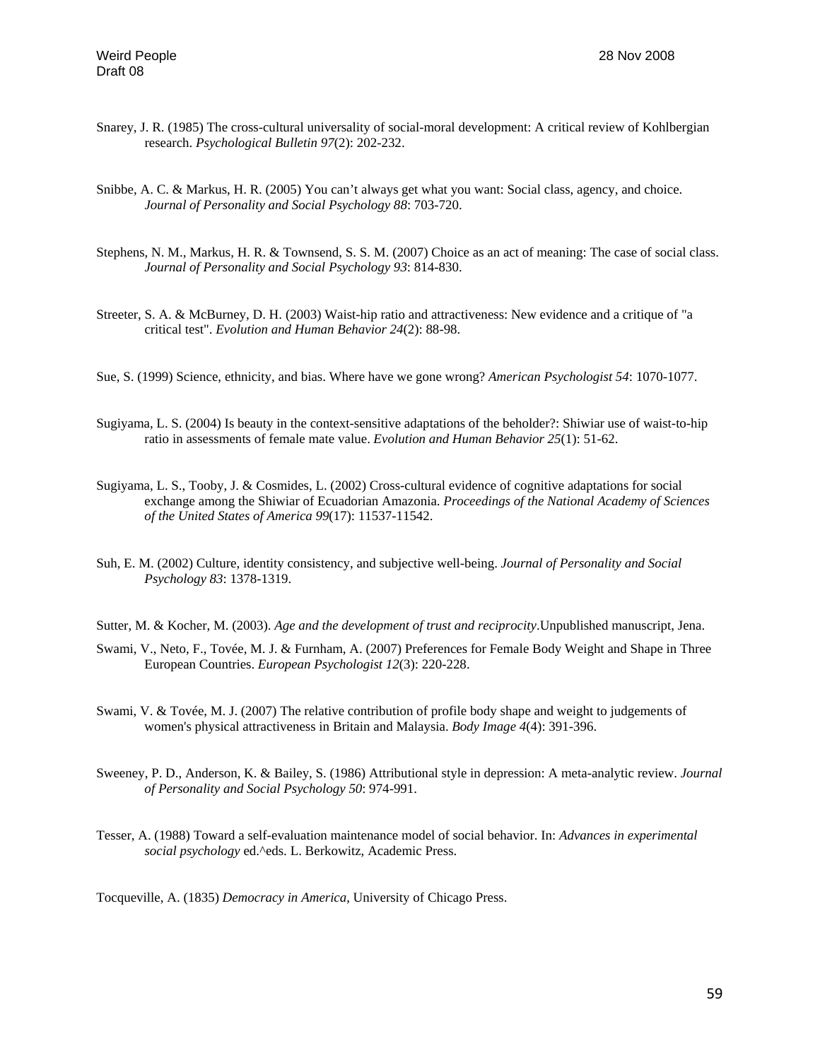Snarey, J. R. (1985) The cross-cultural universality of social-moral development: A critical review of Kohlbergian research. *Psychological Bulletin 97*(2): 202-232.

Snibbe, A. C. & Markus, H. R. (2005) You can't always get what you want: Social class, agency, and choice. *Journal of Personality and Social Psychology 88*: 703-720.

Stephens, N. M., Markus, H. R. & Townsend, S. S. M. (2007) Choice as an act of meaning: The case of social class. *Journal of Personality and Social Psychology 93*: 814-830.

Streeter, S. A. & McBurney, D. H. (2003) Waist-hip ratio and attractiveness: New evidence and a critique of "a critical test". *Evolution and Human Behavior 24*(2): 88-98.

Sue, S. (1999) Science, ethnicity, and bias. Where have we gone wrong? *American Psychologist 54*: 1070-1077.

Sugiyama, L. S. (2004) Is beauty in the context-sensitive adaptations of the beholder?: Shiwiar use of waist-to-hip ratio in assessments of female mate value. *Evolution and Human Behavior 25*(1): 51-62.

Sugiyama, L. S., Tooby, J. & Cosmides, L. (2002) Cross-cultural evidence of cognitive adaptations for social exchange among the Shiwiar of Ecuadorian Amazonia. *Proceedings of the National Academy of Sciences of the United States of America 99*(17): 11537-11542.

Suh, E. M. (2002) Culture, identity consistency, and subjective well-being. *Journal of Personality and Social Psychology 83*: 1378-1319.

Sutter, M. & Kocher, M. (2003). *Age and the development of trust and reciprocity*.Unpublished manuscript, Jena.

Swami, V., Neto, F., Tovée, M. J. & Furnham, A. (2007) Preferences for Female Body Weight and Shape in Three European Countries. *European Psychologist 12*(3): 220-228.

Swami, V. & Tovée, M. J. (2007) The relative contribution of profile body shape and weight to judgements of women's physical attractiveness in Britain and Malaysia. *Body Image 4*(4): 391-396.

Sweeney, P. D., Anderson, K. & Bailey, S. (1986) Attributional style in depression: A meta-analytic review. *Journal of Personality and Social Psychology 50*: 974-991.

Tesser, A. (1988) Toward a self-evaluation maintenance model of social behavior. In: *Advances in experimental social psychology* ed.^eds. L. Berkowitz, Academic Press.

Tocqueville, A. (1835) *Democracy in America*, University of Chicago Press.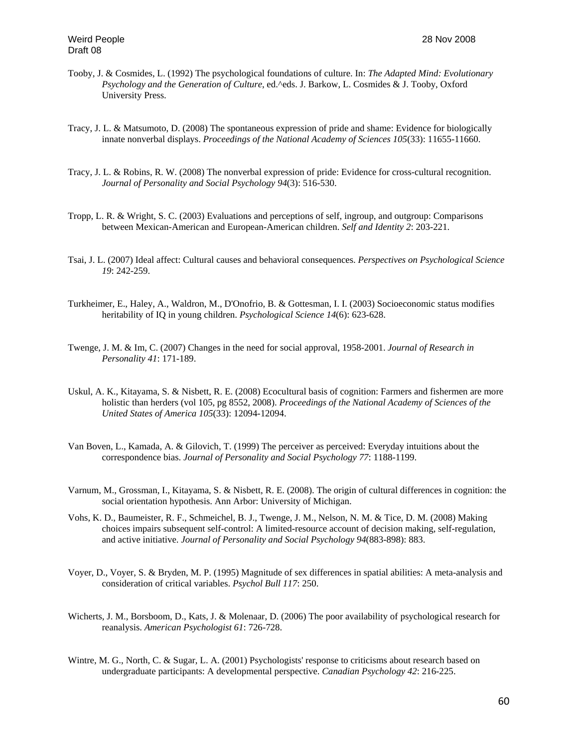Tooby, J. & Cosmides, L. (1992) The psychological foundations of culture. In: *The Adapted Mind: Evolutionary Psychology and the Generation of Culture*, ed.^eds. J. Barkow, L. Cosmides & J. Tooby, Oxford University Press.

Tracy, J. L. & Matsumoto, D. (2008) The spontaneous expression of pride and shame: Evidence for biologically innate nonverbal displays. *Proceedings of the National Academy of Sciences 105*(33): 11655-11660.

Tracy, J. L. & Robins, R. W. (2008) The nonverbal expression of pride: Evidence for cross-cultural recognition. *Journal of Personality and Social Psychology 94*(3): 516-530.

Tropp, L. R. & Wright, S. C. (2003) Evaluations and perceptions of self, ingroup, and outgroup: Comparisons between Mexican-American and European-American children. *Self and Identity 2*: 203-221.

Tsai, J. L. (2007) Ideal affect: Cultural causes and behavioral consequences. *Perspectives on Psychological Science 19*: 242-259.

Turkheimer, E., Haley, A., Waldron, M., D'Onofrio, B. & Gottesman, I. I. (2003) Socioeconomic status modifies heritability of IQ in young children. *Psychological Science 14*(6): 623-628.

Twenge, J. M. & Im, C. (2007) Changes in the need for social approval, 1958-2001. *Journal of Research in Personality 41*: 171-189.

Uskul, A. K., Kitayama, S. & Nisbett, R. E. (2008) Ecocultural basis of cognition: Farmers and fishermen are more holistic than herders (vol 105, pg 8552, 2008). *Proceedings of the National Academy of Sciences of the United States of America 105*(33): 12094-12094.

Van Boven, L., Kamada, A. & Gilovich, T. (1999) The perceiver as perceived: Everyday intuitions about the correspondence bias. *Journal of Personality and Social Psychology 77*: 1188-1199.

Varnum, M., Grossman, I., Kitayama, S. & Nisbett, R. E. (2008). The origin of cultural differences in cognition: the social orientation hypothesis. Ann Arbor: University of Michigan.

Vohs, K. D., Baumeister, R. F., Schmeichel, B. J., Twenge, J. M., Nelson, N. M. & Tice, D. M. (2008) Making choices impairs subsequent self-control: A limited-resource account of decision making, self-regulation, and active initiative. *Journal of Personality and Social Psychology 94*(883-898): 883.

Voyer, D., Voyer, S. & Bryden, M. P. (1995) Magnitude of sex differences in spatial abilities: A meta-analysis and consideration of critical variables. *Psychol Bull 117*: 250.

Wicherts, J. M., Borsboom, D., Kats, J. & Molenaar, D. (2006) The poor availability of psychological research for reanalysis. *American Psychologist 61*: 726-728.

Wintre, M. G., North, C. & Sugar, L. A. (2001) Psychologists' response to criticisms about research based on undergraduate participants: A developmental perspective. *Canadian Psychology 42*: 216-225.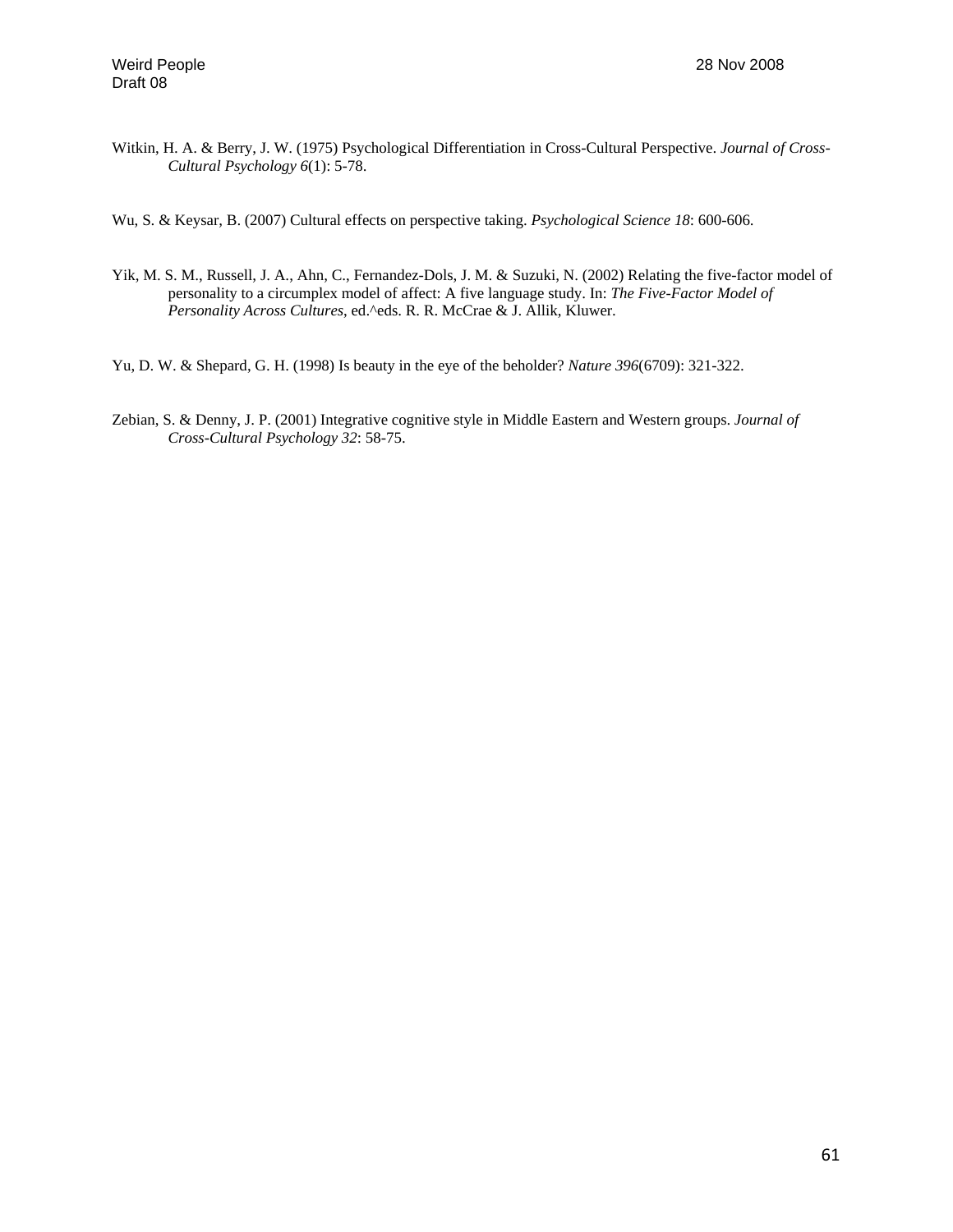Witkin, H. A. & Berry, J. W. (1975) Psychological Differentiation in Cross-Cultural Perspective. *Journal of Cross-Cultural Psychology 6*(1): 5-78.

Wu, S. & Keysar, B. (2007) Cultural effects on perspective taking. *Psychological Science 18*: 600-606.

Yik, M. S. M., Russell, J. A., Ahn, C., Fernandez-Dols, J. M. & Suzuki, N. (2002) Relating the five-factor model of personality to a circumplex model of affect: A five language study. In: *The Five-Factor Model of Personality Across Cultures*, ed.^eds. R. R. McCrae & J. Allik, Kluwer.

Yu, D. W. & Shepard, G. H. (1998) Is beauty in the eye of the beholder? *Nature 396*(6709): 321-322.

Zebian, S. & Denny, J. P. (2001) Integrative cognitive style in Middle Eastern and Western groups. *Journal of Cross-Cultural Psychology 32*: 58-75.